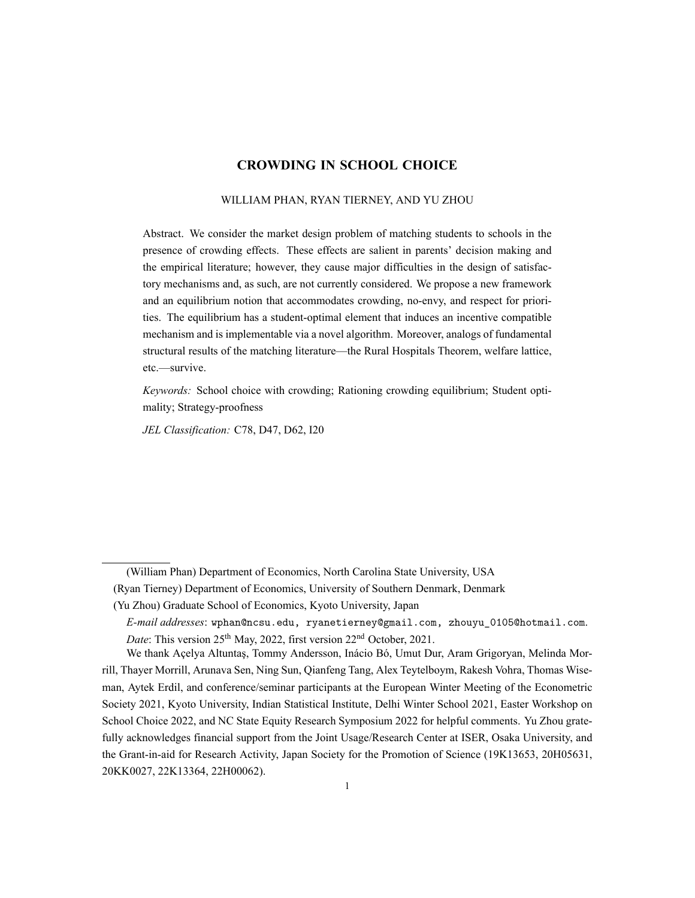# CROWDING IN SCHOOL CHOICE

WILLIAM PHAN, RYAN TIERNEY, AND YU ZHOU

Abstract. We consider the market design problem of matching students to schools in the presence of crowding effects. These effects are salient in parents' decision making and the empirical literature; however, they cause major difficulties in the design of satisfactory mechanisms and, as such, are not currently considered. We propose a new framework and an equilibrium notion that accommodates crowding, no-envy, and respect for priorities. The equilibrium has a student-optimal element that induces an incentive compatible mechanism and is implementable via a novel algorithm. Moreover, analogs of fundamental structural results of the matching literature—the Rural Hospitals Theorem, welfare lattice, etc.—survive.

*Keywords:* School choice with crowding; Rationing crowding equilibrium; Student optimality; Strategy-proofness

*JEL Classification:* C78, D47, D62, I20

---

(William Phan) Department of Economics, North Carolina State University, USA

(Ryan Tierney) Department of Economics, University of Southern Denmark, Denmark

(Yu Zhou) Graduate School of Economics, Kyoto University, Japan

*E-mail addresses*: wphan@ncsu.edu, ryanetierney@gmail.com, zhouyu_0105@hotmail.com.

*Date*: This version 25th May, 2022, first version 22nd October, 2021.

We thank Açelya Altuntaş, Tommy Andersson, Inácio Bó, Umut Dur, Aram Grigoryan, Melinda Morrill, Thayer Morrill, Arunava Sen, Ning Sun, Qianfeng Tang, Alex Teytelboym, Rakesh Vohra, Thomas Wiseman, Aytek Erdil, and conference/seminar participants at the European Winter Meeting of the Econometric Society 2021, Kyoto University, Indian Statistical Institute, Delhi Winter School 2021, Easter Workshop on School Choice 2022, and NC State Equity Research Symposium 2022 for helpful comments. Yu Zhou gratefully acknowledges financial support from the Joint Usage/Research Center at ISER, Osaka University, and the Grant-in-aid for Research Activity, Japan Society for the Promotion of Science (19K13653, 20H05631, 20KK0027, 22K13364, 22H00062).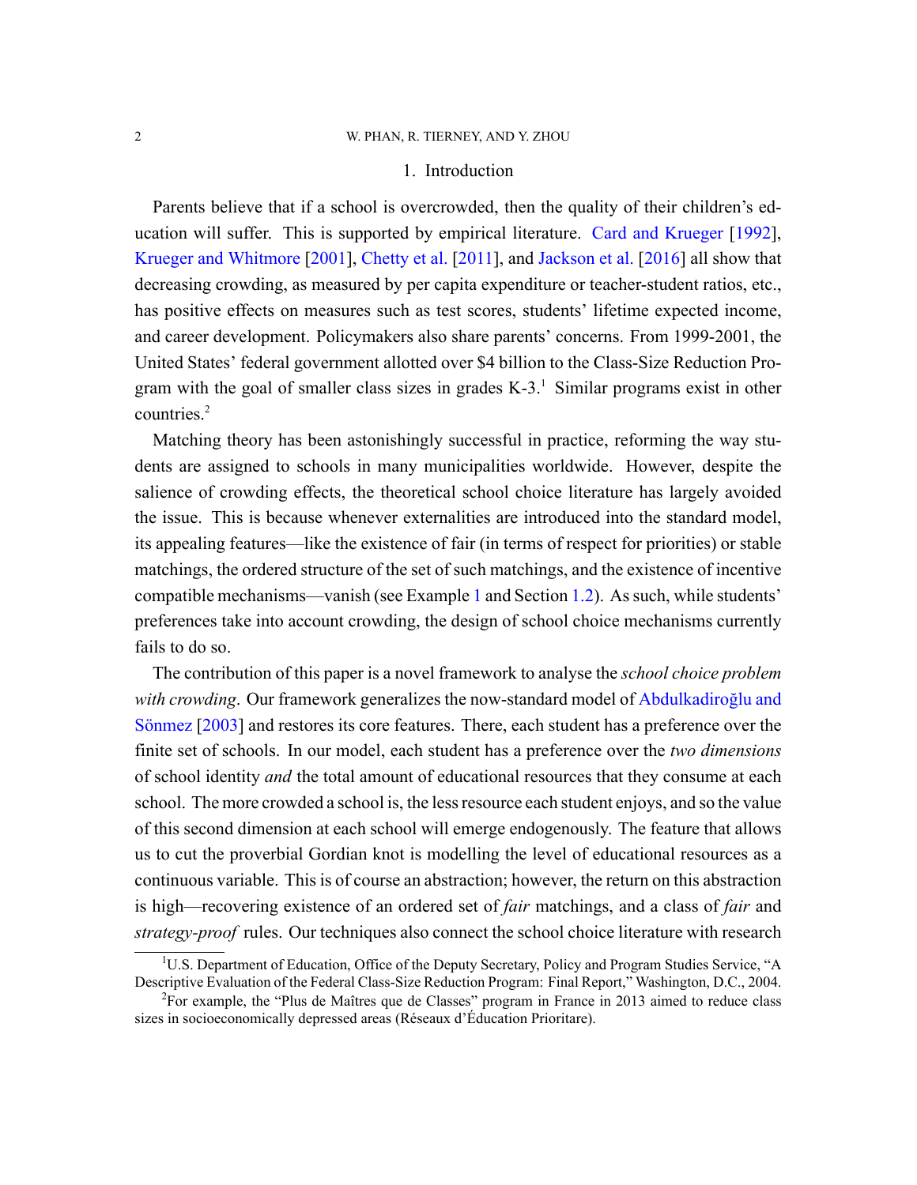## 1. Introduction

Parents believe that if a school is overcrowded, then the quality of their children's education will suffer. This is supported by empirical literature. Card and Krueger [1992], Krueger and Whitmore [2001], Chetty et al. [2011], and Jackson et al. [2016] all show that decreasing crowding, as measured by per capita expenditure or teacher-student ratios, etc., has positive effects on measures such as test scores, students' lifetime expected income, and career development. Policymakers also share parents' concerns. From 1999-2001, the United States' federal government allotted over $4 billion to the Class-Size Reduction Program with the goal of smaller class sizes in grades K-3.[1] Similar programs exist in other countries.[2]

Matching theory has been astonishingly successful in practice, reforming the way students are assigned to schools in many municipalities worldwide. However, despite the salience of crowding effects, the theoretical school choice literature has largely avoided the issue. This is because whenever externalities are introduced into the standard model, its appealing features—like the existence of fair (in terms of respect for priorities) or stable matchings, the ordered structure of the set of such matchings, and the existence of incentive compatible mechanisms—vanish (see Example 1 and Section 1.2). As such, while students' preferences take into account crowding, the design of school choice mechanisms currently fails to do so.

The contribution of this paper is a novel framework to analyse the *school choice problem with crowding*. Our framework generalizes the now-standard model of Abdulkadiroğlu and Sönmez [2003] and restores its core features. There, each student has a preference over the finite set of schools. In our model, each student has a preference over the *two dimensions* of school identity *and* the total amount of educational resources that they consume at each school. The more crowded a school is, the less resource each student enjoys, and so the value of this second dimension at each school will emerge endogenously. The feature that allows us to cut the proverbial Gordian knot is modelling the level of educational resources as a continuous variable. This is of course an abstraction; however, the return on this abstraction is high—recovering existence of an ordered set of *fair* matchings, and a class of *fair* and *strategy-proof* rules. Our techniques also connect the school choice literature with research

[1] U.S. Department of Education, Office of the Deputy Secretary, Policy and Program Studies Service, "A Descriptive Evaluation of the Federal Class-Size Reduction Program: Final Report," Washington, D.C., 2004.

[2] For example, the "Plus de Maîtres que de Classes" program in France in 2013 aimed to reduce class sizes in socioeconomically depressed areas (Réseaux d'Éducation Prioritaire).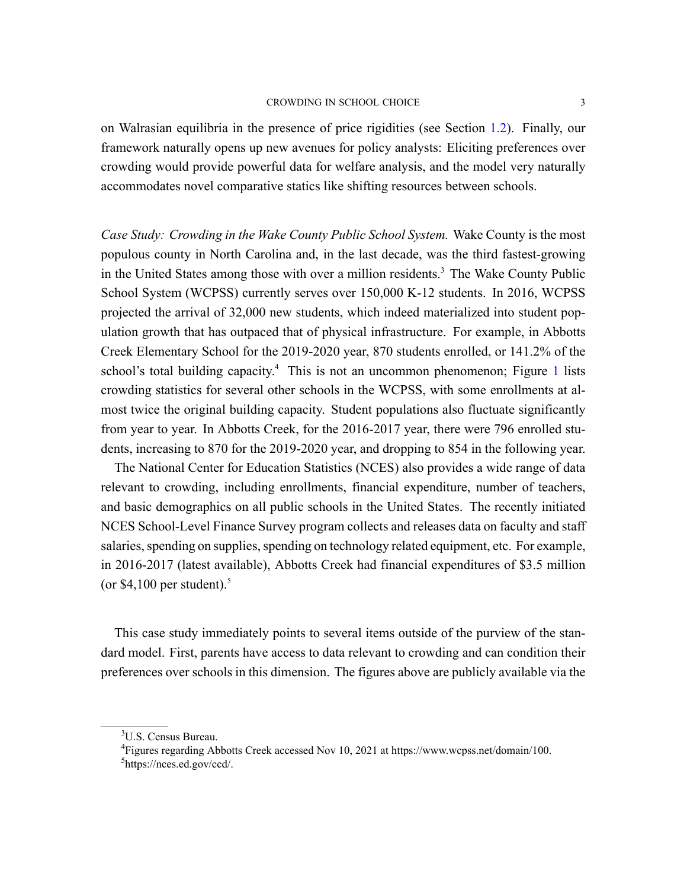on Walrasian equilibria in the presence of price rigidities (see Section 1.2). Finally, our framework naturally opens up new avenues for policy analysts: Eliciting preferences over crowding would provide powerful data for welfare analysis, and the model very naturally accommodates novel comparative statics like shifting resources between schools.

*Case Study: Crowding in the Wake County Public School System.* Wake County is the most populous county in North Carolina and, in the last decade, was the third fastest-growing in the United States among those with over a million residents.[3] The Wake County Public School System (WCPSS) currently serves over 150,000 K-12 students. In 2016, WCPSS projected the arrival of 32,000 new students, which indeed materialized into student population growth that has outpaced that of physical infrastructure. For example, in Abbotts Creek Elementary School for the 2019-2020 year, 870 students enrolled, or 141.2% of the school's total building capacity.[4] This is not an uncommon phenomenon; Figure 1 lists crowding statistics for several other schools in the WCPSS, with some enrollments at almost twice the original building capacity. Student populations also fluctuate significantly from year to year. In Abbotts Creek, for the 2016-2017 year, there were 796 enrolled students, increasing to 870 for the 2019-2020 year, and dropping to 854 in the following year.

The National Center for Education Statistics (NCES) also provides a wide range of data relevant to crowding, including enrollments, financial expenditure, number of teachers, and basic demographics on all public schools in the United States. The recently initiated NCES School-Level Finance Survey program collects and releases data on faculty and staff salaries, spending on supplies, spending on technology related equipment, etc. For example, in 2016-2017 (latest available), Abbotts Creek had financial expenditures of $3.5 million (or $4,100 per student).[5]

This case study immediately points to several items outside of the purview of the standard model. First, parents have access to data relevant to crowding and can condition their preferences over schools in this dimension. The figures above are publicly available via the

[3]U.S. Census Bureau.

[4]Figures regarding Abbotts Creek accessed Nov 10, 2021 at https://www.wcpss.net/domain/100.

[5]https://nces.ed.gov/ccd/.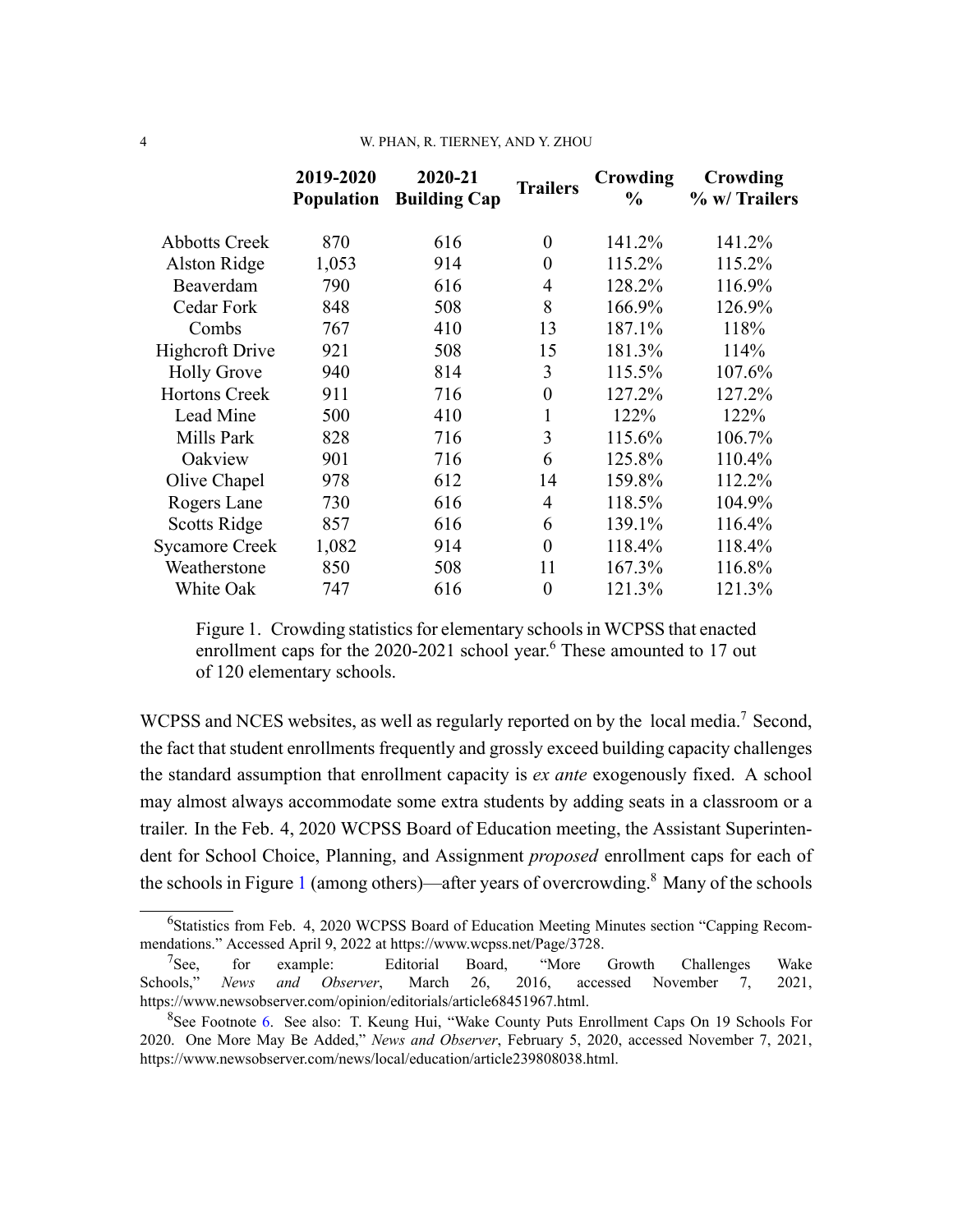|  | 2019-2020 Population | 2020-21 Building Cap | Trailers | Crowding % | Crowding % w/ Trailers |
|---|---|---|---|---|---|
| Abbotts Creek | 870 | 616 | 0 | 141.2% | 141.2% |
| Alston Ridge | 1,053 | 914 | 0 | 115.2% | 115.2% |
| Beaverdam | 790 | 616 | 4 | 128.2% | 116.9% |
| Cedar Fork | 848 | 508 | 8 | 166.9% | 126.9% |
| Combs | 767 | 410 | 13 | 187.1% | 118% |
| Highcroft Drive | 921 | 508 | 15 | 181.3% | 114% |
| Holly Grove | 940 | 814 | 3 | 115.5% | 107.6% |
| Hortons Creek | 911 | 716 | 0 | 127.2% | 127.2% |
| Lead Mine | 500 | 410 | 1 | 122% | 122% |
| Mills Park | 828 | 716 | 3 | 115.6% | 106.7% |
| Oakview | 901 | 716 | 6 | 125.8% | 110.4% |
| Olive Chapel | 978 | 612 | 14 | 159.8% | 112.2% |
| Rogers Lane | 730 | 616 | 4 | 118.5% | 104.9% |
| Scotts Ridge | 857 | 616 | 6 | 139.1% | 116.4% |
| Sycamore Creek | 1,082 | 914 | 0 | 118.4% | 118.4% |
| Weatherstone | 850 | 508 | 11 | 167.3% | 116.8% |
| White Oak | 747 | 616 | 0 | 121.3% | 121.3% |

Figure 1. Crowding statistics for elementary schools in WCPSS that enacted enrollment caps for the 2020-2021 school year.[6] These amounted to 17 out of 120 elementary schools.

WCPSS and NCES websites, as well as regularly reported on by the local media.[7] Second, the fact that student enrollments frequently and grossly exceed building capacity challenges the standard assumption that enrollment capacity is *ex ante* exogenously fixed. A school may almost always accommodate some extra students by adding seats in a classroom or a trailer. In the Feb. 4, 2020 WCPSS Board of Education meeting, the Assistant Superintendent for School Choice, Planning, and Assignment *proposed* enrollment caps for each of the schools in Figure 1 (among others)—after years of overcrowding.[8] Many of the schools

[6] Statistics from Feb. 4, 2020 WCPSS Board of Education Meeting Minutes section "Capping Recommendations." Accessed April 9, 2022 at https://www.wcpss.net/Page/3728.

[7] See, for example: Editorial Board, "More Growth Challenges Wake Schools," *News and Observer*, March 26, 2016, accessed November 7, 2021, https://www.newsobserver.com/opinion/editorials/article68451967.html.

[8] See Footnote 6. See also: T. Keung Hui, "Wake County Puts Enrollment Caps On 19 Schools For 2020. One More May Be Added," *News and Observer*, February 5, 2020, accessed November 7, 2021, https://www.newsobserver.com/news/local/education/article239808038.html.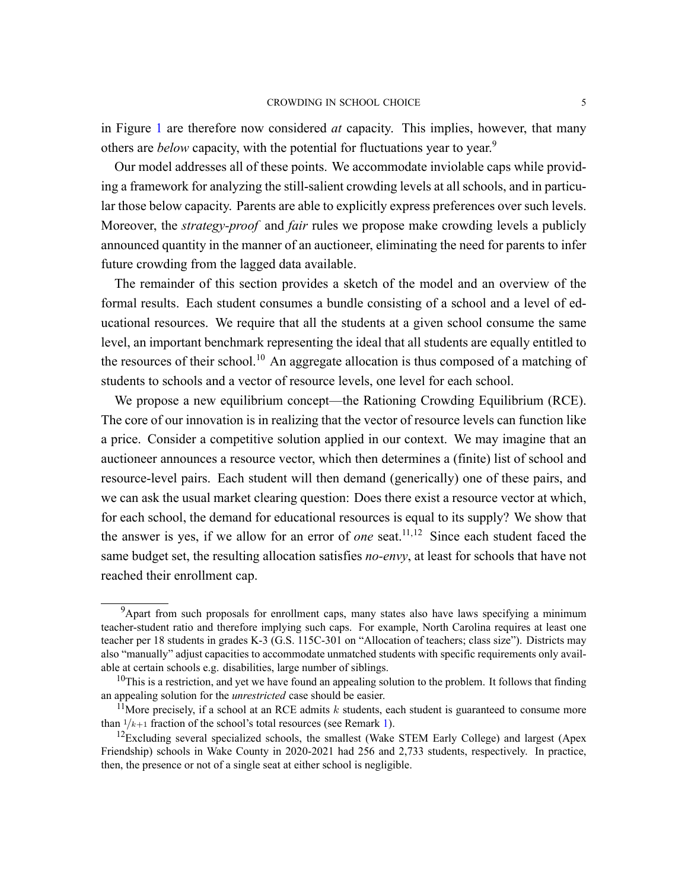in Figure 1 are therefore now considered *at* capacity. This implies, however, that many others are *below* capacity, with the potential for fluctuations year to year.[9]

Our model addresses all of these points. We accommodate inviolable caps while providing a framework for analyzing the still-salient crowding levels at all schools, and in particular those below capacity. Parents are able to explicitly express preferences over such levels. Moreover, the *strategy-proof* and *fair* rules we propose make crowding levels a publicly announced quantity in the manner of an auctioneer, eliminating the need for parents to infer future crowding from the lagged data available.

The remainder of this section provides a sketch of the model and an overview of the formal results. Each student consumes a bundle consisting of a school and a level of educational resources. We require that all the students at a given school consume the same level, an important benchmark representing the ideal that all students are equally entitled to the resources of their school.[10] An aggregate allocation is thus composed of a matching of students to schools and a vector of resource levels, one level for each school.

We propose a new equilibrium concept—the Rationing Crowding Equilibrium (RCE). The core of our innovation is in realizing that the vector of resource levels can function like a price. Consider a competitive solution applied in our context. We may imagine that an auctioneer announces a resource vector, which then determines a (finite) list of school and resource-level pairs. Each student will then demand (generically) one of these pairs, and we can ask the usual market clearing question: Does there exist a resource vector at which, for each school, the demand for educational resources is equal to its supply? We show that the answer is yes, if we allow for an error of *one* seat.[11,12] Since each student faced the same budget set, the resulting allocation satisfies *no-envy*, at least for schools that have not reached their enrollment cap.

---

[9] Apart from such proposals for enrollment caps, many states also have laws specifying a minimum teacher-student ratio and therefore implying such caps. For example, North Carolina requires at least one teacher per 18 students in grades K-3 (G.S. 115C-301 on "Allocation of teachers; class size"). Districts may also "manually" adjust capacities to accommodate unmatched students with specific requirements only available at certain schools e.g. disabilities, large number of siblings.

[10] This is a restriction, and yet we have found an appealing solution to the problem. It follows that finding an appealing solution for the *unrestricted* case should be easier.

[11] More precisely, if a school at an RCE admits $k$ students, each student is guaranteed to consume more than $1/k+1$ fraction of the school's total resources (see Remark 1).

[12] Excluding several specialized schools, the smallest (Wake STEM Early College) and largest (Apex Friendship) schools in Wake County in 2020-2021 had 256 and 2,733 students, respectively. In practice, then, the presence or not of a single seat at either school is negligible.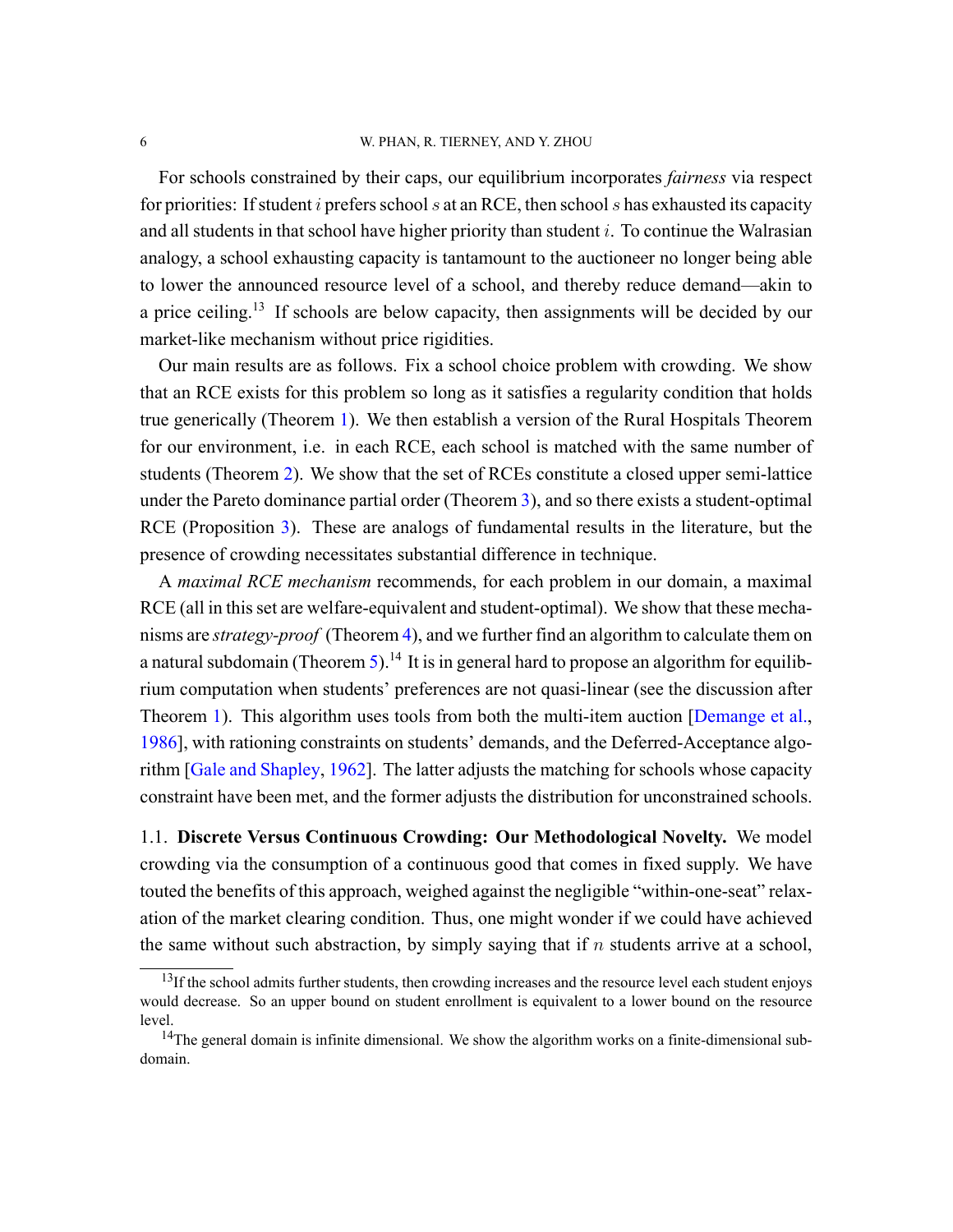For schools constrained by their caps, our equilibrium incorporates *fairness* via respect for priorities: If student $i$ prefers school $s$ at an RCE, then school $s$ has exhausted its capacity and all students in that school have higher priority than student $i$. To continue the Walrasian analogy, a school exhausting capacity is tantamount to the auctioneer no longer being able to lower the announced resource level of a school, and thereby reduce demand—akin to a price ceiling.[13] If schools are below capacity, then assignments will be decided by our market-like mechanism without price rigidities.

Our main results are as follows. Fix a school choice problem with crowding. We show that an RCE exists for this problem so long as it satisfies a regularity condition that holds true generically (Theorem 1). We then establish a version of the Rural Hospitals Theorem for our environment, i.e. in each RCE, each school is matched with the same number of students (Theorem 2). We show that the set of RCEs constitute a closed upper semi-lattice under the Pareto dominance partial order (Theorem 3), and so there exists a student-optimal RCE (Proposition 3). These are analogs of fundamental results in the literature, but the presence of crowding necessitates substantial difference in technique.

A *maximal RCE mechanism* recommends, for each problem in our domain, a maximal RCE (all in this set are welfare-equivalent and student-optimal). We show that these mechanisms are *strategy-proof* (Theorem 4), and we further find an algorithm to calculate them on a natural subdomain (Theorem 5).[14] It is in general hard to propose an algorithm for equilibrium computation when students' preferences are not quasi-linear (see the discussion after Theorem 1). This algorithm uses tools from both the multi-item auction [Demange et al., 1986], with rationing constraints on students' demands, and the Deferred-Acceptance algorithm [Gale and Shapley, 1962]. The latter adjusts the matching for schools whose capacity constraint have been met, and the former adjusts the distribution for unconstrained schools.

### 1.1. Discrete Versus Continuous Crowding: Our Methodological Novelty.

We model crowding via the consumption of a continuous good that comes in fixed supply. We have touted the benefits of this approach, weighed against the negligible "within-one-seat" relaxation of the market clearing condition. Thus, one might wonder if we could have achieved the same without such abstraction, by simply saying that if $n$ students arrive at a school,

---

[13] If the school admits further students, then crowding increases and the resource level each student enjoys would decrease. So an upper bound on student enrollment is equivalent to a lower bound on the resource level.

[14] The general domain is infinite dimensional. We show the algorithm works on a finite-dimensional subdomain.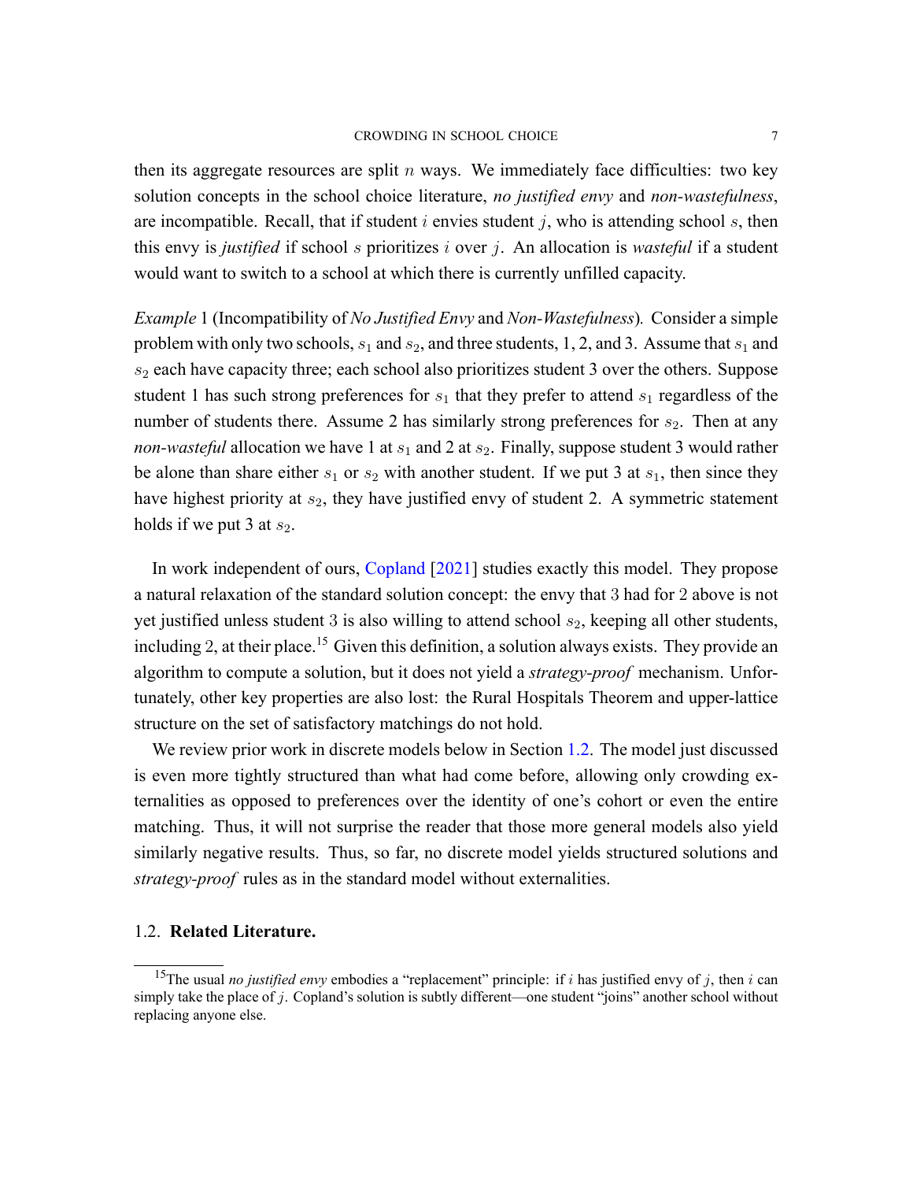then its aggregate resources are split $n$ ways. We immediately face difficulties: two key solution concepts in the school choice literature, *no justified envy* and *non-wastefulness*, are incompatible. Recall, that if student $i$ envies student $j$, who is attending school $s$, then this envy is *justified* if school $s$ prioritizes $i$ over $j$. An allocation is *wasteful* if a student would want to switch to a school at which there is currently unfilled capacity.

*Example* 1 (Incompatibility of *No Justified Envy* and *Non-Wastefulness*)*.* Consider a simple problem with only two schools, $s_1$ and $s_2$, and three students, 1, 2, and 3. Assume that $s_1$ and $s_2$ each have capacity three; each school also prioritizes student 3 over the others. Suppose student 1 has such strong preferences for $s_1$ that they prefer to attend $s_1$ regardless of the number of students there. Assume 2 has similarly strong preferences for $s_2$. Then at any *non-wasteful* allocation we have 1 at $s_1$ and 2 at $s_2$. Finally, suppose student 3 would rather be alone than share either $s_1$ or $s_2$ with another student. If we put 3 at $s_1$, then since they have highest priority at $s_2$, they have justified envy of student 2. A symmetric statement holds if we put 3 at $s_2$.

In work independent of ours, Copland [2021] studies exactly this model. They propose a natural relaxation of the standard solution concept: the envy that 3 had for 2 above is not yet justified unless student 3 is also willing to attend school $s_2$, keeping all other students, including 2, at their place.[15] Given this definition, a solution always exists. They provide an algorithm to compute a solution, but it does not yield a *strategy-proof* mechanism. Unfortunately, other key properties are also lost: the Rural Hospitals Theorem and upper-lattice structure on the set of satisfactory matchings do not hold.

We review prior work in discrete models below in Section 1.2. The model just discussed is even more tightly structured than what had come before, allowing only crowding externalities as opposed to preferences over the identity of one's cohort or even the entire matching. Thus, it will not surprise the reader that those more general models also yield similarly negative results. Thus, so far, no discrete model yields structured solutions and *strategy-proof* rules as in the standard model without externalities.

## 1.2. **Related Literature.**

[15] The usual *no justified envy* embodies a "replacement" principle: if $i$ has justified envy of $j$, then $i$ can simply take the place of $j$. Copland's solution is subtly different—one student "joins" another school without replacing anyone else.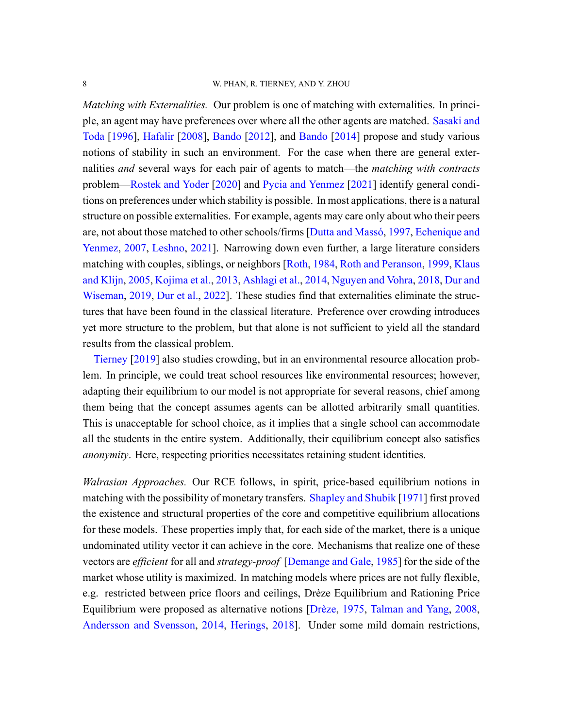*Matching with Externalities.* Our problem is one of matching with externalities. In principle, an agent may have preferences over where all the other agents are matched. Sasaki and Toda [1996], Hafalir [2008], Bando [2012], and Bando [2014] propose and study various notions of stability in such an environment. For the case when there are general externalities *and* several ways for each pair of agents to match—the *matching with contracts* problem—Rostek and Yoder [2020] and Pycia and Yenmez [2021] identify general conditions on preferences under which stability is possible. In most applications, there is a natural structure on possible externalities. For example, agents may care only about who their peers are, not about those matched to other schools/firms [Dutta and Massó, 1997, Echenique and Yenmez, 2007, Leshno, 2021]. Narrowing down even further, a large literature considers matching with couples, siblings, or neighbors [Roth, 1984, Roth and Peranson, 1999, Klaus and Klijn, 2005, Kojima et al., 2013, Ashlagi et al., 2014, Nguyen and Vohra, 2018, Dur and Wiseman, 2019, Dur et al., 2022]. These studies find that externalities eliminate the structures that have been found in the classical literature. Preference over crowding introduces yet more structure to the problem, but that alone is not sufficient to yield all the standard results from the classical problem.

Tierney [2019] also studies crowding, but in an environmental resource allocation problem. In principle, we could treat school resources like environmental resources; however, adapting their equilibrium to our model is not appropriate for several reasons, chief among them being that the concept assumes agents can be allotted arbitrarily small quantities. This is unacceptable for school choice, as it implies that a single school can accommodate all the students in the entire system. Additionally, their equilibrium concept also satisfies *anonymity*. Here, respecting priorities necessitates retaining student identities.

*Walrasian Approaches.* Our RCE follows, in spirit, price-based equilibrium notions in matching with the possibility of monetary transfers. Shapley and Shubik [1971] first proved the existence and structural properties of the core and competitive equilibrium allocations for these models. These properties imply that, for each side of the market, there is a unique undominated utility vector it can achieve in the core. Mechanisms that realize one of these vectors are *efficient* for all and *strategy-proof* [Demange and Gale, 1985] for the side of the market whose utility is maximized. In matching models where prices are not fully flexible, e.g. restricted between price floors and ceilings, Drèze Equilibrium and Rationing Price Equilibrium were proposed as alternative notions [Drèze, 1975, Talman and Yang, 2008, Andersson and Svensson, 2014, Herings, 2018]. Under some mild domain restrictions,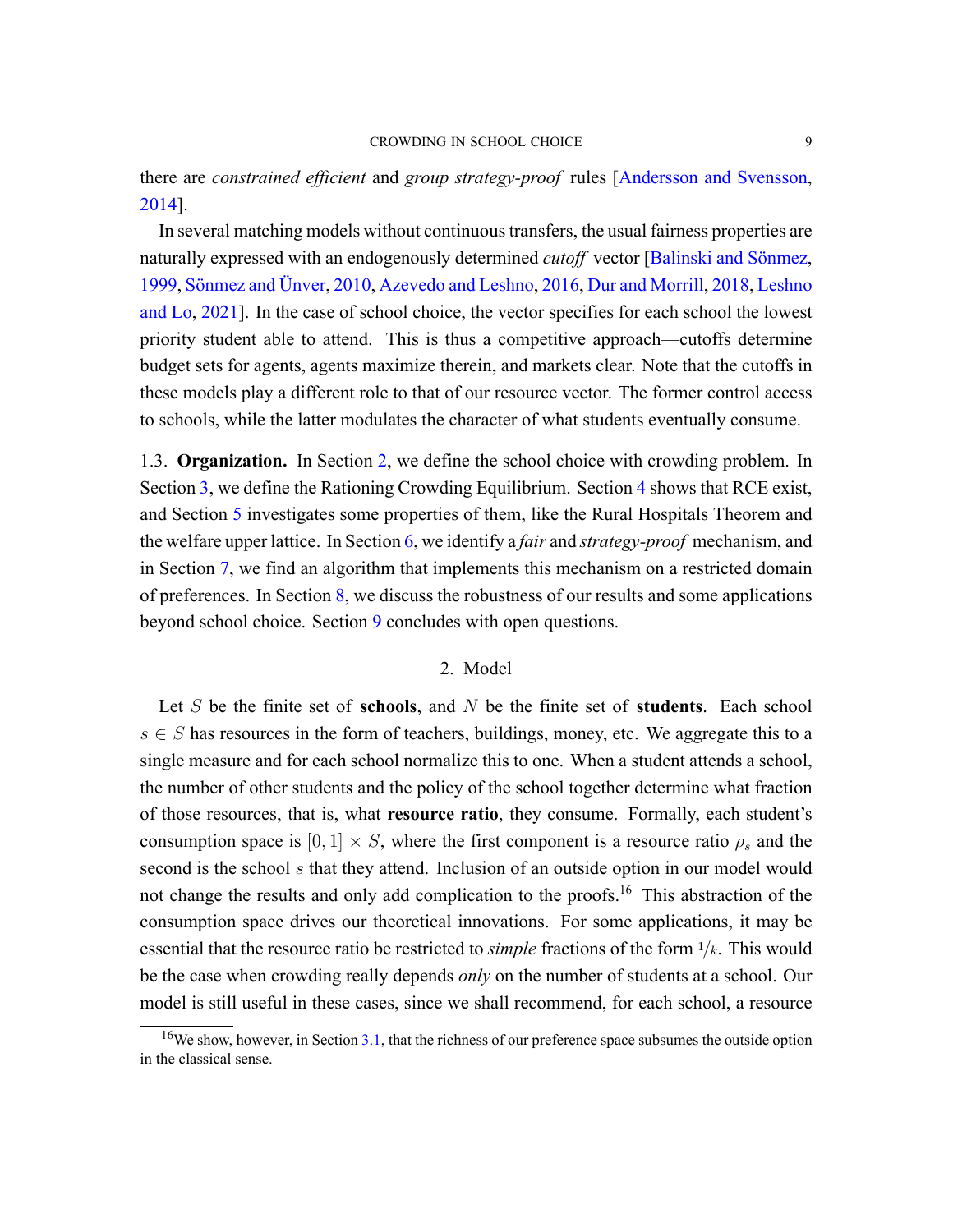there are *constrained efficient* and *group strategy-proof* rules [Andersson and Svensson, 2014].

In several matching models without continuous transfers, the usual fairness properties are naturally expressed with an endogenously determined *cutoff* vector [Balinski and Sönmez, 1999, Sönmez and Ünver, 2010, Azevedo and Leshno, 2016, Dur and Morrill, 2018, Leshno and Lo, 2021]. In the case of school choice, the vector specifies for each school the lowest priority student able to attend. This is thus a competitive approach—cutoffs determine budget sets for agents, agents maximize therein, and markets clear. Note that the cutoffs in these models play a different role to that of our resource vector. The former control access to schools, while the latter modulates the character of what students eventually consume.

1.3. **Organization.** In Section 2, we define the school choice with crowding problem. In Section 3, we define the Rationing Crowding Equilibrium. Section 4 shows that RCE exist, and Section 5 investigates some properties of them, like the Rural Hospitals Theorem and the welfare upper lattice. In Section 6, we identify a *fair* and *strategy-proof* mechanism, and in Section 7, we find an algorithm that implements this mechanism on a restricted domain of preferences. In Section 8, we discuss the robustness of our results and some applications beyond school choice. Section 9 concludes with open questions.

## 2. Model

Let $S$ be the finite set of **schools**, and $N$ be the finite set of **students**. Each school $s \in S$ has resources in the form of teachers, buildings, money, etc. We aggregate this to a single measure and for each school normalize this to one. When a student attends a school, the number of other students and the policy of the school together determine what fraction of those resources, that is, what **resource ratio**, they consume. Formally, each student's consumption space is $[0,1] \times S$, where the first component is a resource ratio $\rho_s$ and the second is the school $s$ that they attend. Inclusion of an outside option in our model would not change the results and only add complication to the proofs.[16] This abstraction of the consumption space drives our theoretical innovations. For some applications, it may be essential that the resource ratio be restricted to *simple* fractions of the form $1/k$. This would be the case when crowding really depends *only* on the number of students at a school. Our model is still useful in these cases, since we shall recommend, for each school, a resource

[16] We show, however, in Section 3.1, that the richness of our preference space subsumes the outside option in the classical sense.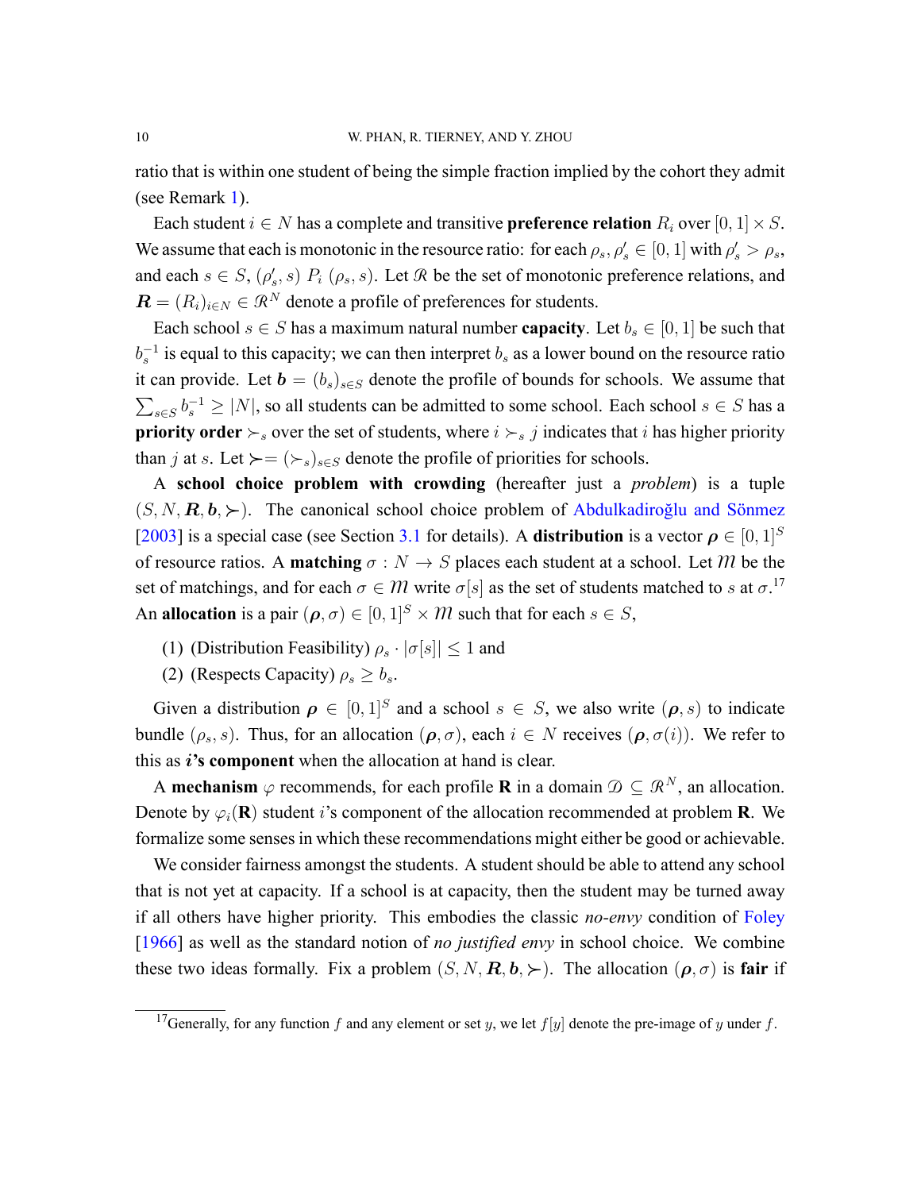ratio that is within one student of being the simple fraction implied by the cohort they admit (see Remark 1).

Each student $i \in N$ has a complete and transitive **preference relation** $R_i$ over $[0,1] \times S$. We assume that each is monotonic in the resource ratio: for each $\rho_s, \rho'_s \in [0,1]$ with $\rho'_s > \rho_s$, and each $s \in S$, $(\rho'_s, s)\ P_i\ (\rho_s, s)$. Let $\mathscr{R}$ be the set of monotonic preference relations, and $\boldsymbol{R} = (R_i)_{i \in N} \in \mathscr{R}^N$ denote a profile of preferences for students.

Each school $s \in S$ has a maximum natural number **capacity**. Let $b_s \in [0,1]$ be such that $b_s^{-1}$ is equal to this capacity; we can then interpret $b_s$ as a lower bound on the resource ratio it can provide. Let $\boldsymbol{b} = (b_s)_{s \in S}$ denote the profile of bounds for schools. We assume that $\sum_{s \in S} b_s^{-1} \geq |N|$, so all students can be admitted to some school. Each school $s \in S$ has a **priority order** $\succ_s$ over the set of students, where $i \succ_s j$ indicates that $i$ has higher priority than $j$ at $s$. Let $\boldsymbol{\succ} = (\succ_s)_{s \in S}$ denote the profile of priorities for schools.

A **school choice problem with crowding** (hereafter just a *problem*) is a tuple $(S, N, \boldsymbol{R}, \boldsymbol{b}, \boldsymbol{\succ})$. The canonical school choice problem of Abdulkadiroğlu and Sönmez [2003] is a special case (see Section 3.1 for details). A **distribution** is a vector $\boldsymbol{\rho} \in [0,1]^S$ of resource ratios. A **matching** $\sigma : N \to S$ places each student at a school. Let $\mathcal{M}$ be the set of matchings, and for each $\sigma \in \mathcal{M}$ write $\sigma[s]$ as the set of students matched to $s$ at $\sigma$.[17] An **allocation** is a pair $(\boldsymbol{\rho}, \sigma) \in [0,1]^S \times \mathcal{M}$ such that for each $s \in S$,

1. (Distribution Feasibility) $\rho_s \cdot |\sigma[s]| \leq 1$ and
2. (Respects Capacity) $\rho_s \geq b_s$.

Given a distribution $\boldsymbol{\rho} \in [0,1]^S$ and a school $s \in S$, we also write $(\boldsymbol{\rho}, s)$ to indicate bundle $(\rho_s, s)$. Thus, for an allocation $(\boldsymbol{\rho}, \sigma)$, each $i \in N$ receives $(\boldsymbol{\rho}, \sigma(i))$. We refer to this as ***i*'s component** when the allocation at hand is clear.

A **mechanism** $\varphi$ recommends, for each profile $\mathbf{R}$ in a domain $\mathcal{D} \subseteq \mathscr{R}^N$, an allocation. Denote by $\varphi_i(\mathbf{R})$ student $i$'s component of the allocation recommended at problem $\mathbf{R}$. We formalize some senses in which these recommendations might either be good or achievable.

We consider fairness amongst the students. A student should be able to attend any school that is not yet at capacity. If a school is at capacity, then the student may be turned away if all others have higher priority. This embodies the classic *no-envy* condition of Foley [1966] as well as the standard notion of *no justified envy* in school choice. We combine these two ideas formally. Fix a problem $(S, N, \boldsymbol{R}, \boldsymbol{b}, \boldsymbol{\succ})$. The allocation $(\boldsymbol{\rho}, \sigma)$ is **fair** if

[17] Generally, for any function $f$ and any element or set $y$, we let $f[y]$ denote the pre-image of $y$ under $f$.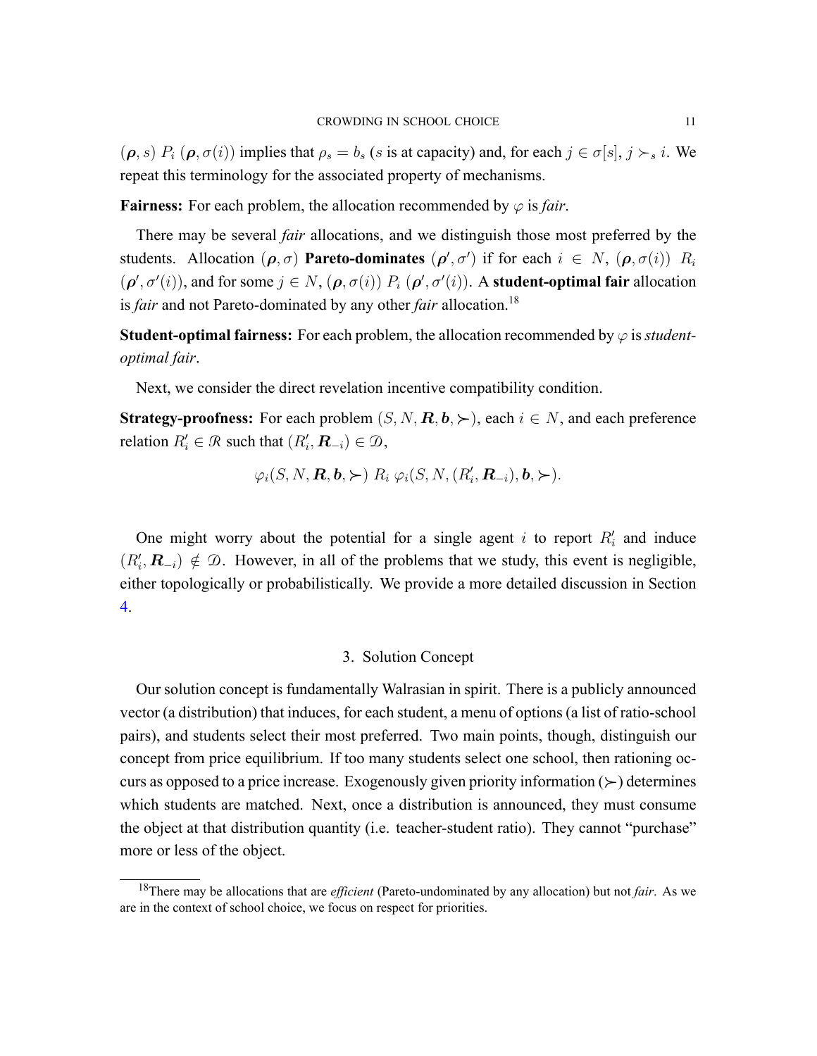$(\boldsymbol{\rho}, s)\ P_i\ (\boldsymbol{\rho}, \sigma(i))$ implies that $\rho_s = b_s$ ($s$ is at capacity) and, for each $j \in \sigma[s]$, $j \succ_s i$. We repeat this terminology for the associated property of mechanisms.

**Fairness:** For each problem, the allocation recommended by $\varphi$ is *fair*.

There may be several *fair* allocations, and we distinguish those most preferred by the students. Allocation $(\boldsymbol{\rho}, \sigma)$ **Pareto-dominates** $(\boldsymbol{\rho}', \sigma')$ if for each $i \in N$, $(\boldsymbol{\rho}, \sigma(i))\ R_i\ (\boldsymbol{\rho}', \sigma'(i))$, and for some $j \in N$, $(\boldsymbol{\rho}, \sigma(i))\ P_i\ (\boldsymbol{\rho}', \sigma'(i))$. A **student-optimal fair** allocation is *fair* and not Pareto-dominated by any other *fair* allocation.[18]

**Student-optimal fairness:** For each problem, the allocation recommended by $\varphi$ is *student-optimal fair*.

Next, we consider the direct revelation incentive compatibility condition.

**Strategy-proofness:** For each problem $(S, N, \boldsymbol{R}, \boldsymbol{b}, \succ)$, each $i \in N$, and each preference relation $R_i' \in \mathcal{R}$ such that $(R_i', \boldsymbol{R}_{-i}) \in \mathcal{D}$,

$$\varphi_i(S, N, \boldsymbol{R}, \boldsymbol{b}, \succ)\ R_i\ \varphi_i(S, N, (R_i', \boldsymbol{R}_{-i}), \boldsymbol{b}, \succ).$$

One might worry about the potential for a single agent $i$ to report $R_i'$ and induce $(R_i', \boldsymbol{R}_{-i}) \notin \mathcal{D}$. However, in all of the problems that we study, this event is negligible, either topologically or probabilistically. We provide a more detailed discussion in Section 4.

## 3. Solution Concept

Our solution concept is fundamentally Walrasian in spirit. There is a publicly announced vector (a distribution) that induces, for each student, a menu of options (a list of ratio-school pairs), and students select their most preferred. Two main points, though, distinguish our concept from price equilibrium. If too many students select one school, then rationing occurs as opposed to a price increase. Exogenously given priority information ($\succ$) determines which students are matched. Next, once a distribution is announced, they must consume the object at that distribution quantity (i.e. teacher-student ratio). They cannot "purchase" more or less of the object.

[18] There may be allocations that are *efficient* (Pareto-undominated by any allocation) but not *fair*. As we are in the context of school choice, we focus on respect for priorities.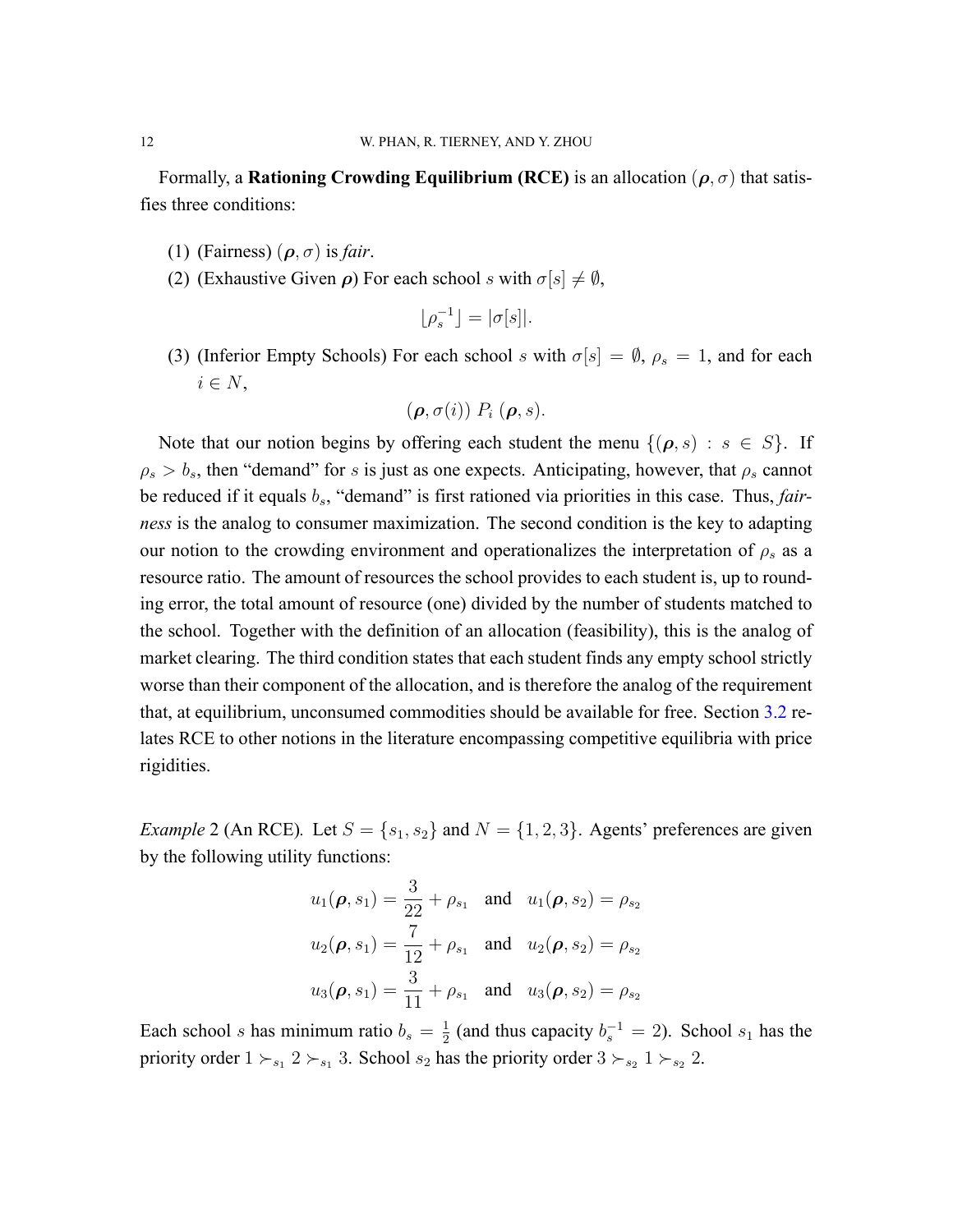Formally, a **Rationing Crowding Equilibrium (RCE)** is an allocation $(\boldsymbol{\rho}, \sigma)$ that satisfies three conditions:

(1) (Fairness) $(\boldsymbol{\rho}, \sigma)$ is *fair*.

(2) (Exhaustive Given $\boldsymbol{\rho}$) For each school $s$ with $\sigma[s] \neq \emptyset$,

$$\lfloor \rho_s^{-1} \rfloor = |\sigma[s]|.$$

(3) (Inferior Empty Schools) For each school $s$ with $\sigma[s] = \emptyset$, $\rho_s = 1$, and for each $i \in N$,

$$(\boldsymbol{\rho}, \sigma(i)) \; P_i \; (\boldsymbol{\rho}, s).$$

Note that our notion begins by offering each student the menu $\{(\boldsymbol{\rho}, s) : s \in S\}$. If $\rho_s > b_s$, then "demand" for $s$ is just as one expects. Anticipating, however, that $\rho_s$ cannot be reduced if it equals $b_s$, "demand" is first rationed via priorities in this case. Thus, *fairness* is the analog to consumer maximization. The second condition is the key to adapting our notion to the crowding environment and operationalizes the interpretation of $\rho_s$ as a resource ratio. The amount of resources the school provides to each student is, up to rounding error, the total amount of resource (one) divided by the number of students matched to the school. Together with the definition of an allocation (feasibility), this is the analog of market clearing. The third condition states that each student finds any empty school strictly worse than their component of the allocation, and is therefore the analog of the requirement that, at equilibrium, unconsumed commodities should be available for free. Section 3.2 relates RCE to other notions in the literature encompassing competitive equilibria with price rigidities.

*Example* 2 (An RCE)*.* Let $S = \{s_1, s_2\}$ and $N = \{1, 2, 3\}$. Agents' preferences are given by the following utility functions:

$$u_1(\boldsymbol{\rho}, s_1) = \frac{3}{22} + \rho_{s_1} \quad \text{and} \quad u_1(\boldsymbol{\rho}, s_2) = \rho_{s_2}$$

$$u_2(\boldsymbol{\rho}, s_1) = \frac{7}{12} + \rho_{s_1} \quad \text{and} \quad u_2(\boldsymbol{\rho}, s_2) = \rho_{s_2}$$

$$u_3(\boldsymbol{\rho}, s_1) = \frac{3}{11} + \rho_{s_1} \quad \text{and} \quad u_3(\boldsymbol{\rho}, s_2) = \rho_{s_2}$$

Each school $s$ has minimum ratio $b_s = \frac{1}{2}$ (and thus capacity $b_s^{-1} = 2$). School $s_1$ has the priority order $1 \succ_{s_1} 2 \succ_{s_1} 3$. School $s_2$ has the priority order $3 \succ_{s_2} 1 \succ_{s_2} 2$.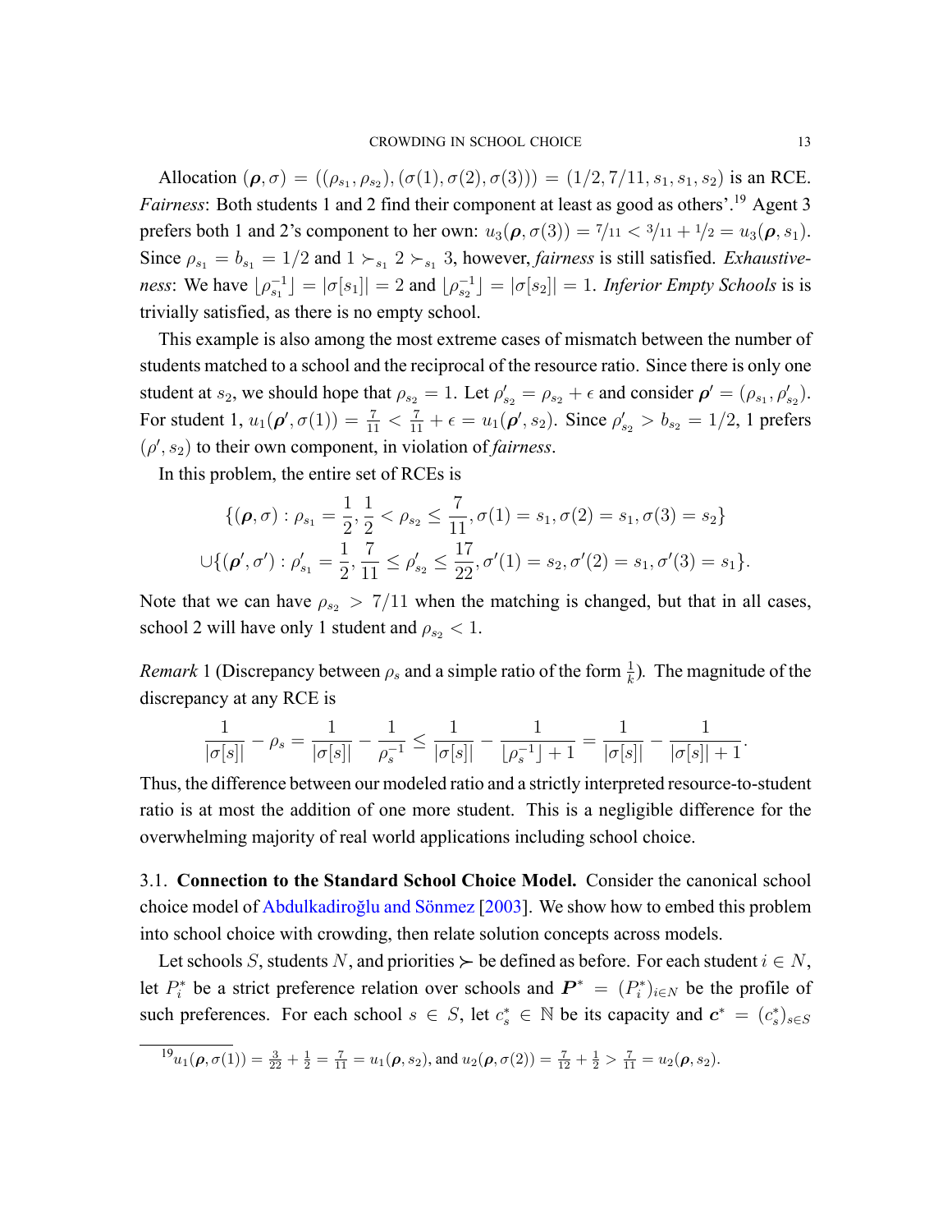Allocation $(\boldsymbol{\rho}, \sigma) = ((\rho_{s_1}, \rho_{s_2}), (\sigma(1), \sigma(2), \sigma(3))) = (1/2, 7/11, s_1, s_1, s_2)$ is an RCE. *Fairness*: Both students 1 and 2 find their component at least as good as others'.[19] Agent 3 prefers both 1 and 2's component to her own: $u_3(\boldsymbol{\rho}, \sigma(3)) = {}^7/_{11} < {}^3/_{11} + {}^1/_2 = u_3(\boldsymbol{\rho}, s_1)$. Since $\rho_{s_1} = b_{s_1} = 1/2$ and $1 \succ_{s_1} 2 \succ_{s_1} 3$, however, *fairness* is still satisfied. *Exhaustiveness*: We have $\lfloor \rho_{s_1}^{-1} \rfloor = |\sigma[s_1]| = 2$ and $\lfloor \rho_{s_2}^{-1} \rfloor = |\sigma[s_2]| = 1$. *Inferior Empty Schools* is is trivially satisfied, as there is no empty school.

This example is also among the most extreme cases of mismatch between the number of students matched to a school and the reciprocal of the resource ratio. Since there is only one student at $s_2$, we should hope that $\rho_{s_2} = 1$. Let $\rho'_{s_2} = \rho_{s_2} + \epsilon$ and consider $\boldsymbol{\rho}' = (\rho_{s_1}, \rho'_{s_2})$. For student 1, $u_1(\boldsymbol{\rho}', \sigma(1)) = \frac{7}{11} < \frac{7}{11} + \epsilon = u_1(\boldsymbol{\rho}', s_2)$. Since $\rho'_{s_2} > b_{s_2} = 1/2$, 1 prefers $(\rho', s_2)$ to their own component, in violation of *fairness*.

In this problem, the entire set of RCEs is

$$
\begin{aligned}
&\{(\boldsymbol{\rho}, \sigma) : \rho_{s_1} = \frac{1}{2}, \frac{1}{2} < \rho_{s_2} \leq \frac{7}{11}, \sigma(1) = s_1, \sigma(2) = s_1, \sigma(3) = s_2\} \\
\cup &\{(\boldsymbol{\rho}', \sigma') : \rho'_{s_1} = \frac{1}{2}, \frac{7}{11} \leq \rho'_{s_2} \leq \frac{17}{22}, \sigma'(1) = s_2, \sigma'(2) = s_1, \sigma'(3) = s_1\}.
\end{aligned}
$$

Note that we can have $\rho_{s_2} > 7/11$ when the matching is changed, but that in all cases, school 2 will have only 1 student and $\rho_{s_2} < 1$.

*Remark* 1 (Discrepancy between $\rho_s$ and a simple ratio of the form $\frac{1}{k}$). The magnitude of the discrepancy at any RCE is

$$
\frac{1}{|\sigma[s]|} - \rho_s = \frac{1}{|\sigma[s]|} - \frac{1}{\rho_s^{-1}} \leq \frac{1}{|\sigma[s]|} - \frac{1}{\lfloor \rho_s^{-1} \rfloor + 1} = \frac{1}{|\sigma[s]|} - \frac{1}{|\sigma[s]| + 1}.
$$

Thus, the difference between our modeled ratio and a strictly interpreted resource-to-student ratio is at most the addition of one more student. This is a negligible difference for the overwhelming majority of real world applications including school choice.

## 3.1. Connection to the Standard School Choice Model.

Consider the canonical school choice model of Abdulkadiroğlu and Sönmez [2003]. We show how to embed this problem into school choice with crowding, then relate solution concepts across models.

Let schools $S$, students $N$, and priorities $\succ$ be defined as before. For each student $i \in N$, let $P_i^*$ be a strict preference relation over schools and $\boldsymbol{P}^* = (P_i^*)_{i \in N}$ be the profile of such preferences. For each school $s \in S$, let $c_s^* \in \mathbb{N}$ be its capacity and $\boldsymbol{c}^* = (c_s^*)_{s \in S}$

[19] $u_1(\boldsymbol{\rho}, \sigma(1)) = \frac{3}{22} + \frac{1}{2} = \frac{7}{11} = u_1(\boldsymbol{\rho}, s_2)$, and $u_2(\boldsymbol{\rho}, \sigma(2)) = \frac{7}{12} + \frac{1}{2} > \frac{7}{11} = u_2(\boldsymbol{\rho}, s_2)$.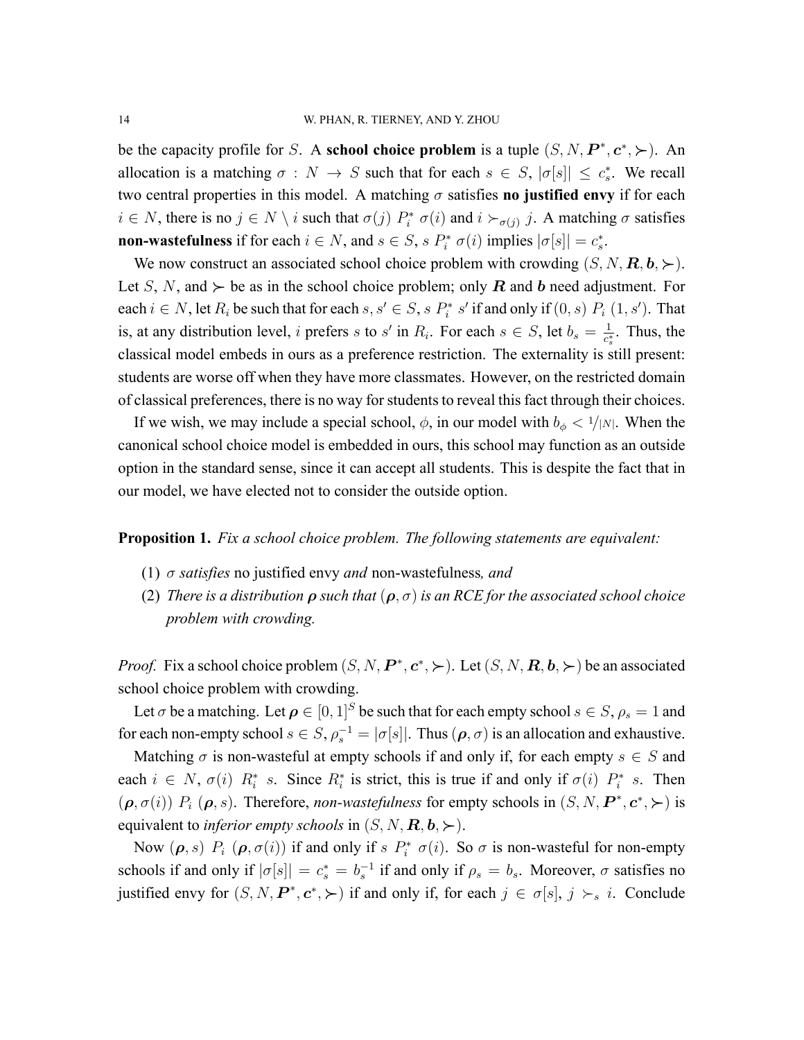be the capacity profile for $S$. A **school choice problem** is a tuple $(S, N, \boldsymbol{P}^*, \boldsymbol{c}^*, \succ)$. An allocation is a matching $\sigma : N \to S$ such that for each $s \in S$, $|\sigma[s]| \leq c^*_s$. We recall two central properties in this model. A matching $\sigma$ satisfies **no justified envy** if for each $i \in N$, there is no $j \in N \setminus i$ such that $\sigma(j)\ P^*_i\ \sigma(i)$ and $i \succ_{\sigma(j)} j$. A matching $\sigma$ satisfies **non-wastefulness** if for each $i \in N$, and $s \in S$, $s\ P^*_i\ \sigma(i)$ implies $|\sigma[s]| = c^*_s$.

We now construct an associated school choice problem with crowding $(S, N, \boldsymbol{R}, \boldsymbol{b}, \succ)$. Let $S$, $N$, and $\succ$ be as in the school choice problem; only $\boldsymbol{R}$ and $\boldsymbol{b}$ need adjustment. For each $i \in N$, let $R_i$ be such that for each $s, s' \in S$, $s\ P^*_i\ s'$ if and only if $(0, s)\ P_i\ (1, s')$. That is, at any distribution level, $i$ prefers $s$ to $s'$ in $R_i$. For each $s \in S$, let $b_s = \frac{1}{c^*_s}$. Thus, the classical model embeds in ours as a preference restriction. The externality is still present: students are worse off when they have more classmates. However, on the restricted domain of classical preferences, there is no way for students to reveal this fact through their choices.

If we wish, we may include a special school, $\phi$, in our model with $b_\phi < 1/|N|$. When the canonical school choice model is embedded in ours, this school may function as an outside option in the standard sense, since it can accept all students. This is despite the fact that in our model, we have elected not to consider the outside option.

**Proposition 1.** *Fix a school choice problem. The following statements are equivalent:*

1. *$\sigma$ satisfies* no justified envy *and* non-wastefulness*, and*
2. *There is a distribution $\boldsymbol{\rho}$ such that $(\boldsymbol{\rho}, \sigma)$ is an RCE for the associated school choice problem with crowding.*

*Proof.* Fix a school choice problem $(S, N, \boldsymbol{P}^*, \boldsymbol{c}^*, \succ)$. Let $(S, N, \boldsymbol{R}, \boldsymbol{b}, \succ)$ be an associated school choice problem with crowding.

Let $\sigma$ be a matching. Let $\boldsymbol{\rho} \in [0,1]^S$ be such that for each empty school $s \in S$, $\rho_s = 1$ and for each non-empty school $s \in S$, $\rho_s^{-1} = |\sigma[s]|$. Thus $(\boldsymbol{\rho}, \sigma)$ is an allocation and exhaustive.

Matching $\sigma$ is non-wasteful at empty schools if and only if, for each empty $s \in S$ and each $i \in N$, $\sigma(i)\ R^*_i\ s$. Since $R^*_i$ is strict, this is true if and only if $\sigma(i)\ P^*_i\ s$. Then $(\boldsymbol{\rho}, \sigma(i))\ P_i\ (\boldsymbol{\rho}, s)$. Therefore, *non-wastefulness* for empty schools in $(S, N, \boldsymbol{P}^*, \boldsymbol{c}^*, \succ)$ is equivalent to *inferior empty schools* in $(S, N, \boldsymbol{R}, \boldsymbol{b}, \succ)$.

Now $(\boldsymbol{\rho}, s)\ P_i\ (\boldsymbol{\rho}, \sigma(i))$ if and only if $s\ P^*_i\ \sigma(i)$. So $\sigma$ is non-wasteful for non-empty schools if and only if $|\sigma[s]| = c^*_s = b_s^{-1}$ if and only if $\rho_s = b_s$. Moreover, $\sigma$ satisfies no justified envy for $(S, N, \boldsymbol{P}^*, \boldsymbol{c}^*, \succ)$ if and only if, for each $j \in \sigma[s]$, $j \succ_s i$. Conclude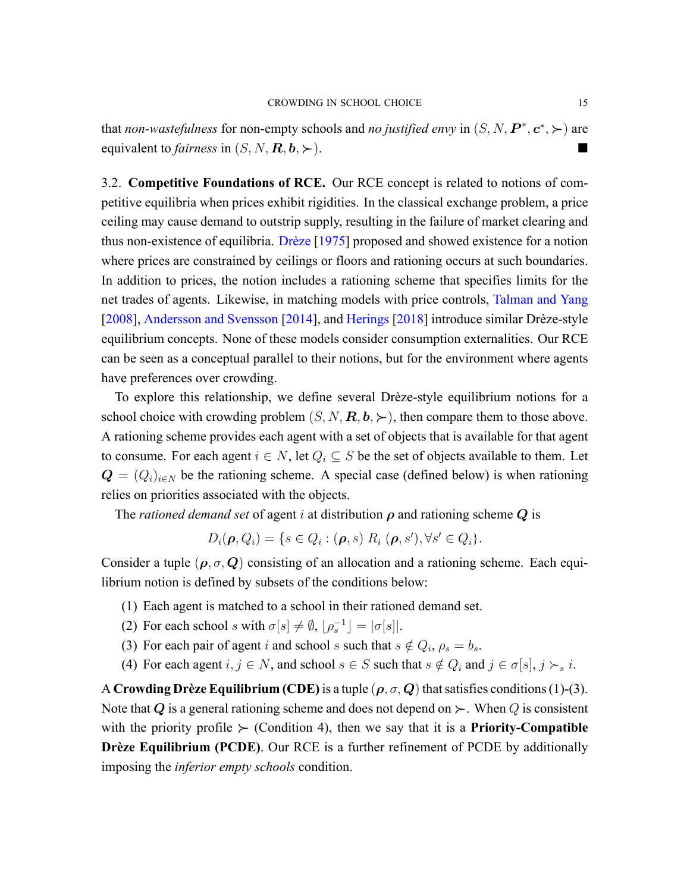that *non-wastefulness* for non-empty schools and *no justified envy* in $(S, N, \boldsymbol{P}^*, \boldsymbol{c}^*, \succ)$ are equivalent to *fairness* in $(S, N, \boldsymbol{R}, \boldsymbol{b}, \succ)$. ■

3.2. **Competitive Foundations of RCE.** Our RCE concept is related to notions of competitive equilibria when prices exhibit rigidities. In the classical exchange problem, a price ceiling may cause demand to outstrip supply, resulting in the failure of market clearing and thus non-existence of equilibria. Drèze [1975] proposed and showed existence for a notion where prices are constrained by ceilings or floors and rationing occurs at such boundaries. In addition to prices, the notion includes a rationing scheme that specifies limits for the net trades of agents. Likewise, in matching models with price controls, Talman and Yang [2008], Andersson and Svensson [2014], and Herings [2018] introduce similar Drèze-style equilibrium concepts. None of these models consider consumption externalities. Our RCE can be seen as a conceptual parallel to their notions, but for the environment where agents have preferences over crowding.

To explore this relationship, we define several Drèze-style equilibrium notions for a school choice with crowding problem $(S, N, \boldsymbol{R}, \boldsymbol{b}, \succ)$, then compare them to those above. A rationing scheme provides each agent with a set of objects that is available for that agent to consume. For each agent $i \in N$, let $Q_i \subseteq S$ be the set of objects available to them. Let $\boldsymbol{Q} = (Q_i)_{i \in N}$ be the rationing scheme. A special case (defined below) is when rationing relies on priorities associated with the objects.

The *rationed demand set* of agent $i$ at distribution $\boldsymbol{\rho}$ and rationing scheme $\boldsymbol{Q}$ is

$$D_i(\boldsymbol{\rho}, Q_i) = \{s \in Q_i : (\boldsymbol{\rho}, s) \; R_i \; (\boldsymbol{\rho}, s'), \forall s' \in Q_i\}.$$

Consider a tuple $(\boldsymbol{\rho}, \sigma, \boldsymbol{Q})$ consisting of an allocation and a rationing scheme. Each equilibrium notion is defined by subsets of the conditions below:

(1) Each agent is matched to a school in their rationed demand set.
(2) For each school $s$ with $\sigma[s] \neq \emptyset$, $\lfloor \rho_s^{-1} \rfloor = |\sigma[s]|$.
(3) For each pair of agent $i$ and school $s$ such that $s \notin Q_i$, $\rho_s = b_s$.
(4) For each agent $i, j \in N$, and school $s \in S$ such that $s \notin Q_i$ and $j \in \sigma[s]$, $j \succ_s i$.

A **Crowding Drèze Equilibrium (CDE)** is a tuple $(\boldsymbol{\rho}, \sigma, \boldsymbol{Q})$ that satisfies conditions (1)-(3). Note that $\boldsymbol{Q}$ is a general rationing scheme and does not depend on $\succ$. When $Q$ is consistent with the priority profile $\succ$ (Condition 4), then we say that it is a **Priority-Compatible Drèze Equilibrium (PCDE)**. Our RCE is a further refinement of PCDE by additionally imposing the *inferior empty schools* condition.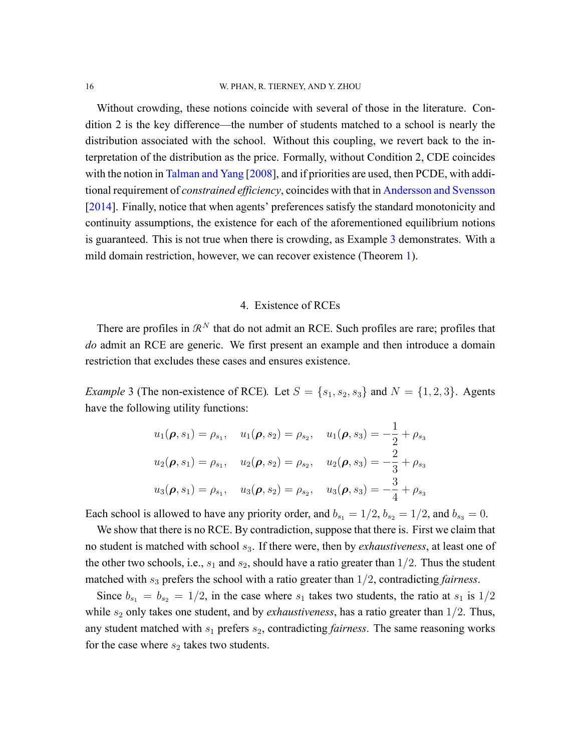Without crowding, these notions coincide with several of those in the literature. Condition 2 is the key difference—the number of students matched to a school is nearly the distribution associated with the school. Without this coupling, we revert back to the interpretation of the distribution as the price. Formally, without Condition 2, CDE coincides with the notion in Talman and Yang [2008], and if priorities are used, then PCDE, with additional requirement of *constrained efficiency*, coincides with that in Andersson and Svensson [2014]. Finally, notice that when agents' preferences satisfy the standard monotonicity and continuity assumptions, the existence for each of the aforementioned equilibrium notions is guaranteed. This is not true when there is crowding, as Example 3 demonstrates. With a mild domain restriction, however, we can recover existence (Theorem 1).

## 4. Existence of RCEs

There are profiles in $\mathcal{R}^N$ that do not admit an RCE. Such profiles are rare; profiles that *do* admit an RCE are generic. We first present an example and then introduce a domain restriction that excludes these cases and ensures existence.

*Example* 3 (The non-existence of RCE). Let $S = \{s_1, s_2, s_3\}$ and $N = \{1, 2, 3\}$. Agents have the following utility functions:

$$u_1(\boldsymbol{\rho}, s_1) = \rho_{s_1}, \quad u_1(\boldsymbol{\rho}, s_2) = \rho_{s_2}, \quad u_1(\boldsymbol{\rho}, s_3) = -\frac{1}{2} + \rho_{s_3}$$

$$u_2(\boldsymbol{\rho}, s_1) = \rho_{s_1}, \quad u_2(\boldsymbol{\rho}, s_2) = \rho_{s_2}, \quad u_2(\boldsymbol{\rho}, s_3) = -\frac{2}{3} + \rho_{s_3}$$

$$u_3(\boldsymbol{\rho}, s_1) = \rho_{s_1}, \quad u_3(\boldsymbol{\rho}, s_2) = \rho_{s_2}, \quad u_3(\boldsymbol{\rho}, s_3) = -\frac{3}{4} + \rho_{s_3}$$

Each school is allowed to have any priority order, and $b_{s_1} = 1/2$, $b_{s_2} = 1/2$, and $b_{s_3} = 0$.

We show that there is no RCE. By contradiction, suppose that there is. First we claim that no student is matched with school $s_3$. If there were, then by *exhaustiveness*, at least one of the other two schools, i.e., $s_1$ and $s_2$, should have a ratio greater than $1/2$. Thus the student matched with $s_3$ prefers the school with a ratio greater than $1/2$, contradicting *fairness*.

Since $b_{s_1} = b_{s_2} = 1/2$, in the case where $s_1$ takes two students, the ratio at $s_1$ is $1/2$ while $s_2$ only takes one student, and by *exhaustiveness*, has a ratio greater than $1/2$. Thus, any student matched with $s_1$ prefers $s_2$, contradicting *fairness*. The same reasoning works for the case where $s_2$ takes two students.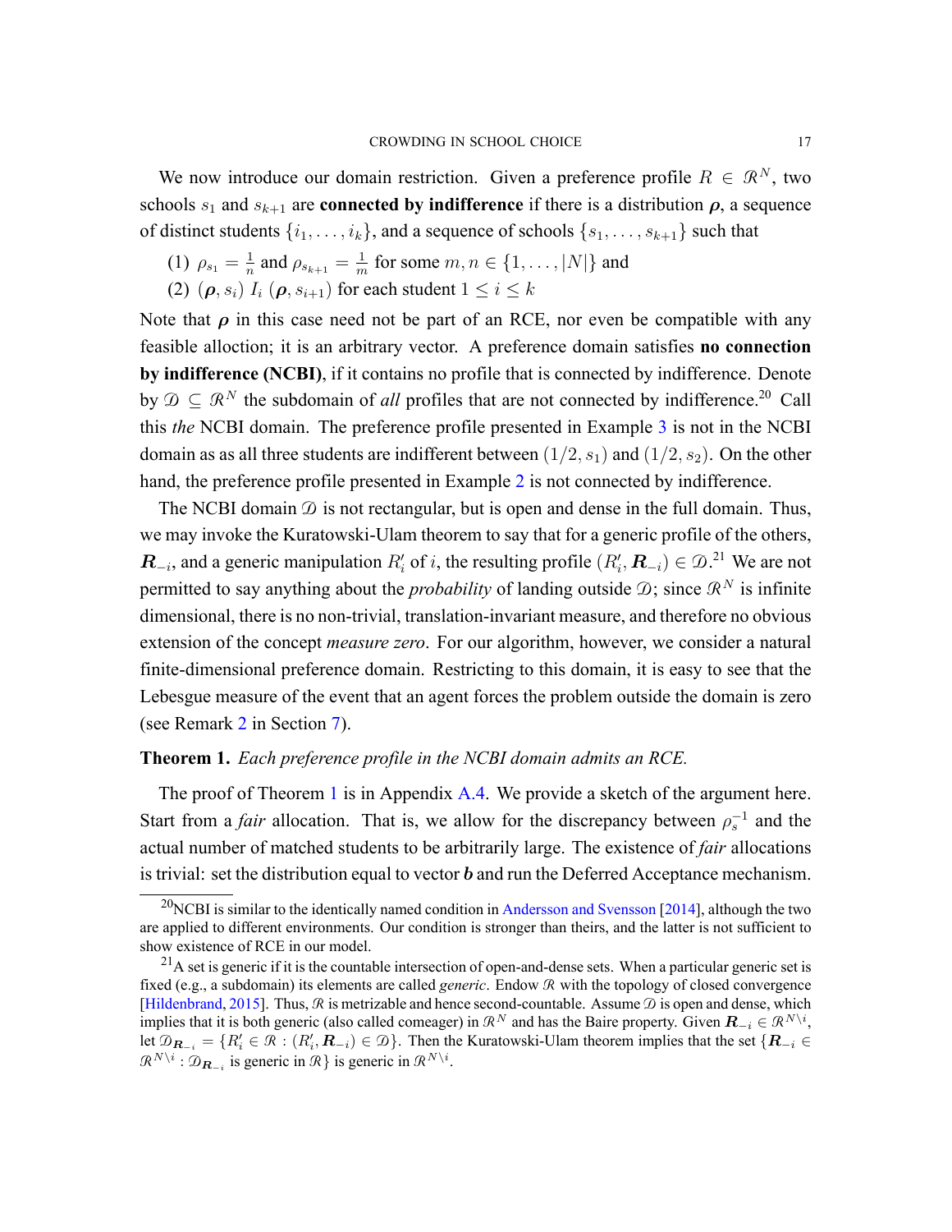We now introduce our domain restriction. Given a preference profile $R \in \mathcal{R}^N$, two schools $s_1$ and $s_{k+1}$ are **connected by indifference** if there is a distribution $\boldsymbol{\rho}$, a sequence of distinct students $\{i_1, \ldots, i_k\}$, and a sequence of schools $\{s_1, \ldots, s_{k+1}\}$ such that

(1) $\rho_{s_1} = \frac{1}{n}$ and $\rho_{s_{k+1}} = \frac{1}{m}$ for some $m, n \in \{1, \ldots, |N|\}$ and

(2) $(\boldsymbol{\rho}, s_i)\ I_i\ (\boldsymbol{\rho}, s_{i+1})$ for each student $1 \leq i \leq k$

Note that $\boldsymbol{\rho}$ in this case need not be part of an RCE, nor even be compatible with any feasible alloction; it is an arbitrary vector. A preference domain satisfies **no connection by indifference (NCBI)**, if it contains no profile that is connected by indifference. Denote by $\mathcal{D} \subseteq \mathcal{R}^N$ the subdomain of *all* profiles that are not connected by indifference.[20] Call this *the* NCBI domain. The preference profile presented in Example 3 is not in the NCBI domain as as all three students are indifferent between $(1/2, s_1)$ and $(1/2, s_2)$. On the other hand, the preference profile presented in Example 2 is not connected by indifference.

The NCBI domain $\mathcal{D}$ is not rectangular, but is open and dense in the full domain. Thus, we may invoke the Kuratowski-Ulam theorem to say that for a generic profile of the others, $\boldsymbol{R}_{-i}$, and a generic manipulation $R_i'$ of $i$, the resulting profile $(R_i', \boldsymbol{R}_{-i}) \in \mathcal{D}$.[21] We are not permitted to say anything about the *probability* of landing outside $\mathcal{D}$; since $\mathcal{R}^N$ is infinite dimensional, there is no non-trivial, translation-invariant measure, and therefore no obvious extension of the concept *measure zero*. For our algorithm, however, we consider a natural finite-dimensional preference domain. Restricting to this domain, it is easy to see that the Lebesgue measure of the event that an agent forces the problem outside the domain is zero (see Remark 2 in Section 7).

**Theorem 1.** *Each preference profile in the NCBI domain admits an RCE.*

The proof of Theorem 1 is in Appendix A.4. We provide a sketch of the argument here. Start from a *fair* allocation. That is, we allow for the discrepancy between $\rho_s^{-1}$ and the actual number of matched students to be arbitrarily large. The existence of *fair* allocations is trivial: set the distribution equal to vector $\boldsymbol{b}$ and run the Deferred Acceptance mechanism.

---

[20] NCBI is similar to the identically named condition in Andersson and Svensson [2014], although the two are applied to different environments. Our condition is stronger than theirs, and the latter is not sufficient to show existence of RCE in our model.

[21] A set is generic if it is the countable intersection of open-and-dense sets. When a particular generic set is fixed (e.g., a subdomain) its elements are called *generic*. Endow $\mathcal{R}$ with the topology of closed convergence [Hildenbrand, 2015]. Thus, $\mathcal{R}$ is metrizable and hence second-countable. Assume $\mathcal{D}$ is open and dense, which implies that it is both generic (also called comeager) in $\mathcal{R}^N$ and has the Baire property. Given $\boldsymbol{R}_{-i} \in \mathcal{R}^{N \setminus i}$, let $\mathcal{D}_{\boldsymbol{R}_{-i}} = \{R_i' \in \mathcal{R} : (R_i', \boldsymbol{R}_{-i}) \in \mathcal{D}\}$. Then the Kuratowski-Ulam theorem implies that the set $\{\boldsymbol{R}_{-i} \in \mathcal{R}^{N \setminus i} : \mathcal{D}_{\boldsymbol{R}_{-i}}$ is generic in $\mathcal{R}\}$ is generic in $\mathcal{R}^{N \setminus i}$.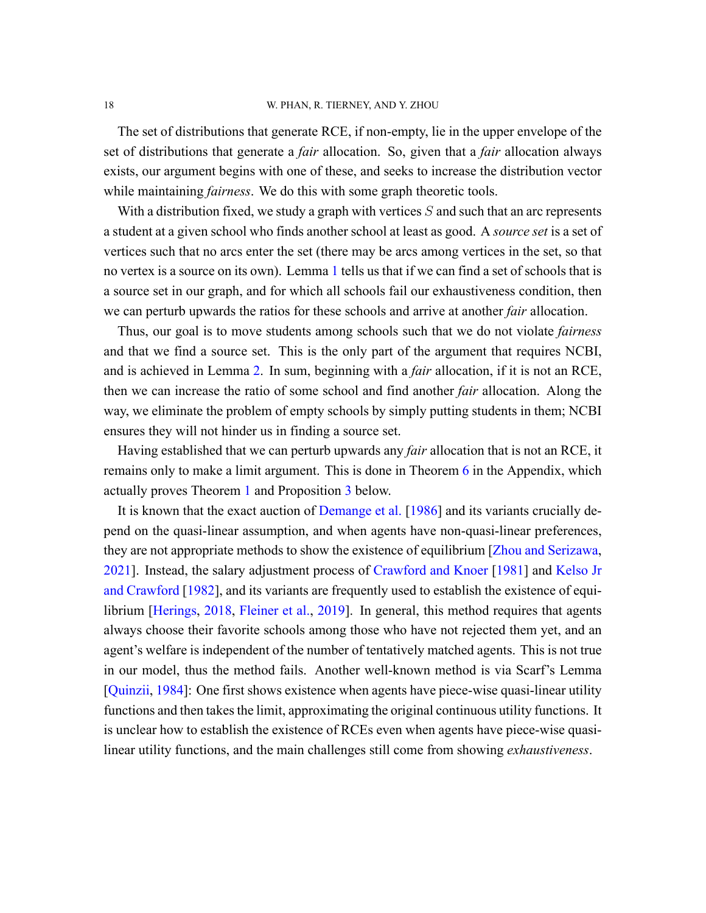The set of distributions that generate RCE, if non-empty, lie in the upper envelope of the set of distributions that generate a *fair* allocation. So, given that a *fair* allocation always exists, our argument begins with one of these, and seeks to increase the distribution vector while maintaining *fairness*. We do this with some graph theoretic tools.

With a distribution fixed, we study a graph with vertices $S$ and such that an arc represents a student at a given school who finds another school at least as good. A *source set* is a set of vertices such that no arcs enter the set (there may be arcs among vertices in the set, so that no vertex is a source on its own). Lemma 1 tells us that if we can find a set of schools that is a source set in our graph, and for which all schools fail our exhaustiveness condition, then we can perturb upwards the ratios for these schools and arrive at another *fair* allocation.

Thus, our goal is to move students among schools such that we do not violate *fairness* and that we find a source set. This is the only part of the argument that requires NCBI, and is achieved in Lemma 2. In sum, beginning with a *fair* allocation, if it is not an RCE, then we can increase the ratio of some school and find another *fair* allocation. Along the way, we eliminate the problem of empty schools by simply putting students in them; NCBI ensures they will not hinder us in finding a source set.

Having established that we can perturb upwards any *fair* allocation that is not an RCE, it remains only to make a limit argument. This is done in Theorem 6 in the Appendix, which actually proves Theorem 1 and Proposition 3 below.

It is known that the exact auction of Demange et al. [1986] and its variants crucially depend on the quasi-linear assumption, and when agents have non-quasi-linear preferences, they are not appropriate methods to show the existence of equilibrium [Zhou and Serizawa, 2021]. Instead, the salary adjustment process of Crawford and Knoer [1981] and Kelso Jr and Crawford [1982], and its variants are frequently used to establish the existence of equilibrium [Herings, 2018, Fleiner et al., 2019]. In general, this method requires that agents always choose their favorite schools among those who have not rejected them yet, and an agent's welfare is independent of the number of tentatively matched agents. This is not true in our model, thus the method fails. Another well-known method is via Scarf's Lemma [Quinzii, 1984]: One first shows existence when agents have piece-wise quasi-linear utility functions and then takes the limit, approximating the original continuous utility functions. It is unclear how to establish the existence of RCEs even when agents have piece-wise quasi-linear utility functions, and the main challenges still come from showing *exhaustiveness*.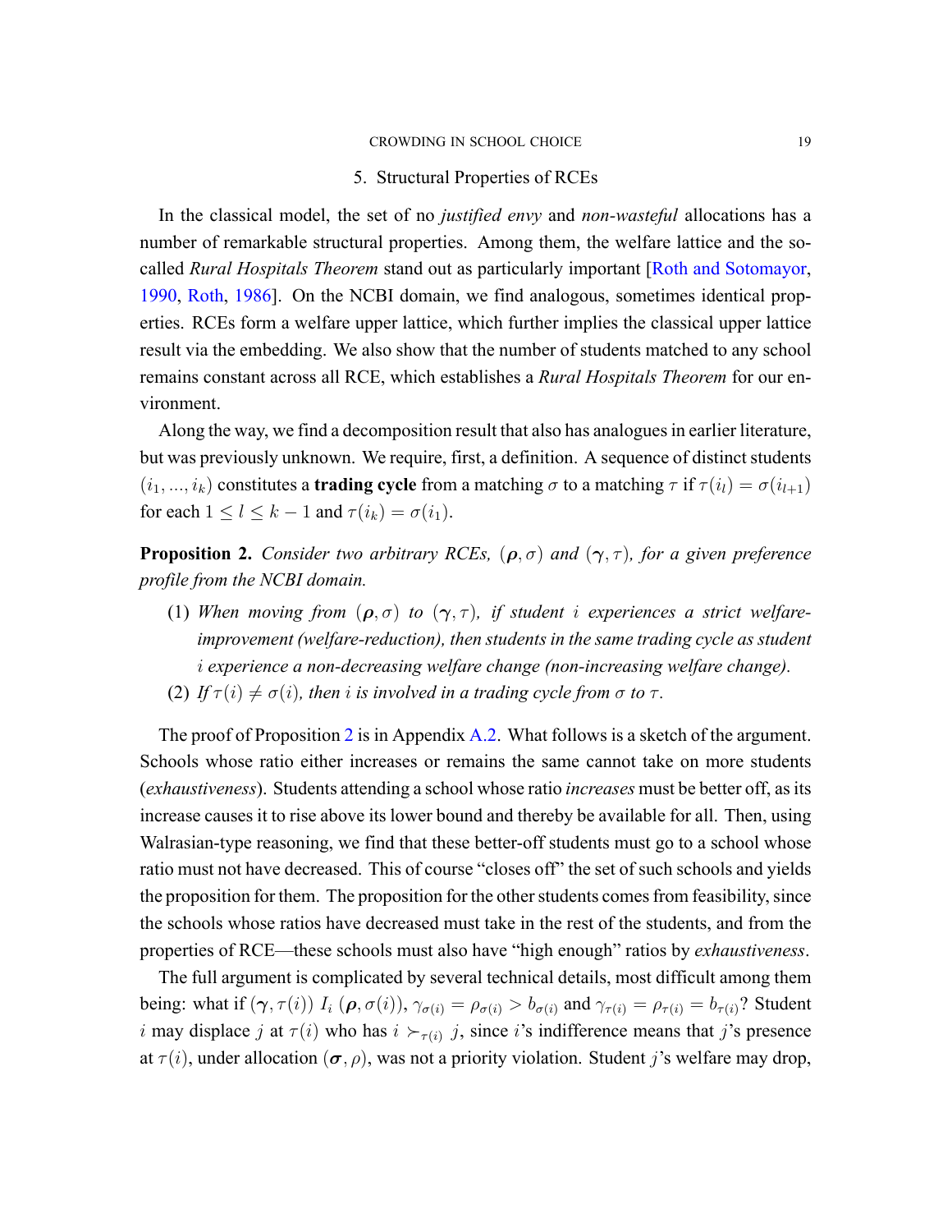## 5. Structural Properties of RCEs

In the classical model, the set of no *justified envy* and *non-wasteful* allocations has a number of remarkable structural properties. Among them, the welfare lattice and the so-called *Rural Hospitals Theorem* stand out as particularly important [Roth and Sotomayor, 1990, Roth, 1986]. On the NCBI domain, we find analogous, sometimes identical properties. RCEs form a welfare upper lattice, which further implies the classical upper lattice result via the embedding. We also show that the number of students matched to any school remains constant across all RCE, which establishes a *Rural Hospitals Theorem* for our environment.

Along the way, we find a decomposition result that also has analogues in earlier literature, but was previously unknown. We require, first, a definition. A sequence of distinct students $(i_1, ..., i_k)$ constitutes a **trading cycle** from a matching $\sigma$ to a matching $\tau$ if $\tau(i_l) = \sigma(i_{l+1})$ for each $1 \leq l \leq k-1$ and $\tau(i_k) = \sigma(i_1)$.

**Proposition 2.** *Consider two arbitrary RCEs, $(\boldsymbol{\rho}, \sigma)$ and $(\boldsymbol{\gamma}, \tau)$, for a given preference profile from the NCBI domain.*

1. *When moving from $(\boldsymbol{\rho}, \sigma)$ to $(\boldsymbol{\gamma}, \tau)$, if student $i$ experiences a strict welfare-improvement (welfare-reduction), then students in the same trading cycle as student $i$ experience a non-decreasing welfare change (non-increasing welfare change).*
2. *If $\tau(i) \neq \sigma(i)$, then $i$ is involved in a trading cycle from $\sigma$ to $\tau$.*

The proof of Proposition 2 is in Appendix A.2. What follows is a sketch of the argument. Schools whose ratio either increases or remains the same cannot take on more students (*exhaustiveness*). Students attending a school whose ratio *increases* must be better off, as its increase causes it to rise above its lower bound and thereby be available for all. Then, using Walrasian-type reasoning, we find that these better-off students must go to a school whose ratio must not have decreased. This of course "closes off" the set of such schools and yields the proposition for them. The proposition for the other students comes from feasibility, since the schools whose ratios have decreased must take in the rest of the students, and from the properties of RCE—these schools must also have "high enough" ratios by *exhaustiveness*.

The full argument is complicated by several technical details, most difficult among them being: what if $(\boldsymbol{\gamma}, \tau(i))\ I_i\ (\boldsymbol{\rho}, \sigma(i))$, $\gamma_{\sigma(i)} = \rho_{\sigma(i)} > b_{\sigma(i)}$ and $\gamma_{\tau(i)} = \rho_{\tau(i)} = b_{\tau(i)}$? Student $i$ may displace $j$ at $\tau(i)$ who has $i \succ_{\tau(i)} j$, since $i$'s indifference means that $j$'s presence at $\tau(i)$, under allocation $(\boldsymbol{\sigma}, \rho)$, was not a priority violation. Student $j$'s welfare may drop,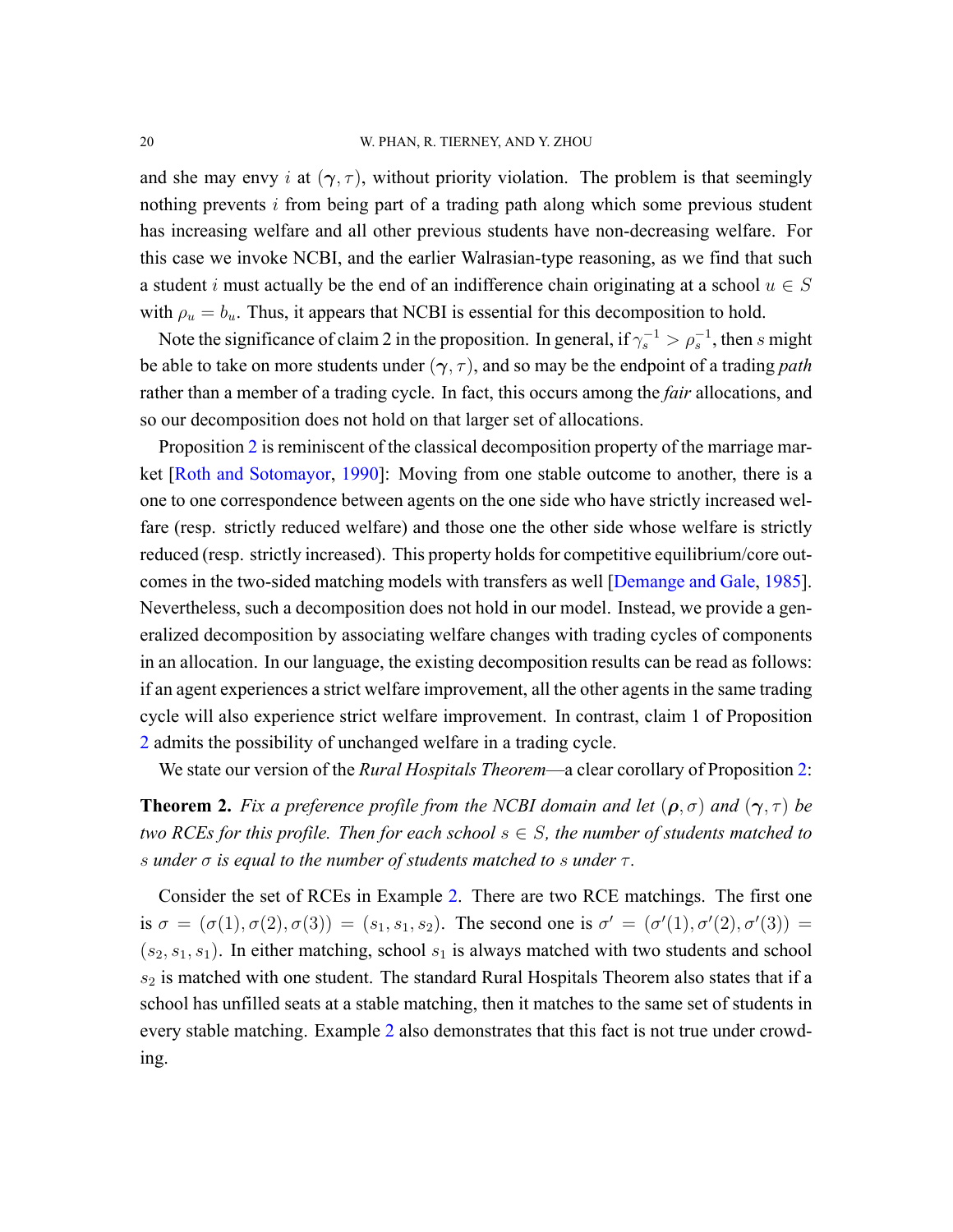and she may envy $i$ at $(\boldsymbol{\gamma}, \tau)$, without priority violation. The problem is that seemingly nothing prevents $i$ from being part of a trading path along which some previous student has increasing welfare and all other previous students have non-decreasing welfare. For this case we invoke NCBI, and the earlier Walrasian-type reasoning, as we find that such a student $i$ must actually be the end of an indifference chain originating at a school $u \in S$ with $\rho_u = b_u$. Thus, it appears that NCBI is essential for this decomposition to hold.

Note the significance of claim 2 in the proposition. In general, if $\gamma_s^{-1} > \rho_s^{-1}$, then $s$ might be able to take on more students under $(\boldsymbol{\gamma}, \tau)$, and so may be the endpoint of a trading *path* rather than a member of a trading cycle. In fact, this occurs among the *fair* allocations, and so our decomposition does not hold on that larger set of allocations.

Proposition 2 is reminiscent of the classical decomposition property of the marriage market [Roth and Sotomayor, 1990]: Moving from one stable outcome to another, there is a one to one correspondence between agents on the one side who have strictly increased welfare (resp. strictly reduced welfare) and those one the other side whose welfare is strictly reduced (resp. strictly increased). This property holds for competitive equilibrium/core outcomes in the two-sided matching models with transfers as well [Demange and Gale, 1985]. Nevertheless, such a decomposition does not hold in our model. Instead, we provide a generalized decomposition by associating welfare changes with trading cycles of components in an allocation. In our language, the existing decomposition results can be read as follows: if an agent experiences a strict welfare improvement, all the other agents in the same trading cycle will also experience strict welfare improvement. In contrast, claim 1 of Proposition 2 admits the possibility of unchanged welfare in a trading cycle.

We state our version of the *Rural Hospitals Theorem*—a clear corollary of Proposition 2:

**Theorem 2.** *Fix a preference profile from the NCBI domain and let $(\boldsymbol{\rho}, \sigma)$ and $(\boldsymbol{\gamma}, \tau)$ be two RCEs for this profile. Then for each school $s \in S$, the number of students matched to $s$ under $\sigma$ is equal to the number of students matched to $s$ under $\tau$.*

Consider the set of RCEs in Example 2. There are two RCE matchings. The first one is $\sigma = (\sigma(1), \sigma(2), \sigma(3)) = (s_1, s_1, s_2)$. The second one is $\sigma' = (\sigma'(1), \sigma'(2), \sigma'(3)) = (s_2, s_1, s_1)$. In either matching, school $s_1$ is always matched with two students and school $s_2$ is matched with one student. The standard Rural Hospitals Theorem also states that if a school has unfilled seats at a stable matching, then it matches to the same set of students in every stable matching. Example 2 also demonstrates that this fact is not true under crowding.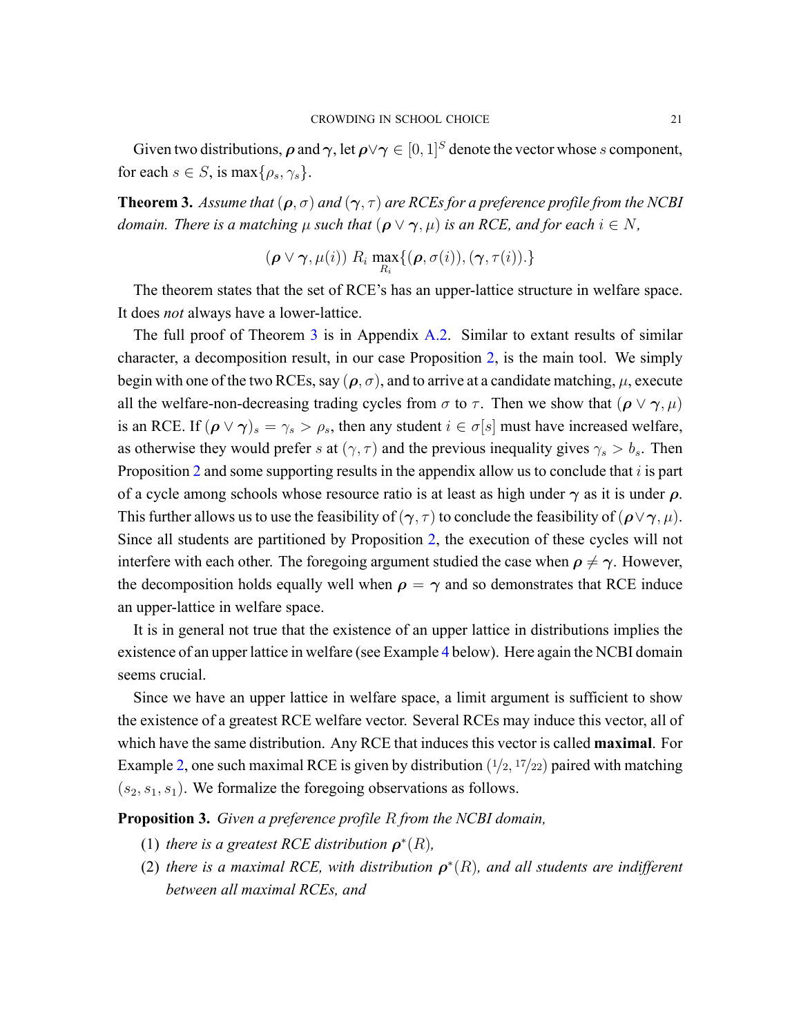Given two distributions, $\boldsymbol{\rho}$ and $\boldsymbol{\gamma}$, let $\boldsymbol{\rho} \vee \boldsymbol{\gamma} \in [0,1]^S$ denote the vector whose $s$ component, for each $s \in S$, is $\max\{\rho_s, \gamma_s\}$.

**Theorem 3.** *Assume that $(\boldsymbol{\rho}, \sigma)$ and $(\boldsymbol{\gamma}, \tau)$ are RCEs for a preference profile from the NCBI domain. There is a matching $\mu$ such that $(\boldsymbol{\rho} \vee \boldsymbol{\gamma}, \mu)$ is an RCE, and for each $i \in N$,*

$$(\boldsymbol{\rho} \vee \boldsymbol{\gamma}, \mu(i)) \; R_i \; \max_{R_i} \{(\boldsymbol{\rho}, \sigma(i)), (\boldsymbol{\gamma}, \tau(i)).\}$$

The theorem states that the set of RCE's has an upper-lattice structure in welfare space. It does *not* always have a lower-lattice.

The full proof of Theorem 3 is in Appendix A.2. Similar to extant results of similar character, a decomposition result, in our case Proposition 2, is the main tool. We simply begin with one of the two RCEs, say $(\boldsymbol{\rho}, \sigma)$, and to arrive at a candidate matching, $\mu$, execute all the welfare-non-decreasing trading cycles from $\sigma$ to $\tau$. Then we show that $(\boldsymbol{\rho} \vee \boldsymbol{\gamma}, \mu)$ is an RCE. If $(\boldsymbol{\rho} \vee \boldsymbol{\gamma})_s = \gamma_s > \rho_s$, then any student $i \in \sigma[s]$ must have increased welfare, as otherwise they would prefer $s$ at $(\gamma, \tau)$ and the previous inequality gives $\gamma_s > b_s$. Then Proposition 2 and some supporting results in the appendix allow us to conclude that $i$ is part of a cycle among schools whose resource ratio is at least as high under $\boldsymbol{\gamma}$ as it is under $\boldsymbol{\rho}$. This further allows us to use the feasibility of $(\boldsymbol{\gamma}, \tau)$ to conclude the feasibility of $(\boldsymbol{\rho} \vee \boldsymbol{\gamma}, \mu)$. Since all students are partitioned by Proposition 2, the execution of these cycles will not interfere with each other. The foregoing argument studied the case when $\boldsymbol{\rho} \neq \boldsymbol{\gamma}$. However, the decomposition holds equally well when $\boldsymbol{\rho} = \boldsymbol{\gamma}$ and so demonstrates that RCE induce an upper-lattice in welfare space.

It is in general not true that the existence of an upper lattice in distributions implies the existence of an upper lattice in welfare (see Example 4 below). Here again the NCBI domain seems crucial.

Since we have an upper lattice in welfare space, a limit argument is sufficient to show the existence of a greatest RCE welfare vector. Several RCEs may induce this vector, all of which have the same distribution. Any RCE that induces this vector is called **maximal**. For Example 2, one such maximal RCE is given by distribution $(1/2, 17/22)$ paired with matching $(s_2, s_1, s_1)$. We formalize the foregoing observations as follows.

**Proposition 3.** *Given a preference profile $R$ from the NCBI domain,*

1. *there is a greatest RCE distribution $\boldsymbol{\rho}^*(R)$,*
2. *there is a maximal RCE, with distribution $\boldsymbol{\rho}^*(R)$, and all students are indifferent between all maximal RCEs, and*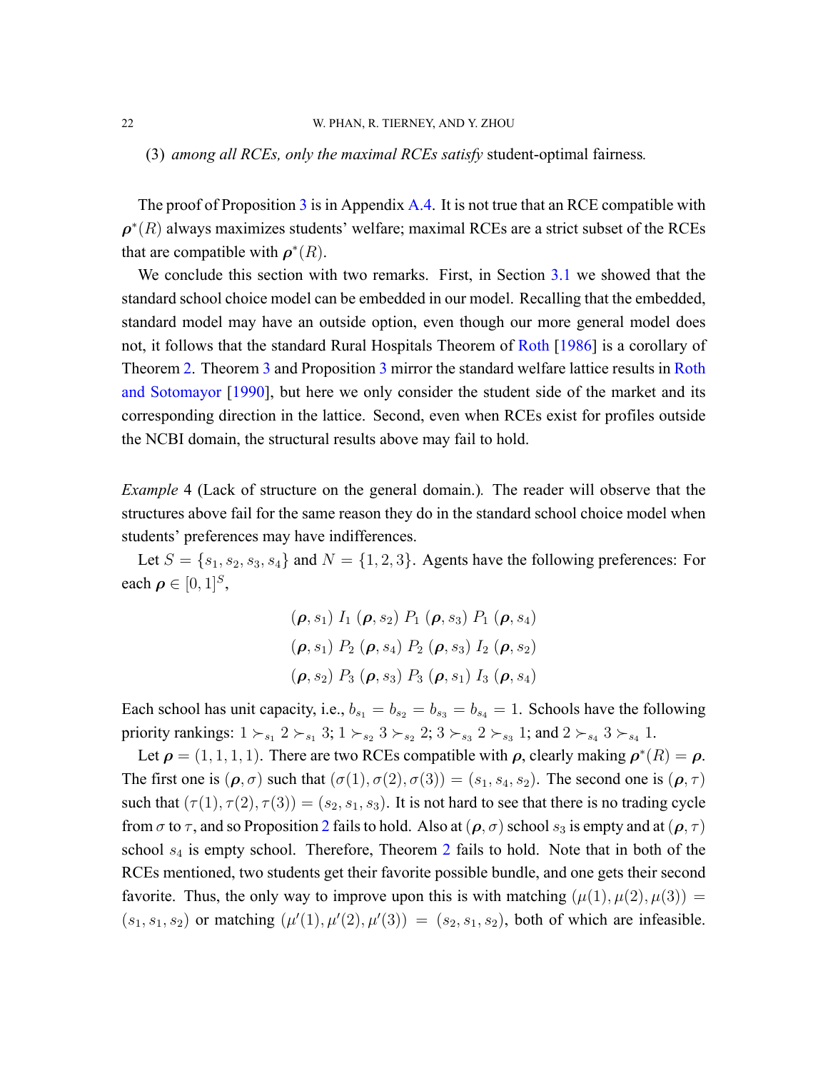(3) *among all RCEs, only the maximal RCEs satisfy* student-optimal fairness*.*

The proof of Proposition 3 is in Appendix A.4. It is not true that an RCE compatible with $\boldsymbol{\rho}^*(R)$ always maximizes students' welfare; maximal RCEs are a strict subset of the RCEs that are compatible with $\boldsymbol{\rho}^*(R)$.

We conclude this section with two remarks. First, in Section 3.1 we showed that the standard school choice model can be embedded in our model. Recalling that the embedded, standard model may have an outside option, even though our more general model does not, it follows that the standard Rural Hospitals Theorem of Roth [1986] is a corollary of Theorem 2. Theorem 3 and Proposition 3 mirror the standard welfare lattice results in Roth and Sotomayor [1990], but here we only consider the student side of the market and its corresponding direction in the lattice. Second, even when RCEs exist for profiles outside the NCBI domain, the structural results above may fail to hold.

*Example* 4 (Lack of structure on the general domain.)*.* The reader will observe that the structures above fail for the same reason they do in the standard school choice model when students' preferences may have indifferences.

Let $S = \{s_1, s_2, s_3, s_4\}$ and $N = \{1, 2, 3\}$. Agents have the following preferences: For each $\boldsymbol{\rho} \in [0,1]^S$,

$$(\boldsymbol{\rho}, s_1)\ I_1\ (\boldsymbol{\rho}, s_2)\ P_1\ (\boldsymbol{\rho}, s_3)\ P_1\ (\boldsymbol{\rho}, s_4)$$

$$(\boldsymbol{\rho}, s_1)\ P_2\ (\boldsymbol{\rho}, s_4)\ P_2\ (\boldsymbol{\rho}, s_3)\ I_2\ (\boldsymbol{\rho}, s_2)$$

$$(\boldsymbol{\rho}, s_2)\ P_3\ (\boldsymbol{\rho}, s_3)\ P_3\ (\boldsymbol{\rho}, s_1)\ I_3\ (\boldsymbol{\rho}, s_4)$$

Each school has unit capacity, i.e., $b_{s_1} = b_{s_2} = b_{s_3} = b_{s_4} = 1$. Schools have the following priority rankings: $1 \succ_{s_1} 2 \succ_{s_1} 3$; $1 \succ_{s_2} 3 \succ_{s_2} 2$; $3 \succ_{s_3} 2 \succ_{s_3} 1$; and $2 \succ_{s_4} 3 \succ_{s_4} 1$.

Let $\boldsymbol{\rho} = (1, 1, 1, 1)$. There are two RCEs compatible with $\boldsymbol{\rho}$, clearly making $\boldsymbol{\rho}^*(R) = \boldsymbol{\rho}$. The first one is $(\boldsymbol{\rho}, \sigma)$ such that $(\sigma(1), \sigma(2), \sigma(3)) = (s_1, s_4, s_2)$. The second one is $(\boldsymbol{\rho}, \tau)$ such that $(\tau(1), \tau(2), \tau(3)) = (s_2, s_1, s_3)$. It is not hard to see that there is no trading cycle from $\sigma$ to $\tau$, and so Proposition 2 fails to hold. Also at $(\boldsymbol{\rho}, \sigma)$ school $s_3$ is empty and at $(\boldsymbol{\rho}, \tau)$ school $s_4$ is empty school. Therefore, Theorem 2 fails to hold. Note that in both of the RCEs mentioned, two students get their favorite possible bundle, and one gets their second favorite. Thus, the only way to improve upon this is with matching $(\mu(1), \mu(2), \mu(3)) = (s_1, s_1, s_2)$ or matching $(\mu'(1), \mu'(2), \mu'(3)) = (s_2, s_1, s_2)$, both of which are infeasible.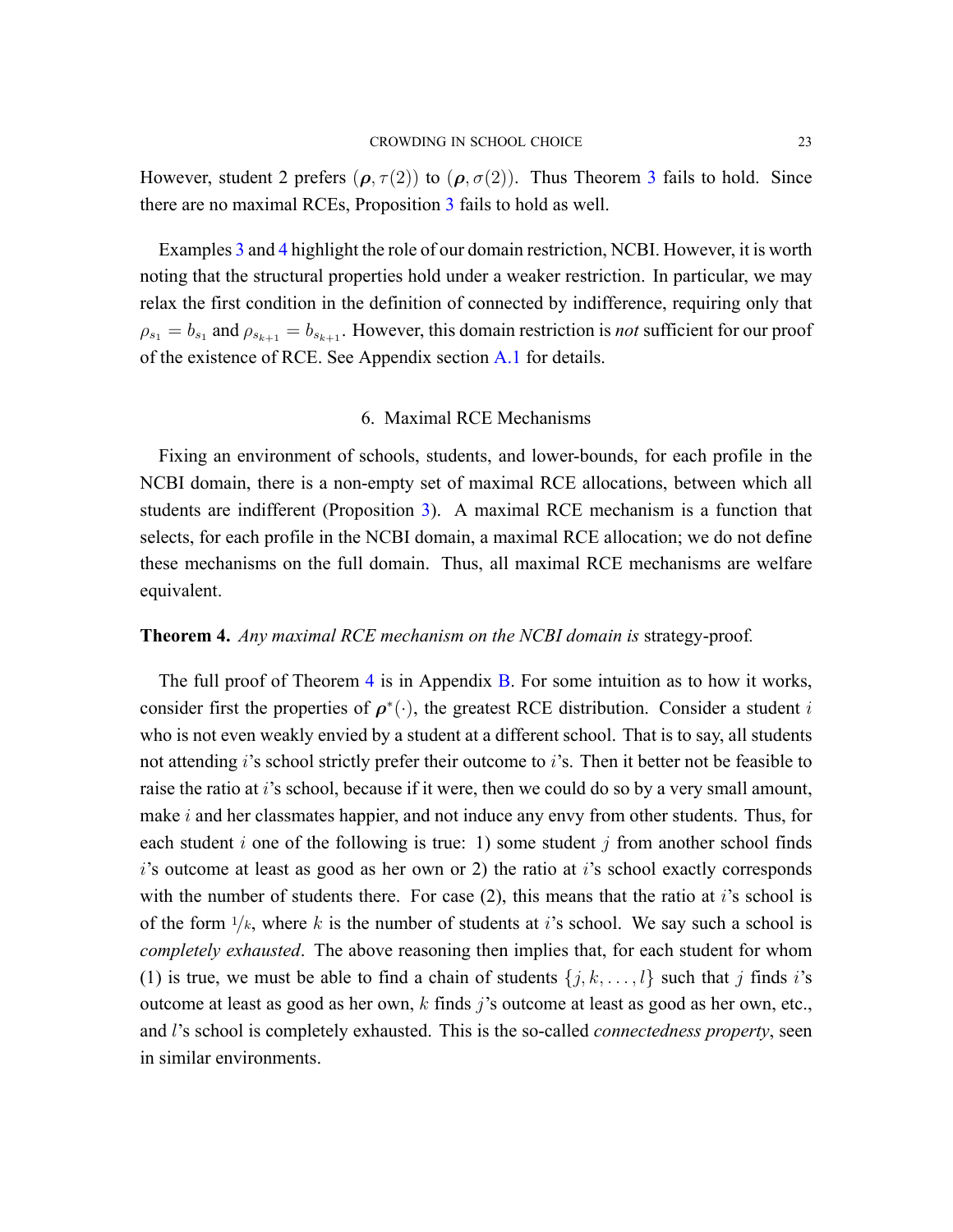However, student 2 prefers $(\boldsymbol{\rho}, \tau(2))$ to $(\boldsymbol{\rho}, \sigma(2))$. Thus Theorem 3 fails to hold. Since there are no maximal RCEs, Proposition 3 fails to hold as well.

Examples 3 and 4 highlight the role of our domain restriction, NCBI. However, it is worth noting that the structural properties hold under a weaker restriction. In particular, we may relax the first condition in the definition of connected by indifference, requiring only that $\rho_{s_1} = b_{s_1}$ and $\rho_{s_{k+1}} = b_{s_{k+1}}$. However, this domain restriction is *not* sufficient for our proof of the existence of RCE. See Appendix section A.1 for details.

## 6. Maximal RCE Mechanisms

Fixing an environment of schools, students, and lower-bounds, for each profile in the NCBI domain, there is a non-empty set of maximal RCE allocations, between which all students are indifferent (Proposition 3). A maximal RCE mechanism is a function that selects, for each profile in the NCBI domain, a maximal RCE allocation; we do not define these mechanisms on the full domain. Thus, all maximal RCE mechanisms are welfare equivalent.

**Theorem 4.** *Any maximal RCE mechanism on the NCBI domain is* strategy-proof*.*

The full proof of Theorem 4 is in Appendix B. For some intuition as to how it works, consider first the properties of $\boldsymbol{\rho}^*(\cdot)$, the greatest RCE distribution. Consider a student $i$ who is not even weakly envied by a student at a different school. That is to say, all students not attending $i$'s school strictly prefer their outcome to $i$'s. Then it better not be feasible to raise the ratio at $i$'s school, because if it were, then we could do so by a very small amount, make $i$ and her classmates happier, and not induce any envy from other students. Thus, for each student $i$ one of the following is true: 1) some student $j$ from another school finds $i$'s outcome at least as good as her own or 2) the ratio at $i$'s school exactly corresponds with the number of students there. For case (2), this means that the ratio at $i$'s school is of the form $1/k$, where $k$ is the number of students at $i$'s school. We say such a school is *completely exhausted*. The above reasoning then implies that, for each student for whom (1) is true, we must be able to find a chain of students $\{j, k, \ldots, l\}$ such that $j$ finds $i$'s outcome at least as good as her own, $k$ finds $j$'s outcome at least as good as her own, etc., and $l$'s school is completely exhausted. This is the so-called *connectedness property*, seen in similar environments.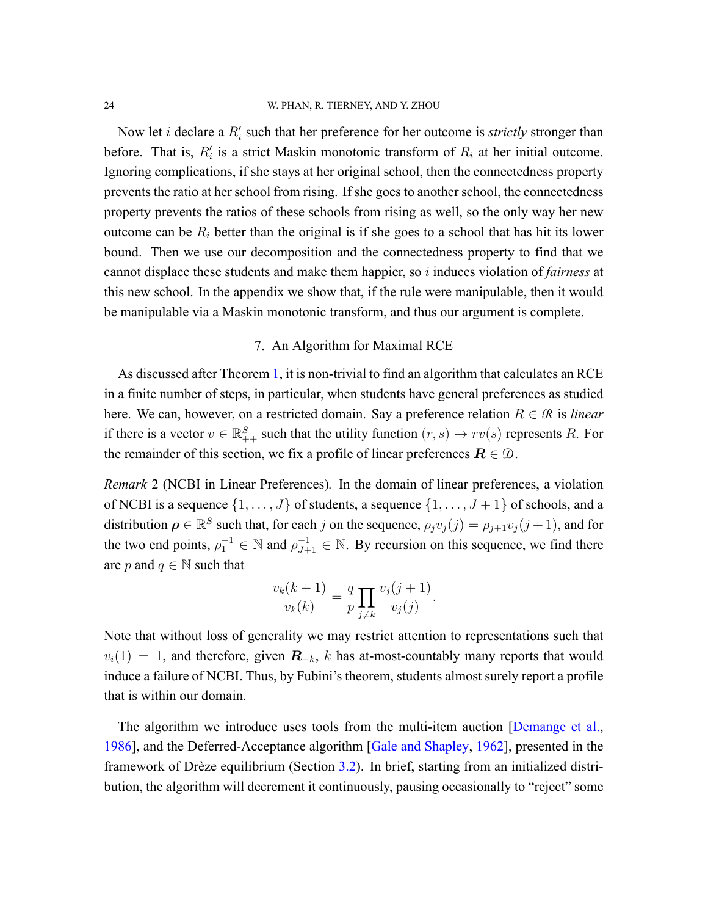Now let $i$ declare a $R'_i$ such that her preference for her outcome is *strictly* stronger than before. That is, $R'_i$ is a strict Maskin monotonic transform of $R_i$ at her initial outcome. Ignoring complications, if she stays at her original school, then the connectedness property prevents the ratio at her school from rising. If she goes to another school, the connectedness property prevents the ratios of these schools from rising as well, so the only way her new outcome can be $R_i$ better than the original is if she goes to a school that has hit its lower bound. Then we use our decomposition and the connectedness property to find that we cannot displace these students and make them happier, so $i$ induces violation of *fairness* at this new school. In the appendix we show that, if the rule were manipulable, then it would be manipulable via a Maskin monotonic transform, and thus our argument is complete.

## 7. An Algorithm for Maximal RCE

As discussed after Theorem 1, it is non-trivial to find an algorithm that calculates an RCE in a finite number of steps, in particular, when students have general preferences as studied here. We can, however, on a restricted domain. Say a preference relation $R \in \mathcal{R}$ is *linear* if there is a vector $v \in \mathbb{R}^S_{++}$ such that the utility function $(r, s) \mapsto rv(s)$ represents $R$. For the remainder of this section, we fix a profile of linear preferences $\boldsymbol{R} \in \mathcal{D}$.

*Remark* 2 (NCBI in Linear Preferences)*.* In the domain of linear preferences, a violation of NCBI is a sequence $\{1, \ldots, J\}$ of students, a sequence $\{1, \ldots, J+1\}$ of schools, and a distribution $\boldsymbol{\rho} \in \mathbb{R}^S$ such that, for each $j$ on the sequence, $\rho_j v_j(j) = \rho_{j+1} v_j(j+1)$, and for the two end points, $\rho_1^{-1} \in \mathbb{N}$ and $\rho_{J+1}^{-1} \in \mathbb{N}$. By recursion on this sequence, we find there are $p$ and $q \in \mathbb{N}$ such that

$$\frac{v_k(k+1)}{v_k(k)} = \frac{q}{p} \prod_{j \neq k} \frac{v_j(j+1)}{v_j(j)}.$$

Note that without loss of generality we may restrict attention to representations such that $v_i(1) = 1$, and therefore, given $\boldsymbol{R}_{-k}$, $k$ has at-most-countably many reports that would induce a failure of NCBI. Thus, by Fubini's theorem, students almost surely report a profile that is within our domain.

The algorithm we introduce uses tools from the multi-item auction [Demange et al., 1986], and the Deferred-Acceptance algorithm [Gale and Shapley, 1962], presented in the framework of Drèze equilibrium (Section 3.2). In brief, starting from an initialized distribution, the algorithm will decrement it continuously, pausing occasionally to "reject" some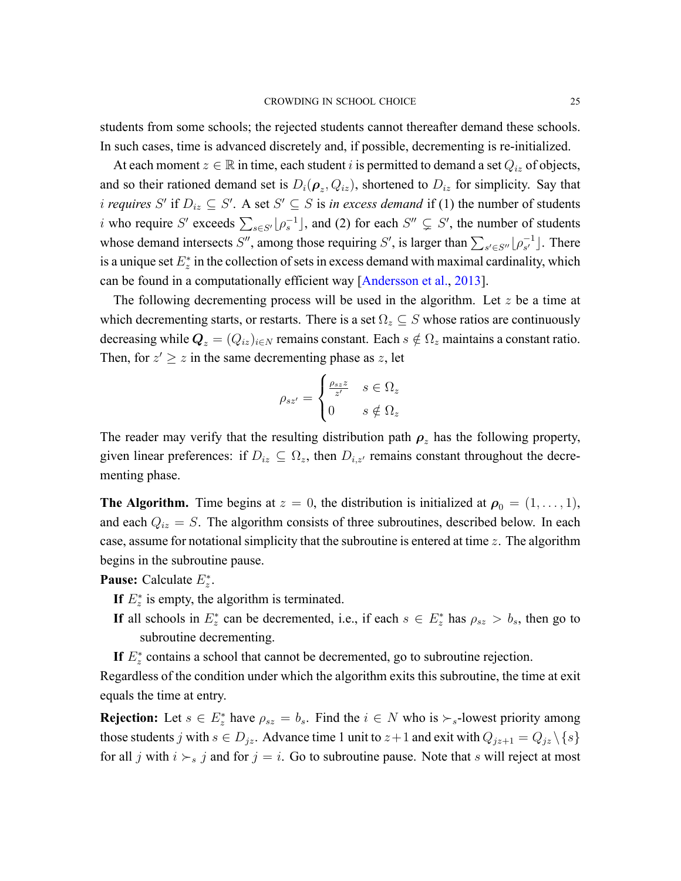students from some schools; the rejected students cannot thereafter demand these schools. In such cases, time is advanced discretely and, if possible, decrementing is re-initialized.

At each moment $z \in \mathbb{R}$ in time, each student $i$ is permitted to demand a set $Q_{iz}$ of objects, and so their rationed demand set is $D_i(\boldsymbol{\rho}_z, Q_{iz})$, shortened to $D_{iz}$ for simplicity. Say that $i$ *requires* $S'$ if $D_{iz} \subseteq S'$. A set $S' \subseteq S$ is *in excess demand* if (1) the number of students $i$ who require $S'$ exceeds $\sum_{s \in S'} \lfloor \rho_s^{-1} \rfloor$, and (2) for each $S'' \subsetneq S'$, the number of students whose demand intersects $S''$, among those requiring $S'$, is larger than $\sum_{s' \in S''} \lfloor \rho_{s'}^{-1} \rfloor$. There is a unique set $E_z^*$ in the collection of sets in excess demand with maximal cardinality, which can be found in a computationally efficient way [Andersson et al., 2013].

The following decrementing process will be used in the algorithm. Let $z$ be a time at which decrementing starts, or restarts. There is a set $\Omega_z \subseteq S$ whose ratios are continuously decreasing while $\boldsymbol{Q}_z = (Q_{iz})_{i \in N}$ remains constant. Each $s \notin \Omega_z$ maintains a constant ratio. Then, for $z' \geq z$ in the same decrementing phase as $z$, let

$$
\rho_{sz'} = \begin{cases} \frac{\rho_{sz} z}{z'} & s \in \Omega_z \\ 0 & s \notin \Omega_z \end{cases}
$$

The reader may verify that the resulting distribution path $\boldsymbol{\rho}_z$ has the following property, given linear preferences: if $D_{iz} \subseteq \Omega_z$, then $D_{i,z'}$ remains constant throughout the decrementing phase.

**The Algorithm.** Time begins at $z = 0$, the distribution is initialized at $\boldsymbol{\rho}_0 = (1, \ldots, 1)$, and each $Q_{iz} = S$. The algorithm consists of three subroutines, described below. In each case, assume for notational simplicity that the subroutine is entered at time $z$. The algorithm begins in the subroutine pause.

**Pause:** Calculate $E_z^*$.

- **If** $E_z^*$ is empty, the algorithm is terminated.
- **If** all schools in $E_z^*$ can be decremented, i.e., if each $s \in E_z^*$ has $\rho_{sz} > b_s$, then go to subroutine decrementing.
- **If** $E_z^*$ contains a school that cannot be decremented, go to subroutine rejection.

Regardless of the condition under which the algorithm exits this subroutine, the time at exit equals the time at entry.

**Rejection:** Let $s \in E_z^*$ have $\rho_{sz} = b_s$. Find the $i \in N$ who is $\succ_s$-lowest priority among those students $j$ with $s \in D_{jz}$. Advance time 1 unit to $z+1$ and exit with $Q_{jz+1} = Q_{jz} \setminus \{s\}$ for all $j$ with $i \succ_s j$ and for $j = i$. Go to subroutine pause. Note that $s$ will reject at most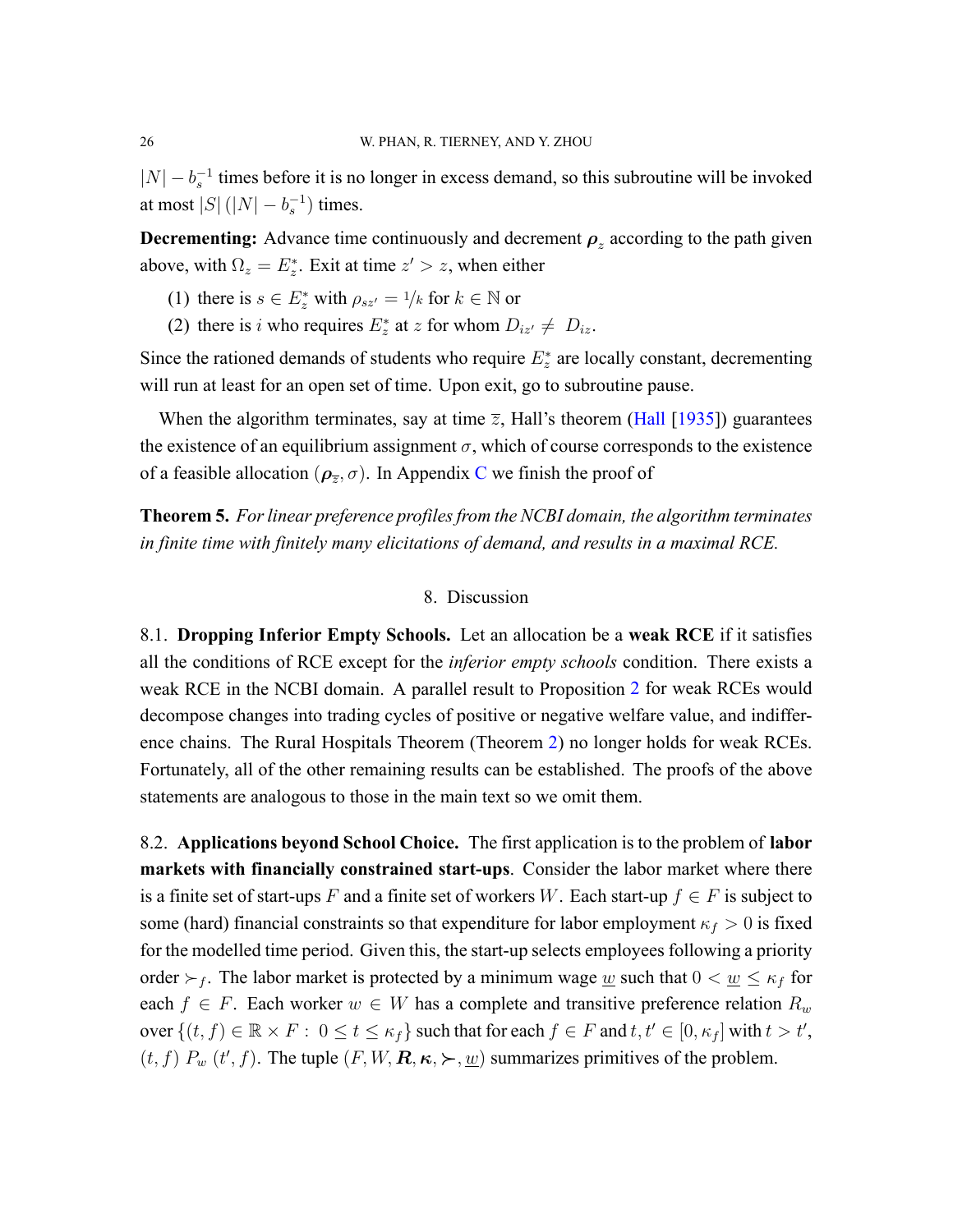$|N| - b_s^{-1}$ times before it is no longer in excess demand, so this subroutine will be invoked at most $|S|\,(|N| - b_s^{-1})$ times.

**Decrementing:** Advance time continuously and decrement $\boldsymbol{\rho}_z$ according to the path given above, with $\Omega_z = E_z^*$. Exit at time $z' > z$, when either

(1) there is $s \in E_z^*$ with $\rho_{sz'} = 1/k$ for $k \in \mathbb{N}$ or
(2) there is $i$ who requires $E_z^*$ at $z$ for whom $D_{iz'} \neq D_{iz}$.

Since the rationed demands of students who require $E_z^*$ are locally constant, decrementing will run at least for an open set of time. Upon exit, go to subroutine pause.

When the algorithm terminates, say at time $\bar{z}$, Hall's theorem (Hall [1935]) guarantees the existence of an equilibrium assignment $\sigma$, which of course corresponds to the existence of a feasible allocation $(\boldsymbol{\rho}_{\bar{z}}, \sigma)$. In Appendix C we finish the proof of

**Theorem 5.** *For linear preference profiles from the NCBI domain, the algorithm terminates in finite time with finitely many elicitations of demand, and results in a maximal RCE.*

## 8. Discussion

8.1. **Dropping Inferior Empty Schools.** Let an allocation be a **weak RCE** if it satisfies all the conditions of RCE except for the *inferior empty schools* condition. There exists a weak RCE in the NCBI domain. A parallel result to Proposition 2 for weak RCEs would decompose changes into trading cycles of positive or negative welfare value, and indifference chains. The Rural Hospitals Theorem (Theorem 2) no longer holds for weak RCEs. Fortunately, all of the other remaining results can be established. The proofs of the above statements are analogous to those in the main text so we omit them.

8.2. **Applications beyond School Choice.** The first application is to the problem of **labor markets with financially constrained start-ups**. Consider the labor market where there is a finite set of start-ups $F$ and a finite set of workers $W$. Each start-up $f \in F$ is subject to some (hard) financial constraints so that expenditure for labor employment $\kappa_f > 0$ is fixed for the modelled time period. Given this, the start-up selects employees following a priority order $\succ_f$. The labor market is protected by a minimum wage $\underline{w}$ such that $0 < \underline{w} \leq \kappa_f$ for each $f \in F$. Each worker $w \in W$ has a complete and transitive preference relation $R_w$ over $\{(t, f) \in \mathbb{R} \times F : \; 0 \leq t \leq \kappa_f\}$ such that for each $f \in F$ and $t, t' \in [0, \kappa_f]$ with $t > t'$, $(t, f)\; P_w\; (t', f)$. The tuple $(F, W, \boldsymbol{R}, \boldsymbol{\kappa}, \succ, \underline{w})$ summarizes primitives of the problem.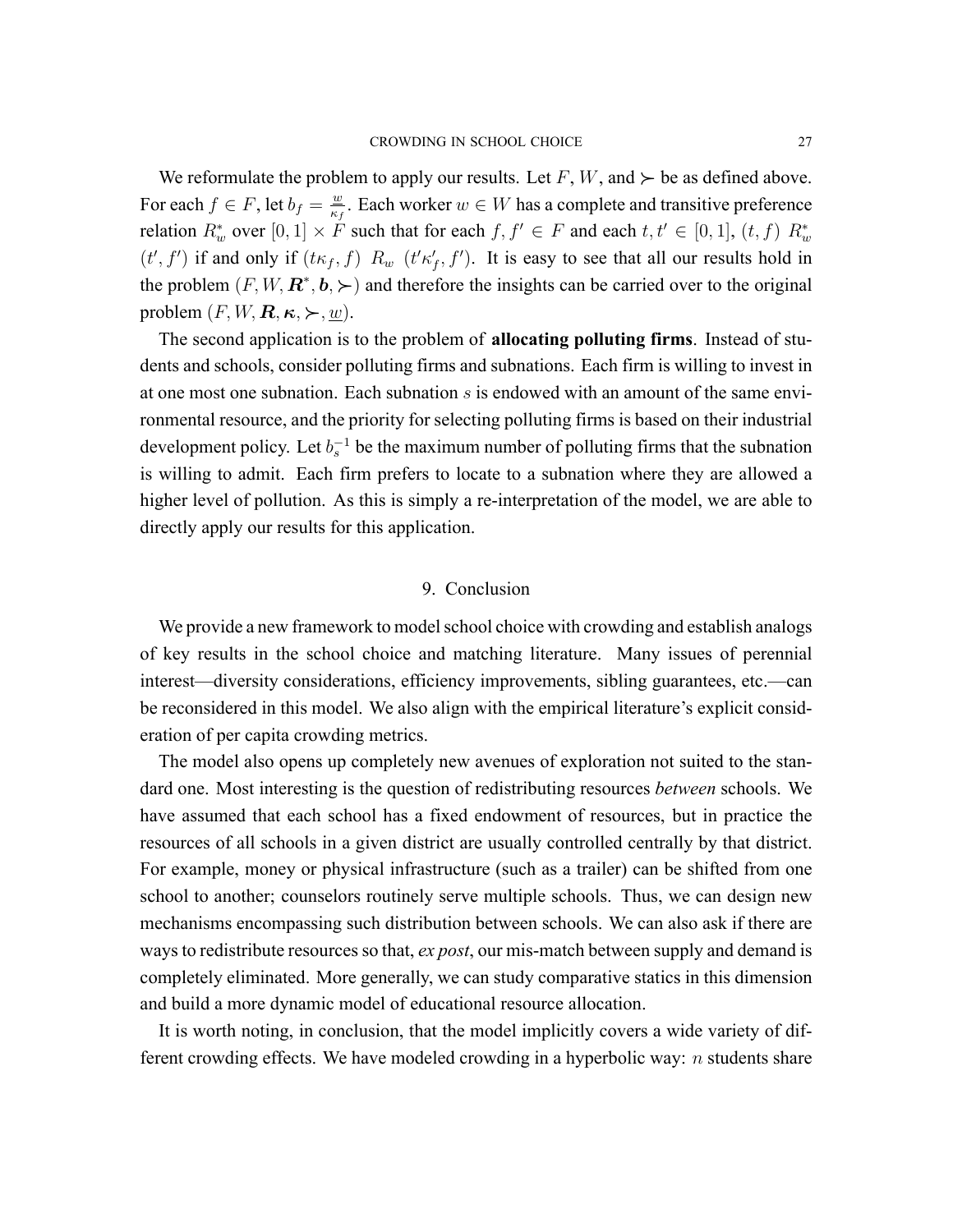We reformulate the problem to apply our results. Let $F$, $W$, and $\succ$ be as defined above. For each $f \in F$, let $b_f = \frac{\underline{w}}{\kappa_f}$. Each worker $w \in W$ has a complete and transitive preference relation $R^*_w$ over $[0,1] \times F$ such that for each $f, f' \in F$ and each $t, t' \in [0,1]$, $(t, f)\ R^*_w\ (t', f')$ if and only if $(t\kappa_f, f)\ R_w\ (t'\kappa'_f, f')$. It is easy to see that all our results hold in the problem $(F, W, \boldsymbol{R}^*, \boldsymbol{b}, \succ)$ and therefore the insights can be carried over to the original problem $(F, W, \boldsymbol{R}, \boldsymbol{\kappa}, \succ, \underline{w})$.

The second application is to the problem of **allocating polluting firms**. Instead of students and schools, consider polluting firms and subnations. Each firm is willing to invest in at one most one subnation. Each subnation $s$ is endowed with an amount of the same environmental resource, and the priority for selecting polluting firms is based on their industrial development policy. Let $b_s^{-1}$ be the maximum number of polluting firms that the subnation is willing to admit. Each firm prefers to locate to a subnation where they are allowed a higher level of pollution. As this is simply a re-interpretation of the model, we are able to directly apply our results for this application.

## 9. Conclusion

We provide a new framework to model school choice with crowding and establish analogs of key results in the school choice and matching literature. Many issues of perennial interest—diversity considerations, efficiency improvements, sibling guarantees, etc.—can be reconsidered in this model. We also align with the empirical literature's explicit consideration of per capita crowding metrics.

The model also opens up completely new avenues of exploration not suited to the standard one. Most interesting is the question of redistributing resources *between* schools. We have assumed that each school has a fixed endowment of resources, but in practice the resources of all schools in a given district are usually controlled centrally by that district. For example, money or physical infrastructure (such as a trailer) can be shifted from one school to another; counselors routinely serve multiple schools. Thus, we can design new mechanisms encompassing such distribution between schools. We can also ask if there are ways to redistribute resources so that, *ex post*, our mis-match between supply and demand is completely eliminated. More generally, we can study comparative statics in this dimension and build a more dynamic model of educational resource allocation.

It is worth noting, in conclusion, that the model implicitly covers a wide variety of different crowding effects. We have modeled crowding in a hyperbolic way: $n$ students share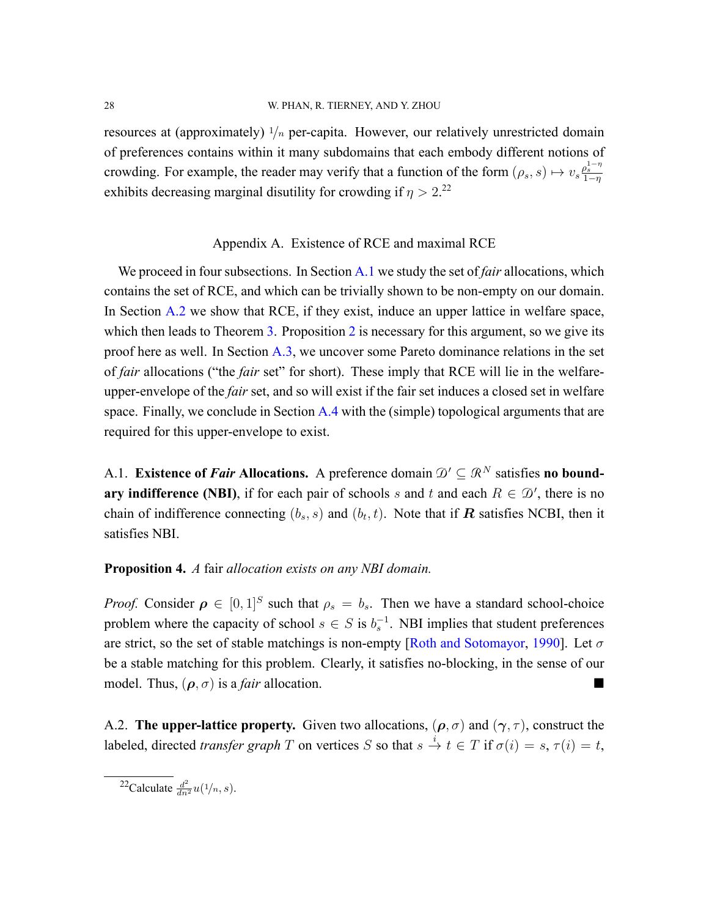resources at (approximately) $1/n$ per-capita. However, our relatively unrestricted domain of preferences contains within it many subdomains that each embody different notions of crowding. For example, the reader may verify that a function of the form $(\rho_s, s) \mapsto v_s \frac{\rho_s^{1-\eta}}{1-\eta}$ exhibits decreasing marginal disutility for crowding if $\eta > 2$.[22]

## Appendix A. Existence of RCE and maximal RCE

We proceed in four subsections. In Section A.1 we study the set of *fair* allocations, which contains the set of RCE, and which can be trivially shown to be non-empty on our domain. In Section A.2 we show that RCE, if they exist, induce an upper lattice in welfare space, which then leads to Theorem 3. Proposition 2 is necessary for this argument, so we give its proof here as well. In Section A.3, we uncover some Pareto dominance relations in the set of *fair* allocations ("the *fair* set" for short). These imply that RCE will lie in the welfare-upper-envelope of the *fair* set, and so will exist if the fair set induces a closed set in welfare space. Finally, we conclude in Section A.4 with the (simple) topological arguments that are required for this upper-envelope to exist.

### A.1. Existence of *Fair* Allocations.

A preference domain $\mathcal{D}' \subseteq \mathcal{R}^N$ satisfies **no boundary indifference (NBI)**, if for each pair of schools $s$ and $t$ and each $R \in \mathcal{D}'$, there is no chain of indifference connecting $(b_s, s)$ and $(b_t, t)$. Note that if $\boldsymbol{R}$ satisfies NCBI, then it satisfies NBI.

**Proposition 4.** *A* fair *allocation exists on any NBI domain.*

*Proof.* Consider $\boldsymbol{\rho} \in [0,1]^S$ such that $\rho_s = b_s$. Then we have a standard school-choice problem where the capacity of school $s \in S$ is $b_s^{-1}$. NBI implies that student preferences are strict, so the set of stable matchings is non-empty [Roth and Sotomayor, 1990]. Let $\sigma$ be a stable matching for this problem. Clearly, it satisfies no-blocking, in the sense of our model. Thus, $(\boldsymbol{\rho}, \sigma)$ is a *fair* allocation. ■

### A.2. The upper-lattice property.

Given two allocations, $(\boldsymbol{\rho}, \sigma)$ and $(\boldsymbol{\gamma}, \tau)$, construct the labeled, directed *transfer graph* $T$ on vertices $S$ so that $s \xrightarrow{i} t \in T$ if $\sigma(i) = s$, $\tau(i) = t$,

[22] Calculate $\frac{d^2}{dn^2} u(1/n, s)$.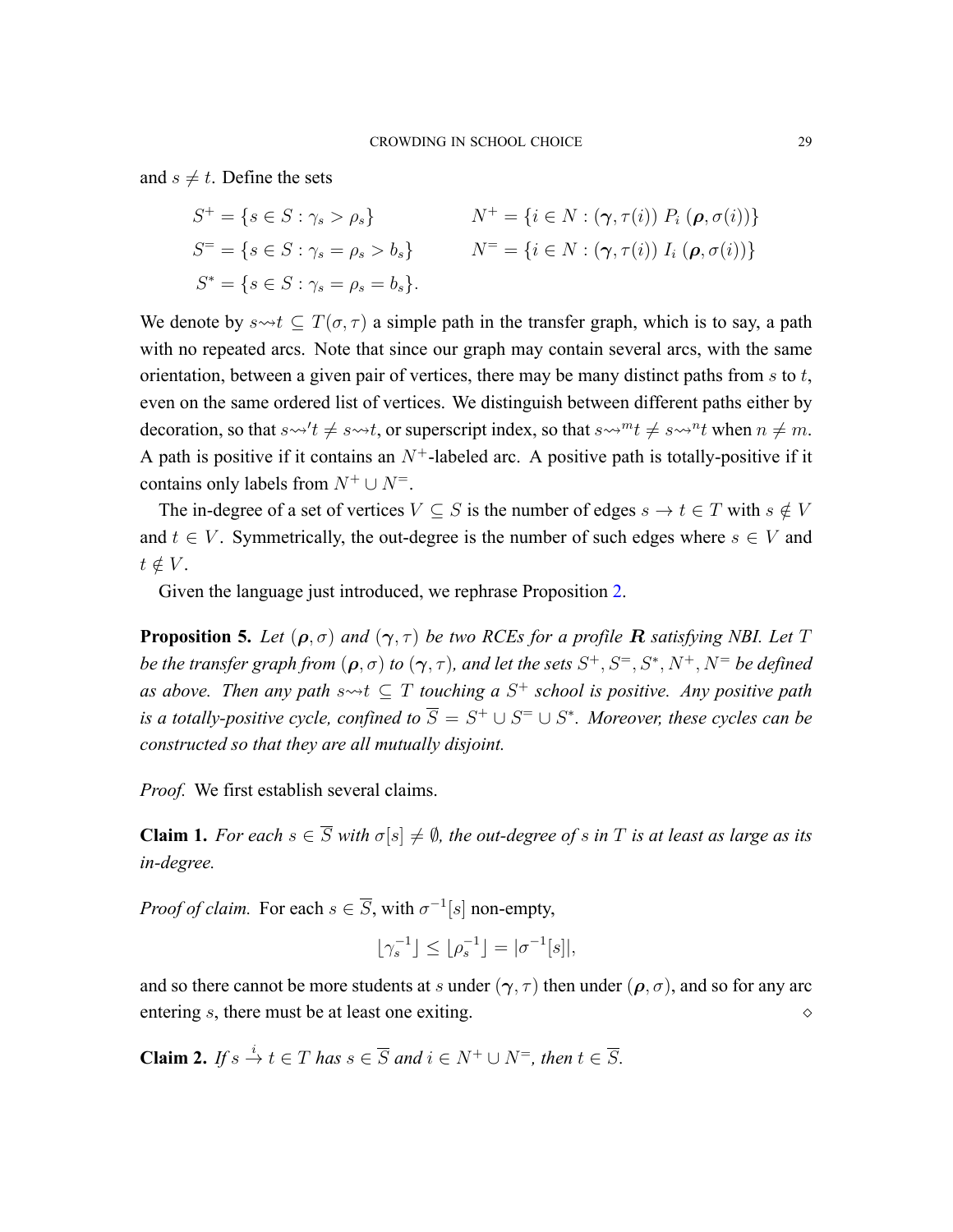and $s \neq t$. Define the sets

$$
\begin{aligned}
S^+ &= \{s \in S : \gamma_s > \rho_s\} & N^+ &= \{i \in N : (\boldsymbol{\gamma}, \tau(i)) \; P_i \; (\boldsymbol{\rho}, \sigma(i))\} \\
S^= &= \{s \in S : \gamma_s = \rho_s > b_s\} & N^= &= \{i \in N : (\boldsymbol{\gamma}, \tau(i)) \; I_i \; (\boldsymbol{\rho}, \sigma(i))\} \\
S^* &= \{s \in S : \gamma_s = \rho_s = b_s\}.
\end{aligned}
$$

We denote by $s \rightsquigarrow t \subseteq T(\sigma, \tau)$ a simple path in the transfer graph, which is to say, a path with no repeated arcs. Note that since our graph may contain several arcs, with the same orientation, between a given pair of vertices, there may be many distinct paths from $s$ to $t$, even on the same ordered list of vertices. We distinguish between different paths either by decoration, so that $s \rightsquigarrow' t \neq s \rightsquigarrow t$, or superscript index, so that $s \rightsquigarrow^m t \neq s \rightsquigarrow^n t$ when $n \neq m$. A path is positive if it contains an $N^+$-labeled arc. A positive path is totally-positive if it contains only labels from $N^+ \cup N^=$.

The in-degree of a set of vertices $V \subseteq S$ is the number of edges $s \to t \in T$ with $s \notin V$ and $t \in V$. Symmetrically, the out-degree is the number of such edges where $s \in V$ and $t \notin V$.

Given the language just introduced, we rephrase Proposition 2.

**Proposition 5.** *Let $(\boldsymbol{\rho}, \sigma)$ and $(\boldsymbol{\gamma}, \tau)$ be two RCEs for a profile $\boldsymbol{R}$ satisfying NBI. Let $T$ be the transfer graph from $(\boldsymbol{\rho}, \sigma)$ to $(\boldsymbol{\gamma}, \tau)$, and let the sets $S^+, S^=, S^*, N^+, N^=$ be defined as above. Then any path $s \rightsquigarrow t \subseteq T$ touching a $S^+$ school is positive. Any positive path is a totally-positive cycle, confined to $\overline{S} = S^+ \cup S^= \cup S^*$. Moreover, these cycles can be constructed so that they are all mutually disjoint.*

*Proof.* We first establish several claims.

**Claim 1.** *For each $s \in \overline{S}$ with $\sigma[s] \neq \emptyset$, the out-degree of $s$ in $T$ is at least as large as its in-degree.*

*Proof of claim.* For each $s \in \overline{S}$, with $\sigma^{-1}[s]$ non-empty,

$$\lfloor \gamma_s^{-1} \rfloor \leq \lfloor \rho_s^{-1} \rfloor = |\sigma^{-1}[s]|,$$

and so there cannot be more students at $s$ under $(\boldsymbol{\gamma}, \tau)$ then under $(\boldsymbol{\rho}, \sigma)$, and so for any arc entering $s$, there must be at least one exiting. $\diamond$

**Claim 2.** *If $s \xrightarrow{i} t \in T$ has $s \in \overline{S}$ and $i \in N^+ \cup N^=$, then $t \in \overline{S}$.*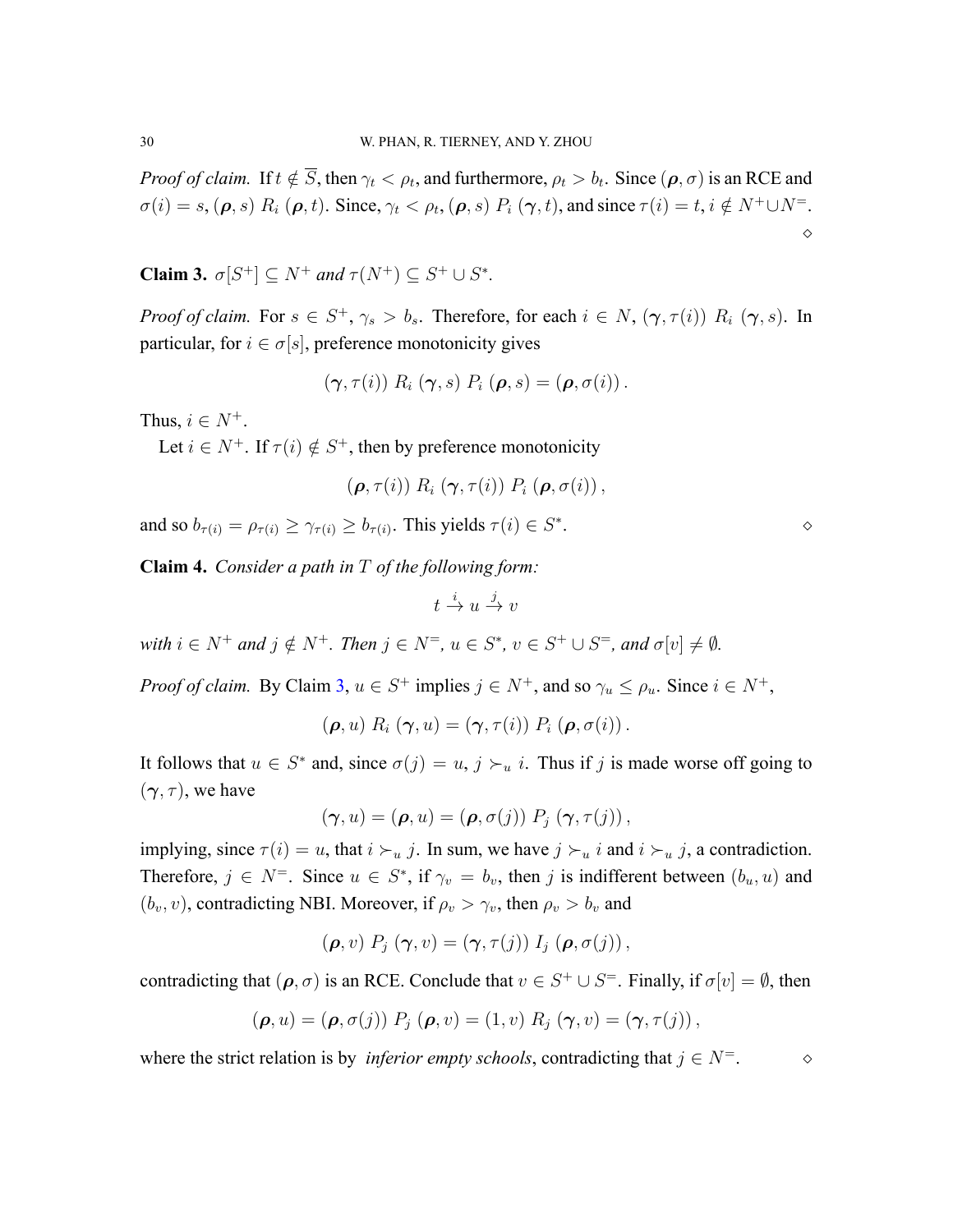*Proof of claim.* If $t \notin \overline{S}$, then $\gamma_t < \rho_t$, and furthermore, $\rho_t > b_t$. Since $(\boldsymbol{\rho}, \sigma)$ is an RCE and $\sigma(i) = s$, $(\boldsymbol{\rho}, s)\ R_i\ (\boldsymbol{\rho}, t)$. Since, $\gamma_t < \rho_t$, $(\boldsymbol{\rho}, s)\ P_i\ (\boldsymbol{\gamma}, t)$, and since $\tau(i) = t$, $i \notin N^+ \cup N^=$. $\diamond$

**Claim 3.** *$\sigma[S^+] \subseteq N^+$ and $\tau(N^+) \subseteq S^+ \cup S^*$.*

*Proof of claim.* For $s \in S^+$, $\gamma_s > b_s$. Therefore, for each $i \in N$, $(\boldsymbol{\gamma}, \tau(i))\ R_i\ (\boldsymbol{\gamma}, s)$. In particular, for $i \in \sigma[s]$, preference monotonicity gives

$$(\boldsymbol{\gamma}, \tau(i))\ R_i\ (\boldsymbol{\gamma}, s)\ P_i\ (\boldsymbol{\rho}, s) = (\boldsymbol{\rho}, \sigma(i)).$$

Thus, $i \in N^+$.

Let $i \in N^+$. If $\tau(i) \notin S^+$, then by preference monotonicity

$$(\boldsymbol{\rho}, \tau(i))\ R_i\ (\boldsymbol{\gamma}, \tau(i))\ P_i\ (\boldsymbol{\rho}, \sigma(i)),$$

and so $b_{\tau(i)} = \rho_{\tau(i)} \geq \gamma_{\tau(i)} \geq b_{\tau(i)}$. This yields $\tau(i) \in S^*$. $\diamond$

**Claim 4.** *Consider a path in $T$ of the following form:*

$$t \xrightarrow{i} u \xrightarrow{j} v$$

*with $i \in N^+$ and $j \notin N^+$. Then $j \in N^=$, $u \in S^*$, $v \in S^+ \cup S^=$, and $\sigma[v] \neq \emptyset$.*

*Proof of claim.* By Claim 3, $u \in S^+$ implies $j \in N^+$, and so $\gamma_u \leq \rho_u$. Since $i \in N^+$,

$$(\boldsymbol{\rho}, u)\ R_i\ (\boldsymbol{\gamma}, u) = (\boldsymbol{\gamma}, \tau(i))\ P_i\ (\boldsymbol{\rho}, \sigma(i)).$$

It follows that $u \in S^*$ and, since $\sigma(j) = u$, $j \succ_u i$. Thus if $j$ is made worse off going to $(\boldsymbol{\gamma}, \tau)$, we have

$$(\boldsymbol{\gamma}, u) = (\boldsymbol{\rho}, u) = (\boldsymbol{\rho}, \sigma(j))\ P_j\ (\boldsymbol{\gamma}, \tau(j)),$$

implying, since $\tau(i) = u$, that $i \succ_u j$. In sum, we have $j \succ_u i$ and $i \succ_u j$, a contradiction. Therefore, $j \in N^=$. Since $u \in S^*$, if $\gamma_v = b_v$, then $j$ is indifferent between $(b_u, u)$ and $(b_v, v)$, contradicting NBI. Moreover, if $\rho_v > \gamma_v$, then $\rho_v > b_v$ and

$$(\boldsymbol{\rho}, v)\ P_j\ (\boldsymbol{\gamma}, v) = (\boldsymbol{\gamma}, \tau(j))\ I_j\ (\boldsymbol{\rho}, \sigma(j)),$$

contradicting that $(\boldsymbol{\rho}, \sigma)$ is an RCE. Conclude that $v \in S^+ \cup S^=$. Finally, if $\sigma[v] = \emptyset$, then

$$(\boldsymbol{\rho}, u) = (\boldsymbol{\rho}, \sigma(j))\ P_j\ (\boldsymbol{\rho}, v) = (1, v)\ R_j\ (\boldsymbol{\gamma}, v) = (\boldsymbol{\gamma}, \tau(j)),$$

where the strict relation is by *inferior empty schools*, contradicting that $j \in N^=$. $\diamond$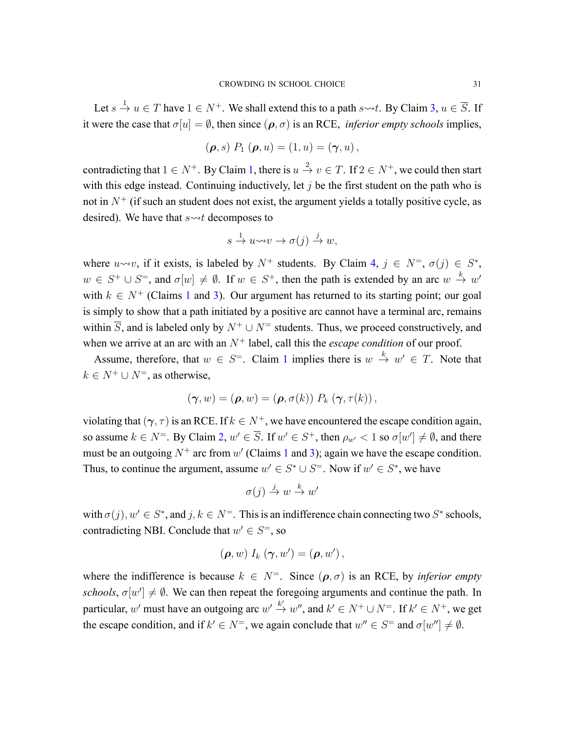Let $s \xrightarrow{1} u \in T$ have $1 \in N^+$. We shall extend this to a path $s \rightsquigarrow t$. By Claim 3, $u \in \overline{S}$. If it were the case that $\sigma[u] = \emptyset$, then since $(\boldsymbol{\rho}, \sigma)$ is an RCE, *inferior empty schools* implies,

$$(\boldsymbol{\rho}, s) \; P_1 \; (\boldsymbol{\rho}, u) = (1, u) = (\boldsymbol{\gamma}, u)\,,$$

contradicting that $1 \in N^+$. By Claim 1, there is $u \xrightarrow{2} v \in T$. If $2 \in N^+$, we could then start with this edge instead. Continuing inductively, let $j$ be the first student on the path who is not in $N^+$ (if such an student does not exist, the argument yields a totally positive cycle, as desired). We have that $s \rightsquigarrow t$ decomposes to

$$s \xrightarrow{1} u \rightsquigarrow v \rightarrow \sigma(j) \xrightarrow{j} w,$$

where $u \rightsquigarrow v$, if it exists, is labeled by $N^+$ students. By Claim 4, $j \in N^=$, $\sigma(j) \in S^*$, $w \in S^+ \cup S^=$, and $\sigma[w] \neq \emptyset$. If $w \in S^+$, then the path is extended by an arc $w \xrightarrow{k} w'$ with $k \in N^+$ (Claims 1 and 3). Our argument has returned to its starting point; our goal is simply to show that a path initiated by a positive arc cannot have a terminal arc, remains within $\overline{S}$, and is labeled only by $N^+ \cup N^=$ students. Thus, we proceed constructively, and when we arrive at an arc with an $N^+$ label, call this the *escape condition* of our proof.

Assume, therefore, that $w \in S^=$. Claim 1 implies there is $w \xrightarrow{k} w' \in T$. Note that $k \in N^+ \cup N^=$, as otherwise,

$$(\boldsymbol{\gamma}, w) = (\boldsymbol{\rho}, w) = (\boldsymbol{\rho}, \sigma(k)) \; P_k \; (\boldsymbol{\gamma}, \tau(k))\,,$$

violating that $(\boldsymbol{\gamma}, \tau)$ is an RCE. If $k \in N^+$, we have encountered the escape condition again, so assume $k \in N^=$. By Claim 2, $w' \in \overline{S}$. If $w' \in S^+$, then $\rho_{w'} < 1$ so $\sigma[w'] \neq \emptyset$, and there must be an outgoing $N^+$ arc from $w'$ (Claims 1 and 3); again we have the escape condition. Thus, to continue the argument, assume $w' \in S^* \cup S^=$. Now if $w' \in S^*$, we have

$$\sigma(j) \xrightarrow{j} w \xrightarrow{k} w'$$

with $\sigma(j), w' \in S^*$, and $j, k \in N^=$. This is an indifference chain connecting two $S^*$ schools, contradicting NBI. Conclude that $w' \in S^=$, so

$$(\boldsymbol{\rho}, w) \; I_k \; (\boldsymbol{\gamma}, w') = (\boldsymbol{\rho}, w')\,,$$

where the indifference is because $k \in N^=$. Since $(\boldsymbol{\rho}, \sigma)$ is an RCE, by *inferior empty schools*, $\sigma[w'] \neq \emptyset$. We can then repeat the foregoing arguments and continue the path. In particular, $w'$ must have an outgoing arc $w' \xrightarrow{k'} w''$, and $k' \in N^+ \cup N^=$. If $k' \in N^+$, we get the escape condition, and if $k' \in N^=$, we again conclude that $w'' \in S^=$ and $\sigma[w''] \neq \emptyset$.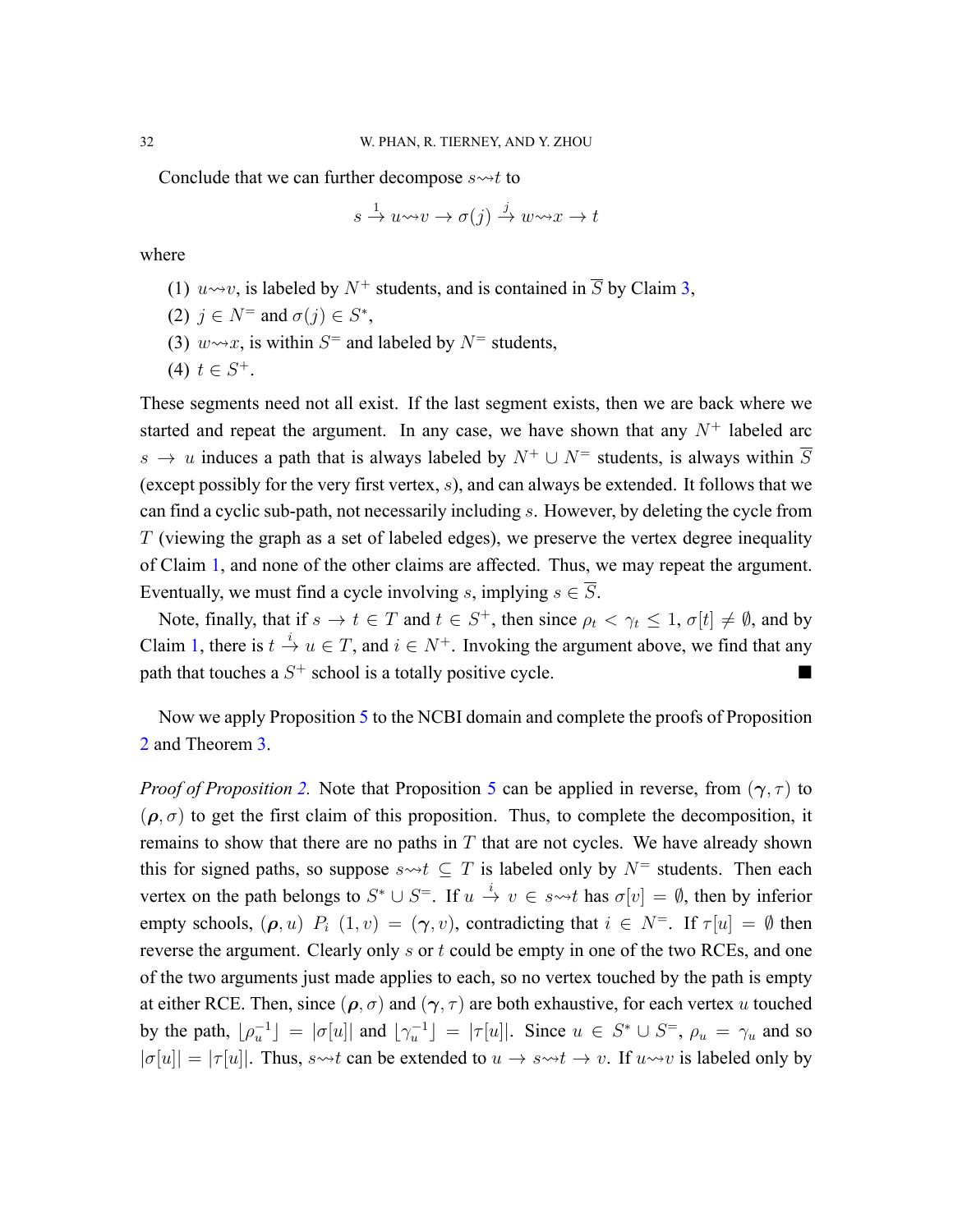Conclude that we can further decompose $s \rightsquigarrow t$ to

$$s \xrightarrow{1} u \rightsquigarrow v \rightarrow \sigma(j) \xrightarrow{j} w \rightsquigarrow x \rightarrow t$$

where

1. $u \rightsquigarrow v$, is labeled by $N^+$ students, and is contained in $\overline{S}$ by Claim 3,
2. $j \in N^=$ and $\sigma(j) \in S^*$,
3. $w \rightsquigarrow x$, is within $S^=$ and labeled by $N^=$ students,
4. $t \in S^+$.

These segments need not all exist. If the last segment exists, then we are back where we started and repeat the argument. In any case, we have shown that any $N^+$ labeled arc $s \rightarrow u$ induces a path that is always labeled by $N^+ \cup N^=$ students, is always within $\overline{S}$ (except possibly for the very first vertex, $s$), and can always be extended. It follows that we can find a cyclic sub-path, not necessarily including $s$. However, by deleting the cycle from $T$ (viewing the graph as a set of labeled edges), we preserve the vertex degree inequality of Claim 1, and none of the other claims are affected. Thus, we may repeat the argument. Eventually, we must find a cycle involving $s$, implying $s \in \overline{S}$.

Note, finally, that if $s \rightarrow t \in T$ and $t \in S^+$, then since $\rho_t < \gamma_t \leq 1$, $\sigma[t] \neq \emptyset$, and by Claim 1, there is $t \xrightarrow{i} u \in T$, and $i \in N^+$. Invoking the argument above, we find that any path that touches a $S^+$ school is a totally positive cycle. ■

Now we apply Proposition 5 to the NCBI domain and complete the proofs of Proposition 2 and Theorem 3.

*Proof of Proposition 2.* Note that Proposition 5 can be applied in reverse, from $(\boldsymbol{\gamma}, \tau)$ to $(\boldsymbol{\rho}, \sigma)$ to get the first claim of this proposition. Thus, to complete the decomposition, it remains to show that there are no paths in $T$ that are not cycles. We have already shown this for signed paths, so suppose $s \rightsquigarrow t \subseteq T$ is labeled only by $N^=$ students. Then each vertex on the path belongs to $S^* \cup S^=$. If $u \xrightarrow{i} v \in s \rightsquigarrow t$ has $\sigma[v] = \emptyset$, then by inferior empty schools, $(\boldsymbol{\rho}, u)\ P_i\ (1, v) = (\boldsymbol{\gamma}, v)$, contradicting that $i \in N^=$. If $\tau[u] = \emptyset$ then reverse the argument. Clearly only $s$ or $t$ could be empty in one of the two RCEs, and one of the two arguments just made applies to each, so no vertex touched by the path is empty at either RCE. Then, since $(\boldsymbol{\rho}, \sigma)$ and $(\boldsymbol{\gamma}, \tau)$ are both exhaustive, for each vertex $u$ touched by the path, $\lfloor \rho_u^{-1} \rfloor = |\sigma[u]|$ and $\lfloor \gamma_u^{-1} \rfloor = |\tau[u]|$. Since $u \in S^* \cup S^=$, $\rho_u = \gamma_u$ and so $|\sigma[u]| = |\tau[u]|$. Thus, $s \rightsquigarrow t$ can be extended to $u \rightarrow s \rightsquigarrow t \rightarrow v$. If $u \rightsquigarrow v$ is labeled only by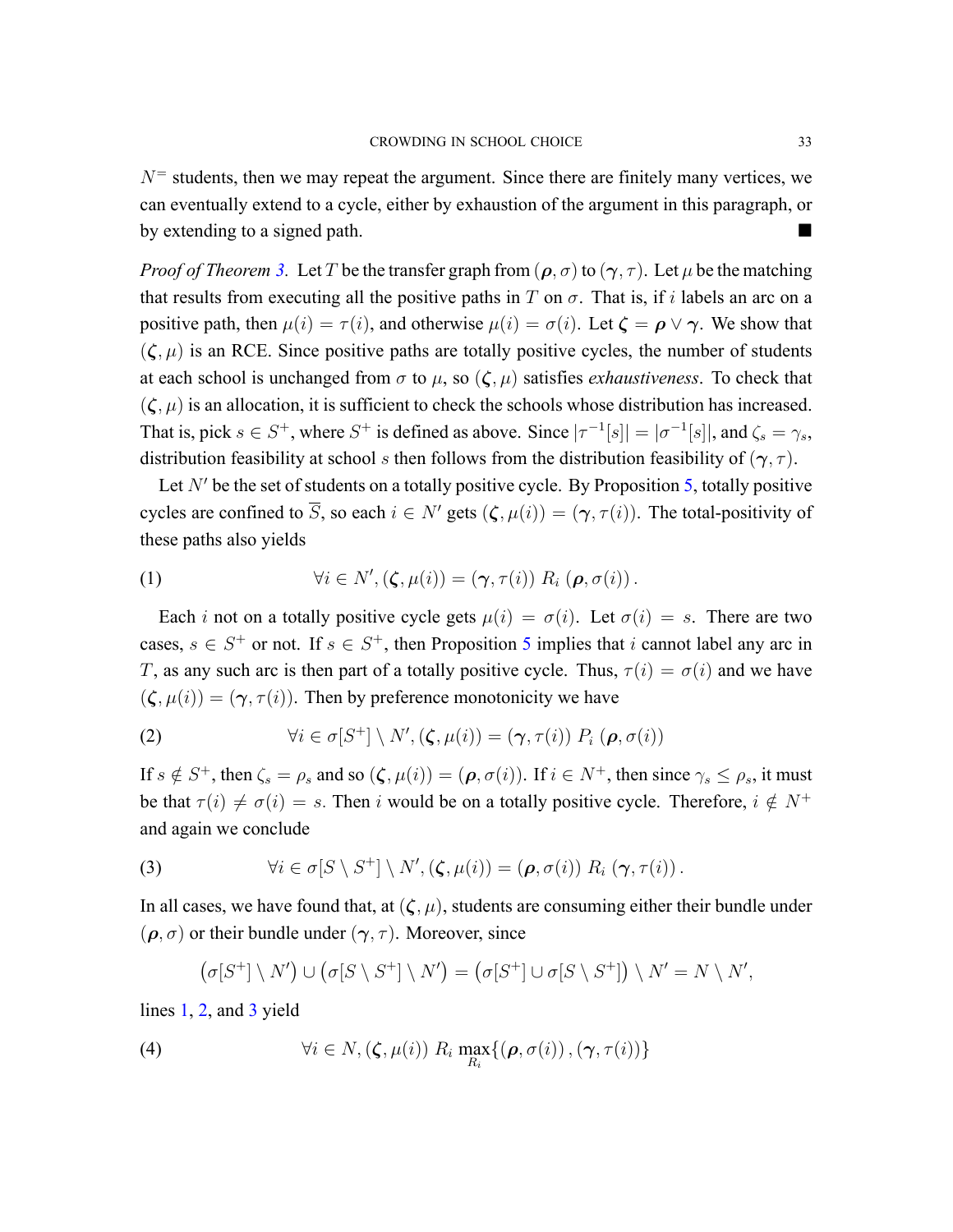$N^{=}$ students, then we may repeat the argument. Since there are finitely many vertices, we can eventually extend to a cycle, either by exhaustion of the argument in this paragraph, or by extending to a signed path. ■

*Proof of Theorem 3.* Let $T$ be the transfer graph from $(\boldsymbol{\rho}, \sigma)$ to $(\boldsymbol{\gamma}, \tau)$. Let $\mu$ be the matching that results from executing all the positive paths in $T$ on $\sigma$. That is, if $i$ labels an arc on a positive path, then $\mu(i) = \tau(i)$, and otherwise $\mu(i) = \sigma(i)$. Let $\boldsymbol{\zeta} = \boldsymbol{\rho} \vee \boldsymbol{\gamma}$. We show that $(\boldsymbol{\zeta}, \mu)$ is an RCE. Since positive paths are totally positive cycles, the number of students at each school is unchanged from $\sigma$ to $\mu$, so $(\boldsymbol{\zeta}, \mu)$ satisfies *exhaustiveness*. To check that $(\boldsymbol{\zeta}, \mu)$ is an allocation, it is sufficient to check the schools whose distribution has increased. That is, pick $s \in S^+$, where $S^+$ is defined as above. Since $|\tau^{-1}[s]| = |\sigma^{-1}[s]|$, and $\zeta_s = \gamma_s$, distribution feasibility at school $s$ then follows from the distribution feasibility of $(\boldsymbol{\gamma}, \tau)$.

Let $N'$ be the set of students on a totally positive cycle. By Proposition 5, totally positive cycles are confined to $\overline{S}$, so each $i \in N'$ gets $(\boldsymbol{\zeta}, \mu(i)) = (\boldsymbol{\gamma}, \tau(i))$. The total-positivity of these paths also yields

$$\forall i \in N', (\boldsymbol{\zeta}, \mu(i)) = (\boldsymbol{\gamma}, \tau(i)) \; R_i \; (\boldsymbol{\rho}, \sigma(i)) \,. \tag{1}$$

Each $i$ not on a totally positive cycle gets $\mu(i) = \sigma(i)$. Let $\sigma(i) = s$. There are two cases, $s \in S^+$ or not. If $s \in S^+$, then Proposition 5 implies that $i$ cannot label any arc in $T$, as any such arc is then part of a totally positive cycle. Thus, $\tau(i) = \sigma(i)$ and we have $(\boldsymbol{\zeta}, \mu(i)) = (\boldsymbol{\gamma}, \tau(i))$. Then by preference monotonicity we have

$$\forall i \in \sigma[S^+] \setminus N', (\boldsymbol{\zeta}, \mu(i)) = (\boldsymbol{\gamma}, \tau(i)) \; P_i \; (\boldsymbol{\rho}, \sigma(i)) \tag{2}$$

If $s \notin S^+$, then $\zeta_s = \rho_s$ and so $(\boldsymbol{\zeta}, \mu(i)) = (\boldsymbol{\rho}, \sigma(i))$. If $i \in N^+$, then since $\gamma_s \leq \rho_s$, it must be that $\tau(i) \neq \sigma(i) = s$. Then $i$ would be on a totally positive cycle. Therefore, $i \notin N^+$ and again we conclude

$$\forall i \in \sigma[S \setminus S^+] \setminus N', (\boldsymbol{\zeta}, \mu(i)) = (\boldsymbol{\rho}, \sigma(i)) \; R_i \; (\boldsymbol{\gamma}, \tau(i)) \,. \tag{3}$$

In all cases, we have found that, at $(\boldsymbol{\zeta}, \mu)$, students are consuming either their bundle under $(\boldsymbol{\rho}, \sigma)$ or their bundle under $(\boldsymbol{\gamma}, \tau)$. Moreover, since

$$\left(\sigma[S^+] \setminus N'\right) \cup \left(\sigma[S \setminus S^+] \setminus N'\right) = \left(\sigma[S^+] \cup \sigma[S \setminus S^+]\right) \setminus N' = N \setminus N',$$

lines 1, 2, and 3 yield

$$\forall i \in N, (\boldsymbol{\zeta}, \mu(i)) \; R_i \; \max_{R_i}\{(\boldsymbol{\rho}, \sigma(i)) \,, (\boldsymbol{\gamma}, \tau(i))\} \tag{4}$$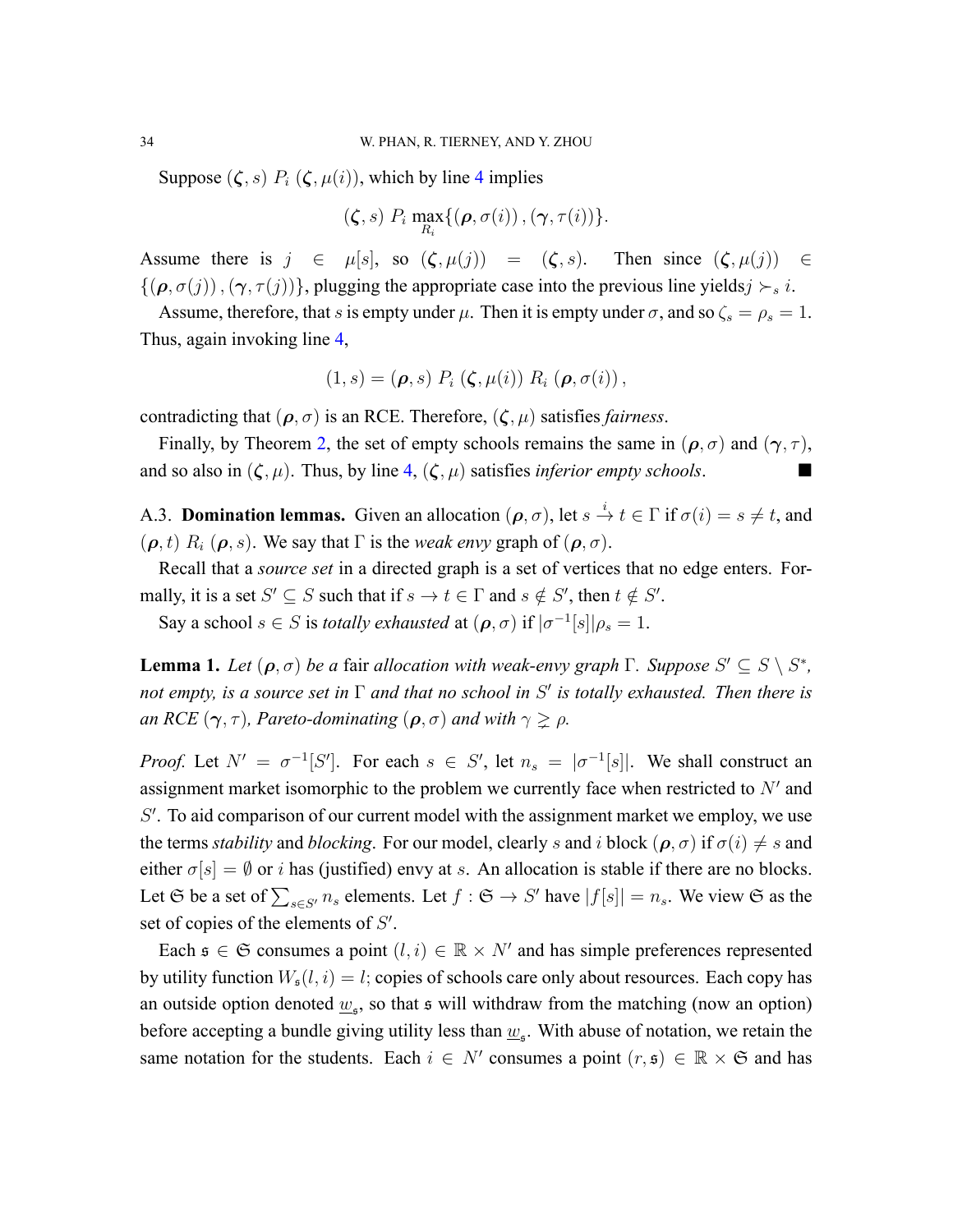Suppose $(\boldsymbol{\zeta}, s)\ P_i\ (\boldsymbol{\zeta}, \mu(i))$, which by line 4 implies

$$(\boldsymbol{\zeta}, s)\ P_i\ \max_{R_i}\{(\boldsymbol{\rho}, \sigma(i)), (\boldsymbol{\gamma}, \tau(i))\}.$$

Assume there is $j \in \mu[s]$, so $(\boldsymbol{\zeta}, \mu(j)) = (\boldsymbol{\zeta}, s)$. Then since $(\boldsymbol{\zeta}, \mu(j)) \in \{(\boldsymbol{\rho}, \sigma(j)), (\boldsymbol{\gamma}, \tau(j))\}$, plugging the appropriate case into the previous line yields $j \succ_s i$.

Assume, therefore, that $s$ is empty under $\mu$. Then it is empty under $\sigma$, and so $\zeta_s = \rho_s = 1$. Thus, again invoking line 4,

$$(1, s) = (\boldsymbol{\rho}, s)\ P_i\ (\boldsymbol{\zeta}, \mu(i))\ R_i\ (\boldsymbol{\rho}, \sigma(i)),$$

contradicting that $(\boldsymbol{\rho}, \sigma)$ is an RCE. Therefore, $(\boldsymbol{\zeta}, \mu)$ satisfies *fairness*.

Finally, by Theorem 2, the set of empty schools remains the same in $(\boldsymbol{\rho}, \sigma)$ and $(\boldsymbol{\gamma}, \tau)$, and so also in $(\boldsymbol{\zeta}, \mu)$. Thus, by line 4, $(\boldsymbol{\zeta}, \mu)$ satisfies *inferior empty schools*. ■

A.3. **Domination lemmas.** Given an allocation $(\boldsymbol{\rho}, \sigma)$, let $s \xrightarrow{i} t \in \Gamma$ if $\sigma(i) = s \neq t$, and $(\boldsymbol{\rho}, t)\ R_i\ (\boldsymbol{\rho}, s)$. We say that $\Gamma$ is the *weak envy* graph of $(\boldsymbol{\rho}, \sigma)$.

Recall that a *source set* in a directed graph is a set of vertices that no edge enters. Formally, it is a set $S' \subseteq S$ such that if $s \to t \in \Gamma$ and $s \notin S'$, then $t \notin S'$.

Say a school $s \in S$ is *totally exhausted* at $(\boldsymbol{\rho}, \sigma)$ if $|\sigma^{-1}[s]|\rho_s = 1$.

**Lemma 1.** *Let $(\boldsymbol{\rho}, \sigma)$ be a* fair *allocation with weak-envy graph $\Gamma$. Suppose $S' \subseteq S \setminus S^*$, not empty, is a source set in $\Gamma$ and that no school in $S'$ is totally exhausted. Then there is an RCE $(\boldsymbol{\gamma}, \tau)$, Pareto-dominating $(\boldsymbol{\rho}, \sigma)$ and with $\gamma \gneq \rho$.*

*Proof.* Let $N' = \sigma^{-1}[S']$. For each $s \in S'$, let $n_s = |\sigma^{-1}[s]|$. We shall construct an assignment market isomorphic to the problem we currently face when restricted to $N'$ and $S'$. To aid comparison of our current model with the assignment market we employ, we use the terms *stability* and *blocking*. For our model, clearly $s$ and $i$ block $(\boldsymbol{\rho}, \sigma)$ if $\sigma(i) \neq s$ and either $\sigma[s] = \emptyset$ or $i$ has (justified) envy at $s$. An allocation is stable if there are no blocks. Let $\mathfrak{S}$ be a set of $\sum_{s \in S'} n_s$ elements. Let $f : \mathfrak{S} \to S'$ have $|f[s]| = n_s$. We view $\mathfrak{S}$ as the set of copies of the elements of $S'$.

Each $\mathfrak{s} \in \mathfrak{S}$ consumes a point $(l, i) \in \mathbb{R} \times N'$ and has simple preferences represented by utility function $W_{\mathfrak{s}}(l, i) = l$; copies of schools care only about resources. Each copy has an outside option denoted $\underline{w}_{\mathfrak{s}}$, so that $\mathfrak{s}$ will withdraw from the matching (now an option) before accepting a bundle giving utility less than $\underline{w}_{\mathfrak{s}}$. With abuse of notation, we retain the same notation for the students. Each $i \in N'$ consumes a point $(r, \mathfrak{s}) \in \mathbb{R} \times \mathfrak{S}$ and has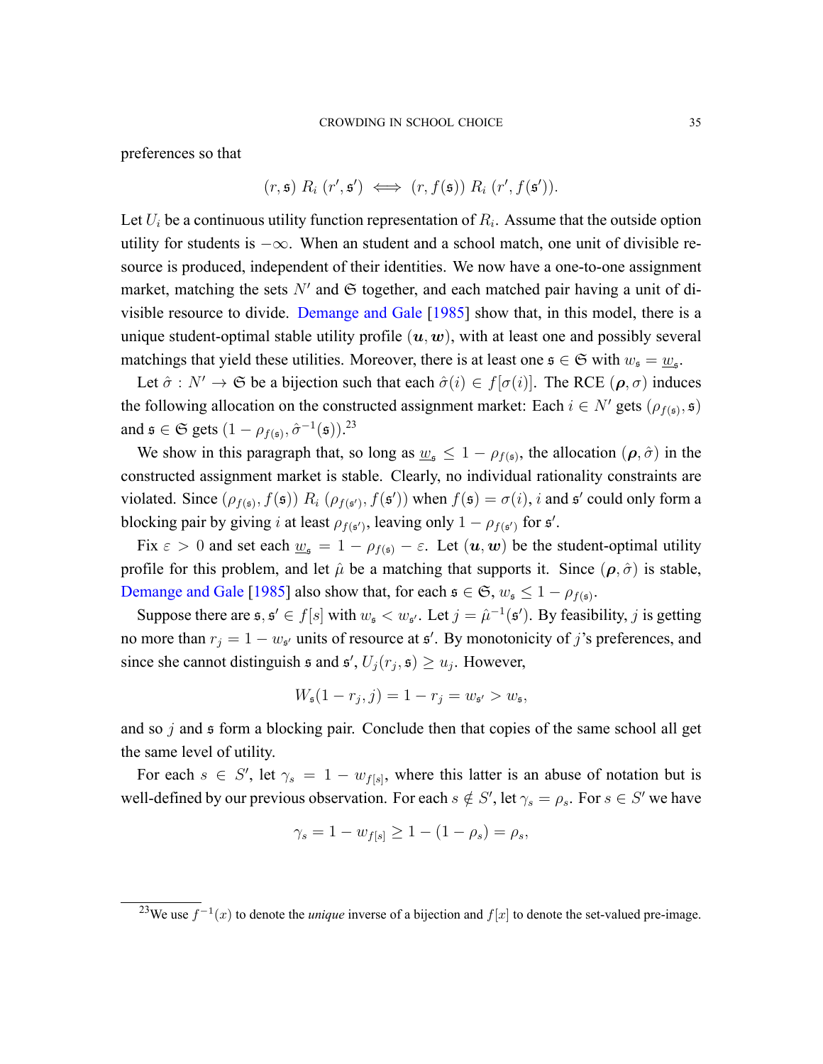preferences so that

$$(r, \mathfrak{s})\ R_i\ (r', \mathfrak{s}') \iff (r, f(\mathfrak{s}))\ R_i\ (r', f(\mathfrak{s}')).$$

Let $U_i$ be a continuous utility function representation of $R_i$. Assume that the outside option utility for students is $-\infty$. When an student and a school match, one unit of divisible resource is produced, independent of their identities. We now have a one-to-one assignment market, matching the sets $N'$ and $\mathfrak{S}$ together, and each matched pair having a unit of divisible resource to divide. Demange and Gale [1985] show that, in this model, there is a unique student-optimal stable utility profile $(\boldsymbol{u}, \boldsymbol{w})$, with at least one and possibly several matchings that yield these utilities. Moreover, there is at least one $\mathfrak{s} \in \mathfrak{S}$ with $w_{\mathfrak{s}} = \underline{w}_{\mathfrak{s}}$.

Let $\hat{\sigma} : N' \to \mathfrak{S}$ be a bijection such that each $\hat{\sigma}(i) \in f[\sigma(i)]$. The RCE $(\boldsymbol{\rho}, \sigma)$ induces the following allocation on the constructed assignment market: Each $i \in N'$ gets $(\rho_{f(\mathfrak{s})}, \mathfrak{s})$ and $\mathfrak{s} \in \mathfrak{S}$ gets $(1 - \rho_{f(\mathfrak{s})}, \hat{\sigma}^{-1}(\mathfrak{s}))$.[23]

We show in this paragraph that, so long as $\underline{w}_{\mathfrak{s}} \leq 1 - \rho_{f(\mathfrak{s})}$, the allocation $(\boldsymbol{\rho}, \hat{\sigma})$ in the constructed assignment market is stable. Clearly, no individual rationality constraints are violated. Since $(\rho_{f(\mathfrak{s})}, f(\mathfrak{s}))\ R_i\ (\rho_{f(\mathfrak{s}')}, f(\mathfrak{s}'))$ when $f(\mathfrak{s}) = \sigma(i)$, $i$ and $\mathfrak{s}'$ could only form a blocking pair by giving $i$ at least $\rho_{f(\mathfrak{s}')}$, leaving only $1 - \rho_{f(\mathfrak{s}')}$ for $\mathfrak{s}'$.

Fix $\varepsilon > 0$ and set each $\underline{w}_{\mathfrak{s}} = 1 - \rho_{f(\mathfrak{s})} - \varepsilon$. Let $(\boldsymbol{u}, \boldsymbol{w})$ be the student-optimal utility profile for this problem, and let $\hat{\mu}$ be a matching that supports it. Since $(\boldsymbol{\rho}, \hat{\sigma})$ is stable, Demange and Gale [1985] also show that, for each $\mathfrak{s} \in \mathfrak{S}$, $w_{\mathfrak{s}} \leq 1 - \rho_{f(\mathfrak{s})}$.

Suppose there are $\mathfrak{s}, \mathfrak{s}' \in f[s]$ with $w_{\mathfrak{s}} < w_{\mathfrak{s}'}$. Let $j = \hat{\mu}^{-1}(\mathfrak{s}')$. By feasibility, $j$ is getting no more than $r_j = 1 - w_{\mathfrak{s}'}$ units of resource at $\mathfrak{s}'$. By monotonicity of $j$'s preferences, and since she cannot distinguish $\mathfrak{s}$ and $\mathfrak{s}'$, $U_j(r_j, \mathfrak{s}) \geq u_j$. However,

$$W_{\mathfrak{s}}(1 - r_j, j) = 1 - r_j = w_{\mathfrak{s}'} > w_{\mathfrak{s}},$$

and so $j$ and $\mathfrak{s}$ form a blocking pair. Conclude then that copies of the same school all get the same level of utility.

For each $s \in S'$, let $\gamma_s = 1 - w_{f[s]}$, where this latter is an abuse of notation but is well-defined by our previous observation. For each $s \notin S'$, let $\gamma_s = \rho_s$. For $s \in S'$ we have

$$\gamma_s = 1 - w_{f[s]} \geq 1 - (1 - \rho_s) = \rho_s,$$

[23] We use $f^{-1}(x)$ to denote the *unique* inverse of a bijection and $f[x]$ to denote the set-valued pre-image.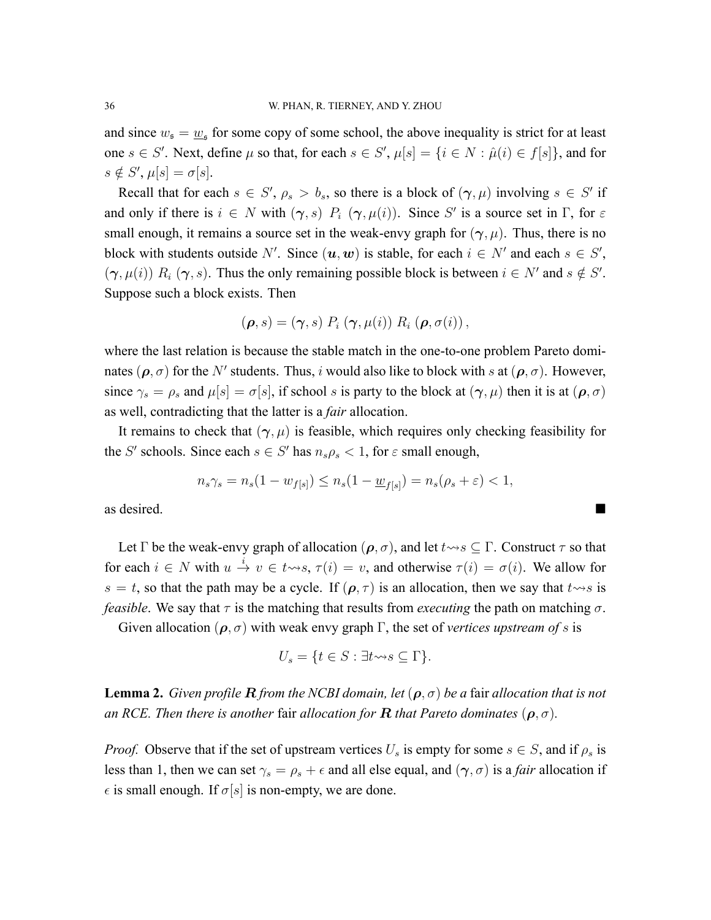and since $w_{\mathfrak{s}} = \underline{w}_{\mathfrak{s}}$ for some copy of some school, the above inequality is strict for at least one $s \in S'$. Next, define $\mu$ so that, for each $s \in S'$, $\mu[s] = \{i \in N : \hat{\mu}(i) \in f[s]\}$, and for $s \notin S'$, $\mu[s] = \sigma[s]$.

Recall that for each $s \in S'$, $\rho_s > b_s$, so there is a block of $(\boldsymbol{\gamma}, \mu)$ involving $s \in S'$ if and only if there is $i \in N$ with $(\boldsymbol{\gamma}, s)\ P_i\ (\boldsymbol{\gamma}, \mu(i))$. Since $S'$ is a source set in $\Gamma$, for $\varepsilon$ small enough, it remains a source set in the weak-envy graph for $(\boldsymbol{\gamma}, \mu)$. Thus, there is no block with students outside $N'$. Since $(\boldsymbol{u}, \boldsymbol{w})$ is stable, for each $i \in N'$ and each $s \in S'$, $(\boldsymbol{\gamma}, \mu(i))\ R_i\ (\boldsymbol{\gamma}, s)$. Thus the only remaining possible block is between $i \in N'$ and $s \notin S'$. Suppose such a block exists. Then

$$(\boldsymbol{\rho}, s) = (\boldsymbol{\gamma}, s)\ P_i\ (\boldsymbol{\gamma}, \mu(i))\ R_i\ (\boldsymbol{\rho}, \sigma(i)),$$

where the last relation is because the stable match in the one-to-one problem Pareto dominates $(\boldsymbol{\rho}, \sigma)$ for the $N'$ students. Thus, $i$ would also like to block with $s$ at $(\boldsymbol{\rho}, \sigma)$. However, since $\gamma_s = \rho_s$ and $\mu[s] = \sigma[s]$, if school $s$ is party to the block at $(\boldsymbol{\gamma}, \mu)$ then it is at $(\boldsymbol{\rho}, \sigma)$ as well, contradicting that the latter is a *fair* allocation.

It remains to check that $(\boldsymbol{\gamma}, \mu)$ is feasible, which requires only checking feasibility for the $S'$ schools. Since each $s \in S'$ has $n_s \rho_s < 1$, for $\varepsilon$ small enough,

$$n_s \gamma_s = n_s(1 - w_{f[s]}) \leq n_s(1 - \underline{w}_{f[s]}) = n_s(\rho_s + \varepsilon) < 1,$$

as desired. ■

Let $\Gamma$ be the weak-envy graph of allocation $(\boldsymbol{\rho}, \sigma)$, and let $t \rightsquigarrow s \subseteq \Gamma$. Construct $\tau$ so that for each $i \in N$ with $u \overset{i}{\to} v \in t \rightsquigarrow s$, $\tau(i) = v$, and otherwise $\tau(i) = \sigma(i)$. We allow for $s = t$, so that the path may be a cycle. If $(\boldsymbol{\rho}, \tau)$ is an allocation, then we say that $t \rightsquigarrow s$ is *feasible*. We say that $\tau$ is the matching that results from *executing* the path on matching $\sigma$.

Given allocation $(\boldsymbol{\rho}, \sigma)$ with weak envy graph $\Gamma$, the set of *vertices upstream of* $s$ is

$$U_s = \{t \in S : \exists t \rightsquigarrow s \subseteq \Gamma\}.$$

**Lemma 2.** *Given profile $\boldsymbol{R}$ from the NCBI domain, let $(\boldsymbol{\rho}, \sigma)$ be a* fair *allocation that is not an RCE. Then there is another* fair *allocation for $\boldsymbol{R}$ that Pareto dominates $(\boldsymbol{\rho}, \sigma)$.*

*Proof.* Observe that if the set of upstream vertices $U_s$ is empty for some $s \in S$, and if $\rho_s$ is less than 1, then we can set $\gamma_s = \rho_s + \epsilon$ and all else equal, and $(\boldsymbol{\gamma}, \sigma)$ is a *fair* allocation if $\epsilon$ is small enough. If $\sigma[s]$ is non-empty, we are done.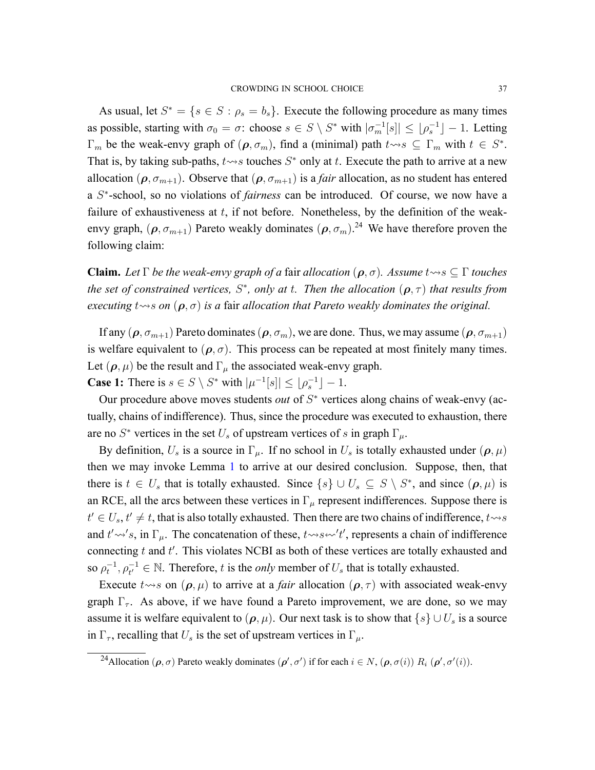As usual, let $S^* = \{s \in S : \rho_s = b_s\}$. Execute the following procedure as many times as possible, starting with $\sigma_0 = \sigma$: choose $s \in S \setminus S^*$ with $|\sigma_m^{-1}[s]| \leq \lfloor \rho_s^{-1} \rfloor - 1$. Letting $\Gamma_m$ be the weak-envy graph of $(\boldsymbol{\rho}, \sigma_m)$, find a (minimal) path $t \rightsquigarrow s \subseteq \Gamma_m$ with $t \in S^*$. That is, by taking sub-paths, $t \rightsquigarrow s$ touches $S^*$ only at $t$. Execute the path to arrive at a new allocation $(\boldsymbol{\rho}, \sigma_{m+1})$. Observe that $(\boldsymbol{\rho}, \sigma_{m+1})$ is a *fair* allocation, as no student has entered a $S^*$-school, so no violations of *fairness* can be introduced. Of course, we now have a failure of exhaustiveness at $t$, if not before. Nonetheless, by the definition of the weak-envy graph, $(\boldsymbol{\rho}, \sigma_{m+1})$ Pareto weakly dominates $(\boldsymbol{\rho}, \sigma_m)$.[24] We have therefore proven the following claim:

**Claim.** *Let $\Gamma$ be the weak-envy graph of a* fair *allocation $(\boldsymbol{\rho}, \sigma)$. Assume $t \rightsquigarrow s \subseteq \Gamma$ touches the set of constrained vertices, $S^*$, only at $t$. Then the allocation $(\boldsymbol{\rho}, \tau)$ that results from executing $t \rightsquigarrow s$ on $(\boldsymbol{\rho}, \sigma)$ is a* fair *allocation that Pareto weakly dominates the original.*

If any $(\boldsymbol{\rho}, \sigma_{m+1})$ Pareto dominates $(\boldsymbol{\rho}, \sigma_m)$, we are done. Thus, we may assume $(\boldsymbol{\rho}, \sigma_{m+1})$ is welfare equivalent to $(\boldsymbol{\rho}, \sigma)$. This process can be repeated at most finitely many times. Let $(\boldsymbol{\rho}, \mu)$ be the result and $\Gamma_\mu$ the associated weak-envy graph.

**Case 1:** There is $s \in S \setminus S^*$ with $|\mu^{-1}[s]| \leq \lfloor \rho_s^{-1} \rfloor - 1$.

Our procedure above moves students *out* of $S^*$ vertices along chains of weak-envy (actually, chains of indifference). Thus, since the procedure was executed to exhaustion, there are no $S^*$ vertices in the set $U_s$ of upstream vertices of $s$ in graph $\Gamma_\mu$.

By definition, $U_s$ is a source in $\Gamma_\mu$. If no school in $U_s$ is totally exhausted under $(\boldsymbol{\rho}, \mu)$ then we may invoke Lemma 1 to arrive at our desired conclusion. Suppose, then, that there is $t \in U_s$ that is totally exhausted. Since $\{s\} \cup U_s \subseteq S \setminus S^*$, and since $(\boldsymbol{\rho}, \mu)$ is an RCE, all the arcs between these vertices in $\Gamma_\mu$ represent indifferences. Suppose there is $t' \in U_s$, $t' \neq t$, that is also totally exhausted. Then there are two chains of indifference, $t \rightsquigarrow s$ and $t' \rightsquigarrow' s$, in $\Gamma_\mu$. The concatenation of these, $t \rightsquigarrow s \leftsquigarrow' t'$, represents a chain of indifference connecting $t$ and $t'$. This violates NCBI as both of these vertices are totally exhausted and so $\rho_t^{-1}, \rho_{t'}^{-1} \in \mathbb{N}$. Therefore, $t$ is the *only* member of $U_s$ that is totally exhausted.

Execute $t \rightsquigarrow s$ on $(\boldsymbol{\rho}, \mu)$ to arrive at a *fair* allocation $(\boldsymbol{\rho}, \tau)$ with associated weak-envy graph $\Gamma_\tau$. As above, if we have found a Pareto improvement, we are done, so we may assume it is welfare equivalent to $(\boldsymbol{\rho}, \mu)$. Our next task is to show that $\{s\} \cup U_s$ is a source in $\Gamma_\tau$, recalling that $U_s$ is the set of upstream vertices in $\Gamma_\mu$.

[24] Allocation $(\boldsymbol{\rho}, \sigma)$ Pareto weakly dominates $(\boldsymbol{\rho}', \sigma')$ if for each $i \in N$, $(\boldsymbol{\rho}, \sigma(i)) \; R_i \; (\boldsymbol{\rho}', \sigma'(i))$.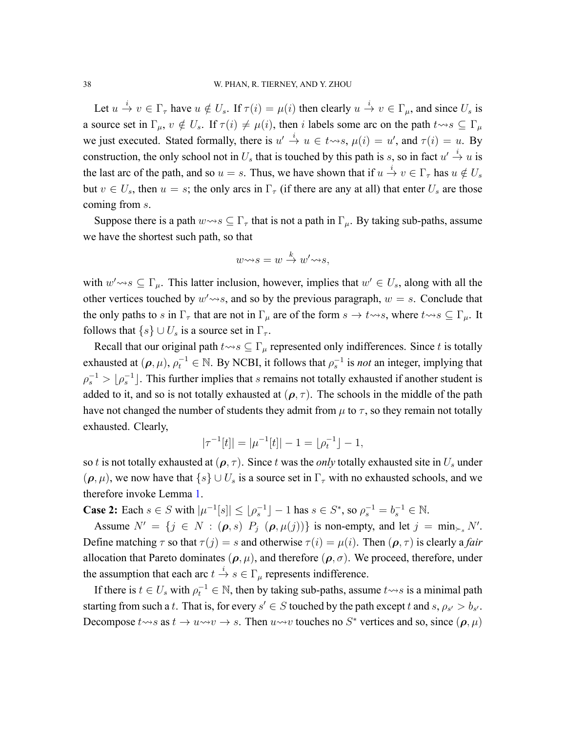Let $u \xrightarrow{i} v \in \Gamma_\tau$ have $u \notin U_s$. If $\tau(i) = \mu(i)$ then clearly $u \xrightarrow{i} v \in \Gamma_\mu$, and since $U_s$ is a source set in $\Gamma_\mu$, $v \notin U_s$. If $\tau(i) \neq \mu(i)$, then $i$ labels some arc on the path $t \rightsquigarrow s \subseteq \Gamma_\mu$ we just executed. Stated formally, there is $u' \xrightarrow{i} u \in t \rightsquigarrow s$, $\mu(i) = u'$, and $\tau(i) = u$. By construction, the only school not in $U_s$ that is touched by this path is $s$, so in fact $u' \xrightarrow{i} u$ is the last arc of the path, and so $u = s$. Thus, we have shown that if $u \xrightarrow{i} v \in \Gamma_\tau$ has $u \notin U_s$ but $v \in U_s$, then $u = s$; the only arcs in $\Gamma_\tau$ (if there are any at all) that enter $U_s$ are those coming from $s$.

Suppose there is a path $w \rightsquigarrow s \subseteq \Gamma_\tau$ that is not a path in $\Gamma_\mu$. By taking sub-paths, assume we have the shortest such path, so that

$$w \rightsquigarrow s = w \xrightarrow{k} w' \rightsquigarrow s,$$

with $w' \rightsquigarrow s \subseteq \Gamma_\mu$. This latter inclusion, however, implies that $w' \in U_s$, along with all the other vertices touched by $w' \rightsquigarrow s$, and so by the previous paragraph, $w = s$. Conclude that the only paths to $s$ in $\Gamma_\tau$ that are not in $\Gamma_\mu$ are of the form $s \to t \rightsquigarrow s$, where $t \rightsquigarrow s \subseteq \Gamma_\mu$. It follows that $\{s\} \cup U_s$ is a source set in $\Gamma_\tau$.

Recall that our original path $t \rightsquigarrow s \subseteq \Gamma_\mu$ represented only indifferences. Since $t$ is totally exhausted at $(\boldsymbol{\rho}, \mu)$, $\rho_t^{-1} \in \mathbb{N}$. By NCBI, it follows that $\rho_s^{-1}$ is *not* an integer, implying that $\rho_s^{-1} > \lfloor \rho_s^{-1} \rfloor$. This further implies that $s$ remains not totally exhausted if another student is added to it, and so is not totally exhausted at $(\boldsymbol{\rho}, \tau)$. The schools in the middle of the path have not changed the number of students they admit from $\mu$ to $\tau$, so they remain not totally exhausted. Clearly,

$$|\tau^{-1}[t]| = |\mu^{-1}[t]| - 1 = \lfloor \rho_t^{-1} \rfloor - 1,$$

so $t$ is not totally exhausted at $(\boldsymbol{\rho}, \tau)$. Since $t$ was the *only* totally exhausted site in $U_s$ under $(\boldsymbol{\rho}, \mu)$, we now have that $\{s\} \cup U_s$ is a source set in $\Gamma_\tau$ with no exhausted schools, and we therefore invoke Lemma 1.

**Case 2:** Each $s \in S$ with $|\mu^{-1}[s]| \leq \lfloor \rho_s^{-1} \rfloor - 1$ has $s \in S^*$, so $\rho_s^{-1} = b_s^{-1} \in \mathbb{N}$.

Assume $N' = \{j \in N : (\boldsymbol{\rho}, s) \ P_j \ (\boldsymbol{\rho}, \mu(j))\}$ is non-empty, and let $j = \min_{\succ_s} N'$. Define matching $\tau$ so that $\tau(j) = s$ and otherwise $\tau(i) = \mu(i)$. Then $(\boldsymbol{\rho}, \tau)$ is clearly a *fair* allocation that Pareto dominates $(\boldsymbol{\rho}, \mu)$, and therefore $(\boldsymbol{\rho}, \sigma)$. We proceed, therefore, under the assumption that each arc $t \xrightarrow{i} s \in \Gamma_\mu$ represents indifference.

If there is $t \in U_s$ with $\rho_t^{-1} \in \mathbb{N}$, then by taking sub-paths, assume $t \rightsquigarrow s$ is a minimal path starting from such a $t$. That is, for every $s' \in S$ touched by the path except $t$ and $s$, $\rho_{s'} > b_{s'}$. Decompose $t \rightsquigarrow s$ as $t \to u \rightsquigarrow v \to s$. Then $u \rightsquigarrow v$ touches no $S^*$ vertices and so, since $(\boldsymbol{\rho}, \mu)$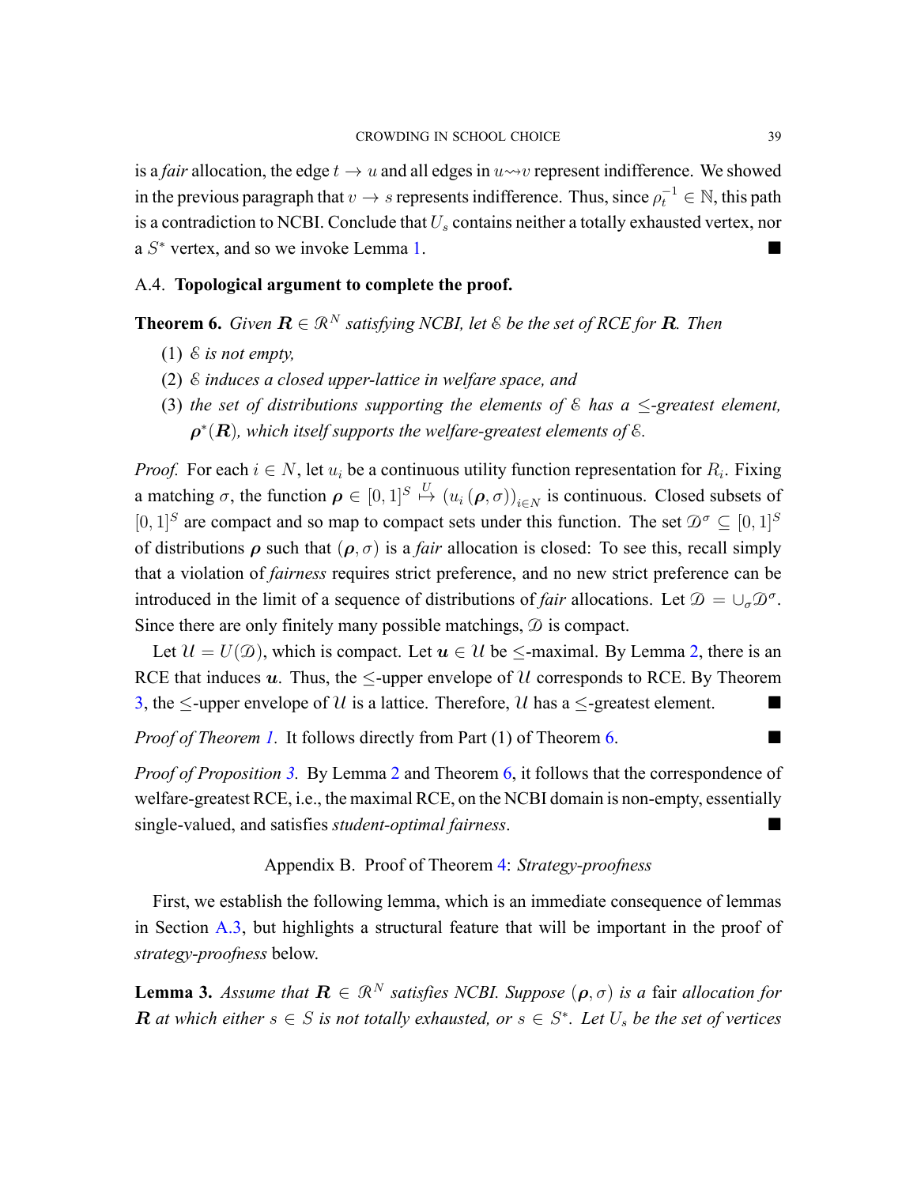is a *fair* allocation, the edge $t \to u$ and all edges in $u \rightsquigarrow v$ represent indifference. We showed in the previous paragraph that $v \to s$ represents indifference. Thus, since $\rho_t^{-1} \in \mathbb{N}$, this path is a contradiction to NCBI. Conclude that $U_s$ contains neither a totally exhausted vertex, nor a $S^*$ vertex, and so we invoke Lemma 1. ■

### A.4. **Topological argument to complete the proof.**

**Theorem 6.** *Given $\boldsymbol{R} \in \mathcal{R}^N$ satisfying NCBI, let $\mathcal{E}$ be the set of RCE for $\boldsymbol{R}$. Then*

1. *$\mathcal{E}$ is not empty,*
2. *$\mathcal{E}$ induces a closed upper-lattice in welfare space, and*
3. *the set of distributions supporting the elements of $\mathcal{E}$ has a $\leq$-greatest element, $\boldsymbol{\rho}^*(\boldsymbol{R})$, which itself supports the welfare-greatest elements of $\mathcal{E}$.*

*Proof.* For each $i \in N$, let $u_i$ be a continuous utility function representation for $R_i$. Fixing a matching $\sigma$, the function $\boldsymbol{\rho} \in [0,1]^S \overset{U}{\mapsto} (u_i(\boldsymbol{\rho}, \sigma))_{i \in N}$ is continuous. Closed subsets of $[0,1]^S$ are compact and so map to compact sets under this function. The set $\mathcal{D}^\sigma \subseteq [0,1]^S$ of distributions $\boldsymbol{\rho}$ such that $(\boldsymbol{\rho}, \sigma)$ is a *fair* allocation is closed: To see this, recall simply that a violation of *fairness* requires strict preference, and no new strict preference can be introduced in the limit of a sequence of distributions of *fair* allocations. Let $\mathcal{D} = \cup_\sigma \mathcal{D}^\sigma$. Since there are only finitely many possible matchings, $\mathcal{D}$ is compact.

Let $\mathcal{U} = U(\mathcal{D})$, which is compact. Let $\boldsymbol{u} \in \mathcal{U}$ be $\leq$-maximal. By Lemma 2, there is an RCE that induces $\boldsymbol{u}$. Thus, the $\leq$-upper envelope of $\mathcal{U}$ corresponds to RCE. By Theorem 3, the $\leq$-upper envelope of $\mathcal{U}$ is a lattice. Therefore, $\mathcal{U}$ has a $\leq$-greatest element. ■

*Proof of Theorem 1.* It follows directly from Part (1) of Theorem 6. ■

*Proof of Proposition 3.* By Lemma 2 and Theorem 6, it follows that the correspondence of welfare-greatest RCE, i.e., the maximal RCE, on the NCBI domain is non-empty, essentially single-valued, and satisfies *student-optimal fairness*. ■

## Appendix B. Proof of Theorem 4: *Strategy-proofness*

First, we establish the following lemma, which is an immediate consequence of lemmas in Section A.3, but highlights a structural feature that will be important in the proof of *strategy-proofness* below.

**Lemma 3.** *Assume that $\boldsymbol{R} \in \mathcal{R}^N$ satisfies NCBI. Suppose $(\boldsymbol{\rho}, \sigma)$ is a* fair *allocation for $\boldsymbol{R}$ at which either $s \in S$ is not totally exhausted, or $s \in S^*$. Let $U_s$ be the set of vertices*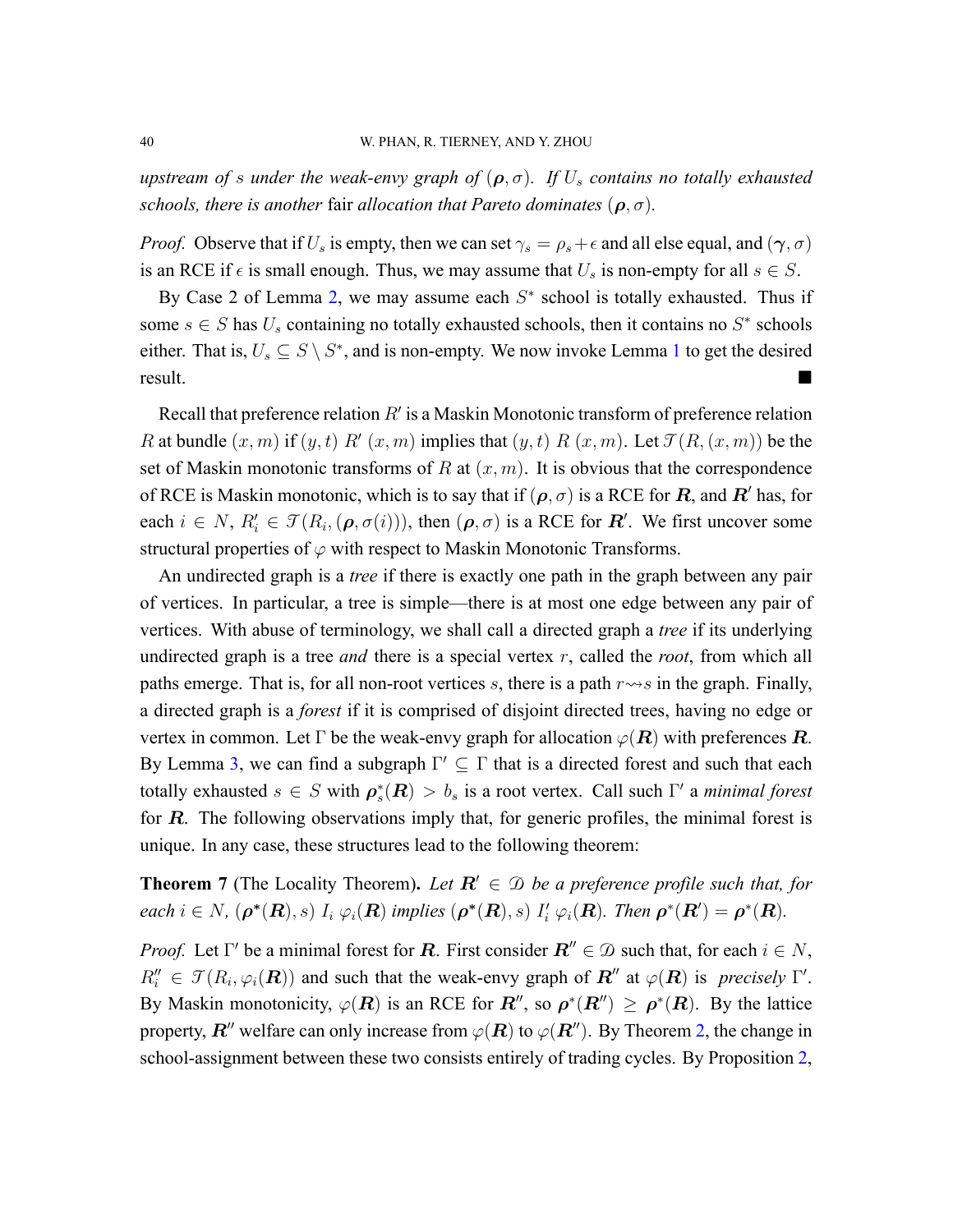*upstream of $s$ under the weak-envy graph of $(\boldsymbol{\rho}, \sigma)$. If $U_s$ contains no totally exhausted schools, there is another* fair *allocation that Pareto dominates $(\boldsymbol{\rho}, \sigma)$.*

*Proof.* Observe that if $U_s$ is empty, then we can set $\gamma_s = \rho_s + \epsilon$ and all else equal, and $(\boldsymbol{\gamma}, \sigma)$ is an RCE if $\epsilon$ is small enough. Thus, we may assume that $U_s$ is non-empty for all $s \in S$.

By Case 2 of Lemma 2, we may assume each $S^*$ school is totally exhausted. Thus if some $s \in S$ has $U_s$ containing no totally exhausted schools, then it contains no $S^*$ schools either. That is, $U_s \subseteq S \setminus S^*$, and is non-empty. We now invoke Lemma 1 to get the desired result. ■

Recall that preference relation $R'$ is a Maskin Monotonic transform of preference relation $R$ at bundle $(x, m)$ if $(y, t)\ R'\ (x, m)$ implies that $(y, t)\ R\ (x, m)$. Let $\mathcal{T}(R, (x, m))$ be the set of Maskin monotonic transforms of $R$ at $(x, m)$. It is obvious that the correspondence of RCE is Maskin monotonic, which is to say that if $(\boldsymbol{\rho}, \sigma)$ is a RCE for $\boldsymbol{R}$, and $\boldsymbol{R}'$ has, for each $i \in N$, $R'_i \in \mathcal{T}(R_i, (\boldsymbol{\rho}, \sigma(i)))$, then $(\boldsymbol{\rho}, \sigma)$ is a RCE for $\boldsymbol{R}'$. We first uncover some structural properties of $\varphi$ with respect to Maskin Monotonic Transforms.

An undirected graph is a *tree* if there is exactly one path in the graph between any pair of vertices. In particular, a tree is simple—there is at most one edge between any pair of vertices. With abuse of terminology, we shall call a directed graph a *tree* if its underlying undirected graph is a tree *and* there is a special vertex $r$, called the *root*, from which all paths emerge. That is, for all non-root vertices $s$, there is a path $r \rightsquigarrow s$ in the graph. Finally, a directed graph is a *forest* if it is comprised of disjoint directed trees, having no edge or vertex in common. Let $\Gamma$ be the weak-envy graph for allocation $\varphi(\boldsymbol{R})$ with preferences $\boldsymbol{R}$. By Lemma 3, we can find a subgraph $\Gamma' \subseteq \Gamma$ that is a directed forest and such that each totally exhausted $s \in S$ with $\boldsymbol{\rho}^*_s(\boldsymbol{R}) > b_s$ is a root vertex. Call such $\Gamma'$ a *minimal forest* for $\boldsymbol{R}$. The following observations imply that, for generic profiles, the minimal forest is unique. In any case, these structures lead to the following theorem:

**Theorem 7** (The Locality Theorem). *Let $\boldsymbol{R}' \in \mathcal{D}$ be a preference profile such that, for each $i \in N$, $(\boldsymbol{\rho}^*(\boldsymbol{R}), s)\ I_i\ \varphi_i(\boldsymbol{R})$ implies $(\boldsymbol{\rho}^*(\boldsymbol{R}), s)\ I'_i\ \varphi_i(\boldsymbol{R})$. Then $\boldsymbol{\rho}^*(\boldsymbol{R}') = \boldsymbol{\rho}^*(\boldsymbol{R})$.*

*Proof.* Let $\Gamma'$ be a minimal forest for $\boldsymbol{R}$. First consider $\boldsymbol{R}'' \in \mathcal{D}$ such that, for each $i \in N$, $R''_i \in \mathcal{T}(R_i, \varphi_i(\boldsymbol{R}))$ and such that the weak-envy graph of $\boldsymbol{R}''$ at $\varphi(\boldsymbol{R})$ is *precisely* $\Gamma'$. By Maskin monotonicity, $\varphi(\boldsymbol{R})$ is an RCE for $\boldsymbol{R}''$, so $\boldsymbol{\rho}^*(\boldsymbol{R}'') \geq \boldsymbol{\rho}^*(\boldsymbol{R})$. By the lattice property, $\boldsymbol{R}''$ welfare can only increase from $\varphi(\boldsymbol{R})$ to $\varphi(\boldsymbol{R}'')$. By Theorem 2, the change in school-assignment between these two consists entirely of trading cycles. By Proposition 2,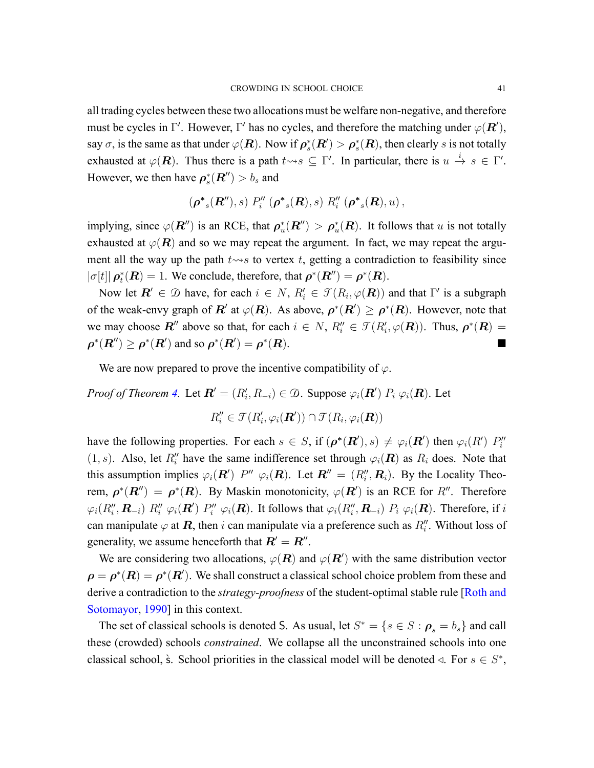all trading cycles between these two allocations must be welfare non-negative, and therefore must be cycles in $\Gamma'$. However, $\Gamma'$ has no cycles, and therefore the matching under $\varphi(\boldsymbol{R}')$, say $\sigma$, is the same as that under $\varphi(\boldsymbol{R})$. Now if $\boldsymbol{\rho}^*_s(\boldsymbol{R}') > \boldsymbol{\rho}^*_s(\boldsymbol{R})$, then clearly $s$ is not totally exhausted at $\varphi(\boldsymbol{R})$. Thus there is a path $t \rightsquigarrow s \subseteq \Gamma'$. In particular, there is $u \xrightarrow{i} s \in \Gamma'$. However, we then have $\boldsymbol{\rho}^*_s(\boldsymbol{R}'') > b_s$ and

$$(\boldsymbol{\rho}^*{}_s(\boldsymbol{R}''), s) \; P''_i \; (\boldsymbol{\rho}^*{}_s(\boldsymbol{R}), s) \; R''_i \; (\boldsymbol{\rho}^*{}_s(\boldsymbol{R}), u) \,,$$

implying, since $\varphi(\boldsymbol{R}'')$ is an RCE, that $\boldsymbol{\rho}^*_u(\boldsymbol{R}'') > \boldsymbol{\rho}^*_u(\boldsymbol{R})$. It follows that $u$ is not totally exhausted at $\varphi(\boldsymbol{R})$ and so we may repeat the argument. In fact, we may repeat the argument all the way up the path $t \rightsquigarrow s$ to vertex $t$, getting a contradiction to feasibility since $|\sigma[t]| \, \boldsymbol{\rho}^*_t(\boldsymbol{R}) = 1$. We conclude, therefore, that $\boldsymbol{\rho}^*(\boldsymbol{R}'') = \boldsymbol{\rho}^*(\boldsymbol{R})$.

Now let $\boldsymbol{R}' \in \mathcal{D}$ have, for each $i \in N$, $R'_i \in \mathcal{T}(R_i, \varphi(\boldsymbol{R}))$ and that $\Gamma'$ is a subgraph of the weak-envy graph of $\boldsymbol{R}'$ at $\varphi(\boldsymbol{R})$. As above, $\boldsymbol{\rho}^*(\boldsymbol{R}') \geq \boldsymbol{\rho}^*(\boldsymbol{R})$. However, note that we may choose $\boldsymbol{R}''$ above so that, for each $i \in N$, $R''_i \in \mathcal{T}(R'_i, \varphi(\boldsymbol{R}))$. Thus, $\boldsymbol{\rho}^*(\boldsymbol{R}) = \boldsymbol{\rho}^*(\boldsymbol{R}'') \geq \boldsymbol{\rho}^*(\boldsymbol{R}')$ and so $\boldsymbol{\rho}^*(\boldsymbol{R}') = \boldsymbol{\rho}^*(\boldsymbol{R})$. ■

We are now prepared to prove the incentive compatibility of $\varphi$.

*Proof of Theorem 4.* Let $\boldsymbol{R}' = (R'_i, R_{-i}) \in \mathcal{D}$. Suppose $\varphi_i(\boldsymbol{R}') \; P_i \; \varphi_i(\boldsymbol{R})$. Let

$$R''_i \in \mathcal{T}(R'_i, \varphi_i(\boldsymbol{R}')) \cap \mathcal{T}(R_i, \varphi_i(\boldsymbol{R}))$$

have the following properties. For each $s \in S$, if $(\boldsymbol{\rho}^*(\boldsymbol{R}'), s) \neq \varphi_i(\boldsymbol{R}')$ then $\varphi_i(R') \; P''_i \; (1, s)$. Also, let $R''_i$ have the same indifference set through $\varphi_i(\boldsymbol{R})$ as $R_i$ does. Note that this assumption implies $\varphi_i(\boldsymbol{R}') \; P'' \; \varphi_i(\boldsymbol{R})$. Let $\boldsymbol{R}'' = (R''_i, \boldsymbol{R}_i)$. By the Locality Theorem, $\boldsymbol{\rho}^*(\boldsymbol{R}'') = \boldsymbol{\rho}^*(\boldsymbol{R})$. By Maskin monotonicity, $\varphi(\boldsymbol{R}')$ is an RCE for $R''$. Therefore $\varphi_i(R''_i, \boldsymbol{R}_{-i}) \; R''_i \; \varphi_i(\boldsymbol{R}') \; P''_i \; \varphi_i(\boldsymbol{R})$. It follows that $\varphi_i(R''_i, \boldsymbol{R}_{-i}) \; P_i \; \varphi_i(\boldsymbol{R})$. Therefore, if $i$ can manipulate $\varphi$ at $\boldsymbol{R}$, then $i$ can manipulate via a preference such as $R''_i$. Without loss of generality, we assume henceforth that $\boldsymbol{R}' = \boldsymbol{R}''$.

We are considering two allocations, $\varphi(\boldsymbol{R})$ and $\varphi(\boldsymbol{R}')$ with the same distribution vector $\boldsymbol{\rho} = \boldsymbol{\rho}^*(\boldsymbol{R}) = \boldsymbol{\rho}^*(\boldsymbol{R}')$. We shall construct a classical school choice problem from these and derive a contradiction to the *strategy-proofness* of the student-optimal stable rule [Roth and Sotomayor, 1990] in this context.

The set of classical schools is denoted $\mathsf{S}$. As usual, let $S^* = \{s \in S : \boldsymbol{\rho}_s = b_s\}$ and call these (crowded) schools *constrained*. We collapse all the unconstrained schools into one classical school, $\grave{\mathsf{s}}$. School priorities in the classical model will be denoted $\lhd$. For $s \in S^*$,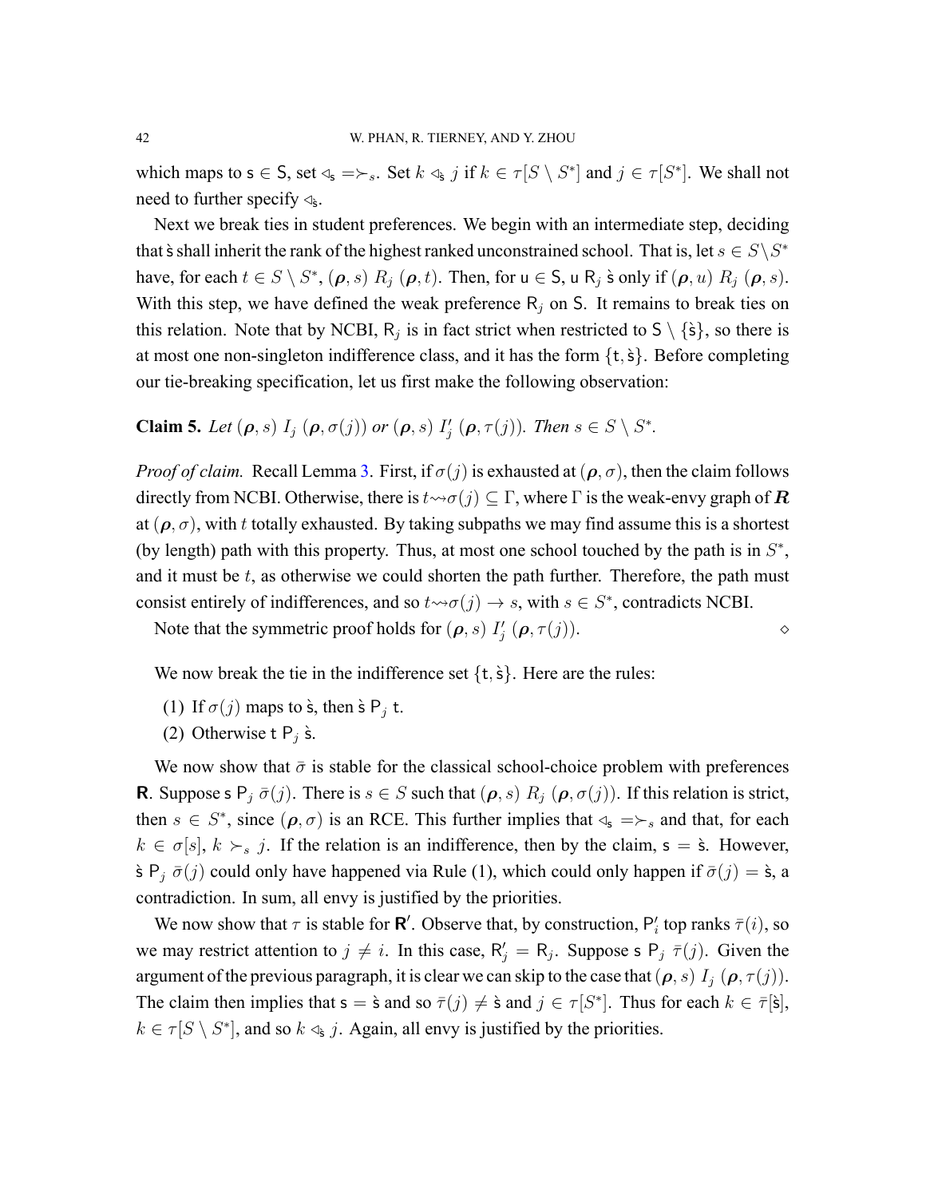which maps to $\mathsf{s} \in \mathsf{S}$, set $\lhd_{\mathsf{s}} = \succ_s$. Set $k \lhd_{\grave{\mathsf{s}}} j$ if $k \in \tau[S \setminus S^*]$ and $j \in \tau[S^*]$. We shall not need to further specify $\lhd_{\grave{\mathsf{s}}}$.

Next we break ties in student preferences. We begin with an intermediate step, deciding that $\grave{\mathsf{s}}$ shall inherit the rank of the highest ranked unconstrained school. That is, let $s \in S \setminus S^*$ have, for each $t \in S \setminus S^*$, $(\boldsymbol{\rho}, s)\ R_j\ (\boldsymbol{\rho}, t)$. Then, for $\mathsf{u} \in \mathsf{S}$, $\mathsf{u}\ \mathsf{R}_j\ \grave{\mathsf{s}}$ only if $(\boldsymbol{\rho}, u)\ R_j\ (\boldsymbol{\rho}, s)$. With this step, we have defined the weak preference $\mathsf{R}_j$ on $\mathsf{S}$. It remains to break ties on this relation. Note that by NCBI, $\mathsf{R}_j$ is in fact strict when restricted to $\mathsf{S} \setminus \{\grave{\mathsf{s}}\}$, so there is at most one non-singleton indifference class, and it has the form $\{\mathsf{t}, \grave{\mathsf{s}}\}$. Before completing our tie-breaking specification, let us first make the following observation:

**Claim 5.** *Let $(\boldsymbol{\rho}, s)\ I_j\ (\boldsymbol{\rho}, \sigma(j))$ or $(\boldsymbol{\rho}, s)\ I'_j\ (\boldsymbol{\rho}, \tau(j))$. Then $s \in S \setminus S^*$.*

*Proof of claim.* Recall Lemma 3. First, if $\sigma(j)$ is exhausted at $(\boldsymbol{\rho}, \sigma)$, then the claim follows directly from NCBI. Otherwise, there is $t \rightsquigarrow \sigma(j) \subseteq \Gamma$, where $\Gamma$ is the weak-envy graph of $\boldsymbol{R}$ at $(\boldsymbol{\rho}, \sigma)$, with $t$ totally exhausted. By taking subpaths we may find assume this is a shortest (by length) path with this property. Thus, at most one school touched by the path is in $S^*$, and it must be $t$, as otherwise we could shorten the path further. Therefore, the path must consist entirely of indifferences, and so $t \rightsquigarrow \sigma(j) \to s$, with $s \in S^*$, contradicts NCBI.

Note that the symmetric proof holds for $(\boldsymbol{\rho}, s)\ I'_j\ (\boldsymbol{\rho}, \tau(j))$. $\diamond$

We now break the tie in the indifference set $\{\mathsf{t}, \grave{\mathsf{s}}\}$. Here are the rules:

(1) If $\sigma(j)$ maps to $\grave{\mathsf{s}}$, then $\grave{\mathsf{s}}\ \mathsf{P}_j\ \mathsf{t}$.
(2) Otherwise $\mathsf{t}\ \mathsf{P}_j\ \grave{\mathsf{s}}$.

We now show that $\bar{\sigma}$ is stable for the classical school-choice problem with preferences $\mathbf{R}$. Suppose $\mathsf{s}\ \mathsf{P}_j\ \bar{\sigma}(j)$. There is $s \in S$ such that $(\boldsymbol{\rho}, s)\ R_j\ (\boldsymbol{\rho}, \sigma(j))$. If this relation is strict, then $s \in S^*$, since $(\boldsymbol{\rho}, \sigma)$ is an RCE. This further implies that $\lhd_{\mathsf{s}} = \succ_s$ and that, for each $k \in \sigma[s]$, $k \succ_s j$. If the relation is an indifference, then by the claim, $\mathsf{s} = \grave{\mathsf{s}}$. However, $\grave{\mathsf{s}}\ \mathsf{P}_j\ \bar{\sigma}(j)$ could only have happened via Rule (1), which could only happen if $\bar{\sigma}(j) = \grave{\mathsf{s}}$, a contradiction. In sum, all envy is justified by the priorities.

We now show that $\tau$ is stable for $\mathbf{R}'$. Observe that, by construction, $\mathsf{P}'_i$ top ranks $\bar{\tau}(i)$, so we may restrict attention to $j \neq i$. In this case, $\mathsf{R}'_j = \mathsf{R}_j$. Suppose $\mathsf{s}\ \mathsf{P}_j\ \bar{\tau}(j)$. Given the argument of the previous paragraph, it is clear we can skip to the case that $(\boldsymbol{\rho}, s)\ I_j\ (\boldsymbol{\rho}, \tau(j))$. The claim then implies that $\mathsf{s} = \grave{\mathsf{s}}$ and so $\bar{\tau}(j) \neq \grave{\mathsf{s}}$ and $j \in \tau[S^*]$. Thus for each $k \in \bar{\tau}[\grave{\mathsf{s}}]$, $k \in \tau[S \setminus S^*]$, and so $k \lhd_{\grave{\mathsf{s}}} j$. Again, all envy is justified by the priorities.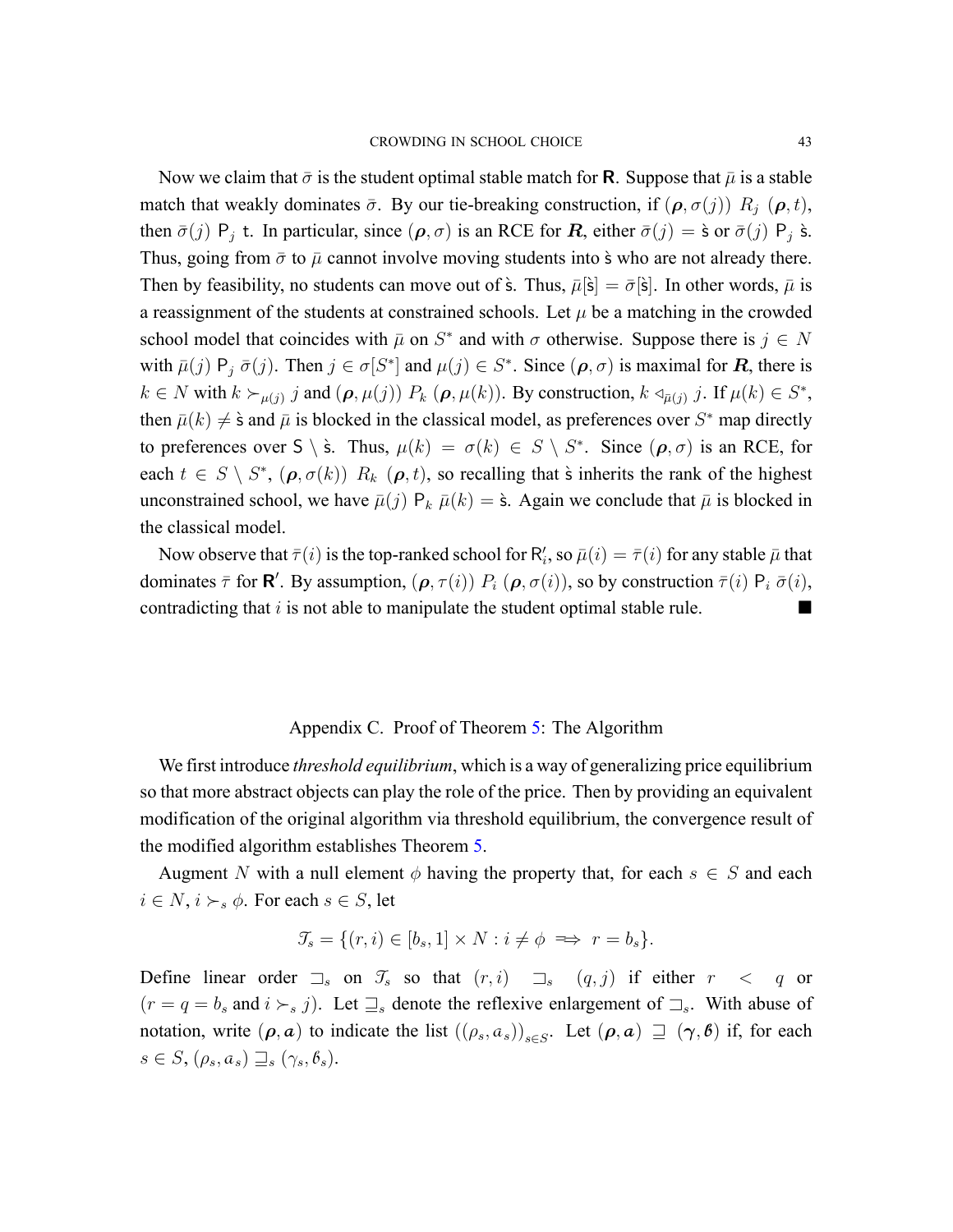Now we claim that $\bar{\sigma}$ is the student optimal stable match for $\mathsf{R}$. Suppose that $\bar{\mu}$ is a stable match that weakly dominates $\bar{\sigma}$. By our tie-breaking construction, if $(\boldsymbol{\rho}, \sigma(j))\ R_j\ (\boldsymbol{\rho}, t)$, then $\bar{\sigma}(j)\ \mathsf{P}_j\ \mathsf{t}$. In particular, since $(\boldsymbol{\rho}, \sigma)$ is an RCE for $\boldsymbol{R}$, either $\bar{\sigma}(j) = \grave{\mathsf{s}}$ or $\bar{\sigma}(j)\ \mathsf{P}_j\ \grave{\mathsf{s}}$. Thus, going from $\bar{\sigma}$ to $\bar{\mu}$ cannot involve moving students into $\grave{\mathsf{s}}$ who are not already there. Then by feasibility, no students can move out of $\grave{\mathsf{s}}$. Thus, $\bar{\mu}[\grave{\mathsf{s}}] = \bar{\sigma}[\grave{\mathsf{s}}]$. In other words, $\bar{\mu}$ is a reassignment of the students at constrained schools. Let $\mu$ be a matching in the crowded school model that coincides with $\bar{\mu}$ on $S^*$ and with $\sigma$ otherwise. Suppose there is $j \in N$ with $\bar{\mu}(j)\ \mathsf{P}_j\ \bar{\sigma}(j)$. Then $j \in \sigma[S^*]$ and $\mu(j) \in S^*$. Since $(\boldsymbol{\rho}, \sigma)$ is maximal for $\boldsymbol{R}$, there is $k \in N$ with $k \succ_{\mu(j)} j$ and $(\boldsymbol{\rho}, \mu(j))\ P_k\ (\boldsymbol{\rho}, \mu(k))$. By construction, $k \vartriangleleft_{\bar{\mu}(j)} j$. If $\mu(k) \in S^*$, then $\bar{\mu}(k) \neq \grave{\mathsf{s}}$ and $\bar{\mu}$ is blocked in the classical model, as preferences over $S^*$ map directly to preferences over $\mathsf{S} \setminus \grave{\mathsf{s}}$. Thus, $\mu(k) = \sigma(k) \in S \setminus S^*$. Since $(\boldsymbol{\rho}, \sigma)$ is an RCE, for each $t \in S \setminus S^*$, $(\boldsymbol{\rho}, \sigma(k))\ R_k\ (\boldsymbol{\rho}, t)$, so recalling that $\grave{\mathsf{s}}$ inherits the rank of the highest unconstrained school, we have $\bar{\mu}(j)\ \mathsf{P}_k\ \bar{\mu}(k) = \grave{\mathsf{s}}$. Again we conclude that $\bar{\mu}$ is blocked in the classical model.

Now observe that $\bar{\tau}(i)$ is the top-ranked school for $\mathsf{R}'_i$, so $\bar{\mu}(i) = \bar{\tau}(i)$ for any stable $\bar{\mu}$ that dominates $\bar{\tau}$ for $\mathsf{R}'$. By assumption, $(\boldsymbol{\rho}, \tau(i))\ P_i\ (\boldsymbol{\rho}, \sigma(i))$, so by construction $\bar{\tau}(i)\ \mathsf{P}_i\ \bar{\sigma}(i)$, contradicting that $i$ is not able to manipulate the student optimal stable rule. ∎

## Appendix C. Proof of Theorem 5: The Algorithm

We first introduce *threshold equilibrium*, which is a way of generalizing price equilibrium so that more abstract objects can play the role of the price. Then by providing an equivalent modification of the original algorithm via threshold equilibrium, the convergence result of the modified algorithm establishes Theorem 5.

Augment $N$ with a null element $\phi$ having the property that, for each $s \in S$ and each $i \in N$, $i \succ_s \phi$. For each $s \in S$, let

$$\mathcal{T}_s = \{(r, i) \in [b_s, 1] \times N : i \neq \phi \implies r = b_s\}.$$

Define linear order $\sqsupset_s$ on $\mathcal{T}_s$ so that $(r, i) \sqsupset_s (q, j)$ if either $r < q$ or $(r = q = b_s$ and $i \succ_s j)$. Let $\sqsupseteq_s$ denote the reflexive enlargement of $\sqsupset_s$. With abuse of notation, write $(\boldsymbol{\rho}, \boldsymbol{a})$ to indicate the list $((\rho_s, a_s))_{s \in S}$. Let $(\boldsymbol{\rho}, \boldsymbol{a}) \sqsupseteq (\boldsymbol{\gamma}, \boldsymbol{b})$ if, for each $s \in S$, $(\rho_s, a_s) \sqsupseteq_s (\gamma_s, b_s)$.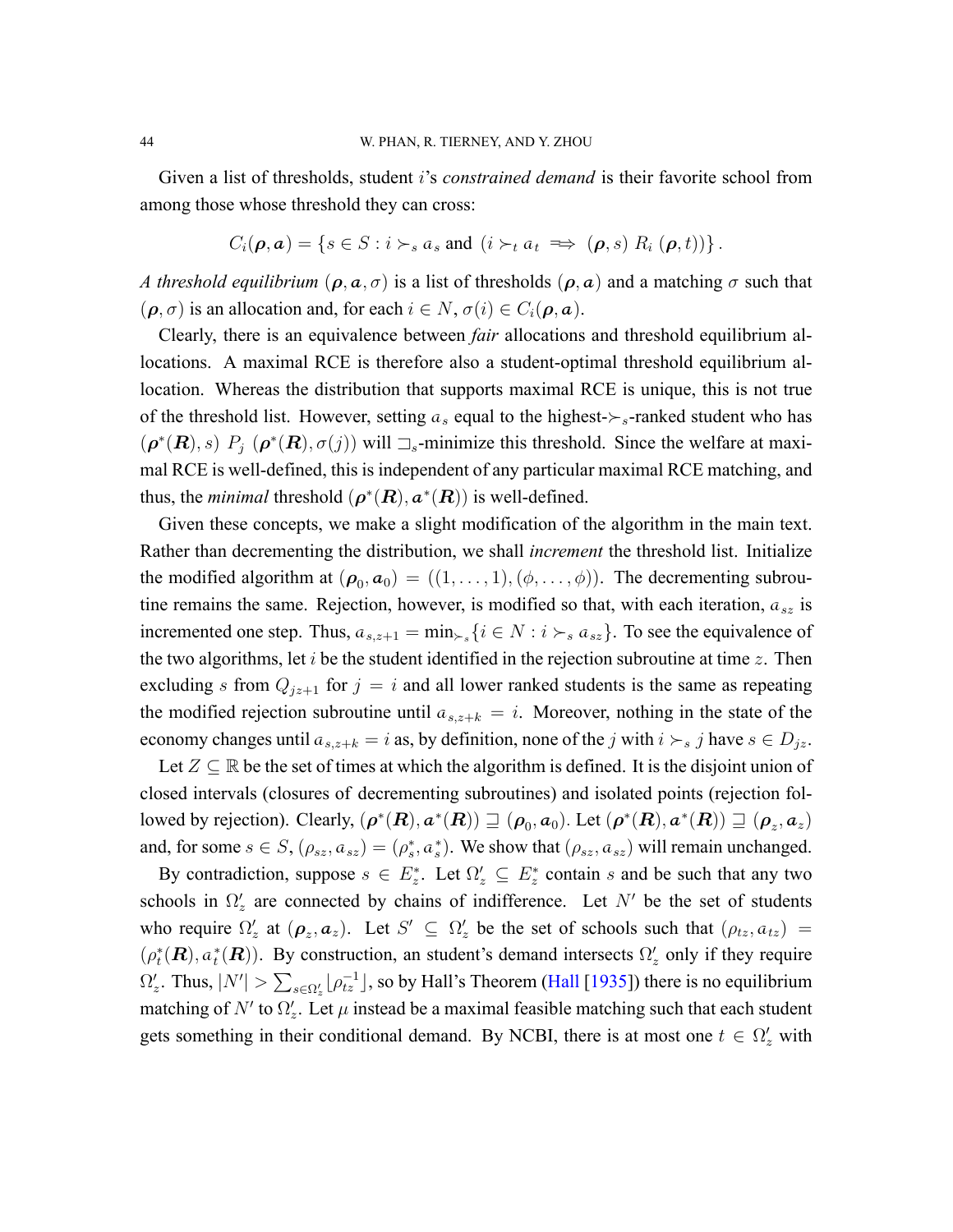Given a list of thresholds, student $i$'s *constrained demand* is their favorite school from among those whose threshold they can cross:

$$C_i(\boldsymbol{\rho}, \boldsymbol{a}) = \{s \in S : i \succ_s a_s \text{ and } (i \succ_t a_t \implies (\boldsymbol{\rho}, s)\ R_i\ (\boldsymbol{\rho}, t))\}.$$

*A threshold equilibrium* $(\boldsymbol{\rho}, \boldsymbol{a}, \sigma)$ is a list of thresholds $(\boldsymbol{\rho}, \boldsymbol{a})$ and a matching $\sigma$ such that $(\boldsymbol{\rho}, \sigma)$ is an allocation and, for each $i \in N$, $\sigma(i) \in C_i(\boldsymbol{\rho}, \boldsymbol{a})$.

Clearly, there is an equivalence between *fair* allocations and threshold equilibrium allocations. A maximal RCE is therefore also a student-optimal threshold equilibrium allocation. Whereas the distribution that supports maximal RCE is unique, this is not true of the threshold list. However, setting $a_s$ equal to the highest-$\succ_s$-ranked student who has $(\boldsymbol{\rho}^*(\boldsymbol{R}), s)\ P_j\ (\boldsymbol{\rho}^*(\boldsymbol{R}), \sigma(j))$ will $\sqsupset_s$-minimize this threshold. Since the welfare at maximal RCE is well-defined, this is independent of any particular maximal RCE matching, and thus, the *minimal* threshold $(\boldsymbol{\rho}^*(\boldsymbol{R}), \boldsymbol{a}^*(\boldsymbol{R}))$ is well-defined.

Given these concepts, we make a slight modification of the algorithm in the main text. Rather than decrementing the distribution, we shall *increment* the threshold list. Initialize the modified algorithm at $(\boldsymbol{\rho}_0, \boldsymbol{a}_0) = ((1, \ldots, 1), (\phi, \ldots, \phi))$. The decrementing subroutine remains the same. Rejection, however, is modified so that, with each iteration, $a_{sz}$ is incremented one step. Thus, $a_{s,z+1} = \min_{\succ_s}\{i \in N : i \succ_s a_{sz}\}$. To see the equivalence of the two algorithms, let $i$ be the student identified in the rejection subroutine at time $z$. Then excluding $s$ from $Q_{jz+1}$ for $j = i$ and all lower ranked students is the same as repeating the modified rejection subroutine until $a_{s,z+k} = i$. Moreover, nothing in the state of the economy changes until $a_{s,z+k} = i$ as, by definition, none of the $j$ with $i \succ_s j$ have $s \in D_{jz}$.

Let $Z \subseteq \mathbb{R}$ be the set of times at which the algorithm is defined. It is the disjoint union of closed intervals (closures of decrementing subroutines) and isolated points (rejection followed by rejection). Clearly, $(\boldsymbol{\rho}^*(\boldsymbol{R}), \boldsymbol{a}^*(\boldsymbol{R})) \sqsupseteq (\boldsymbol{\rho}_0, \boldsymbol{a}_0)$. Let $(\boldsymbol{\rho}^*(\boldsymbol{R}), \boldsymbol{a}^*(\boldsymbol{R})) \sqsupseteq (\boldsymbol{\rho}_z, \boldsymbol{a}_z)$ and, for some $s \in S$, $(\rho_{sz}, a_{sz}) = (\rho_s^*, a_s^*)$. We show that $(\rho_{sz}, a_{sz})$ will remain unchanged.

By contradiction, suppose $s \in E_z^*$. Let $\Omega_z' \subseteq E_z^*$ contain $s$ and be such that any two schools in $\Omega_z'$ are connected by chains of indifference. Let $N'$ be the set of students who require $\Omega_z'$ at $(\boldsymbol{\rho}_z, \boldsymbol{a}_z)$. Let $S' \subseteq \Omega_z'$ be the set of schools such that $(\rho_{tz}, a_{tz}) = (\rho_t^*(\boldsymbol{R}), a_t^*(\boldsymbol{R}))$. By construction, an student's demand intersects $\Omega_z'$ only if they require $\Omega_z'$. Thus, $|N'| > \sum_{s \in \Omega_z'} \lfloor \rho_{tz}^{-1} \rfloor$, so by Hall's Theorem (Hall [1935]) there is no equilibrium matching of $N'$ to $\Omega_z'$. Let $\mu$ instead be a maximal feasible matching such that each student gets something in their conditional demand. By NCBI, there is at most one $t \in \Omega_z'$ with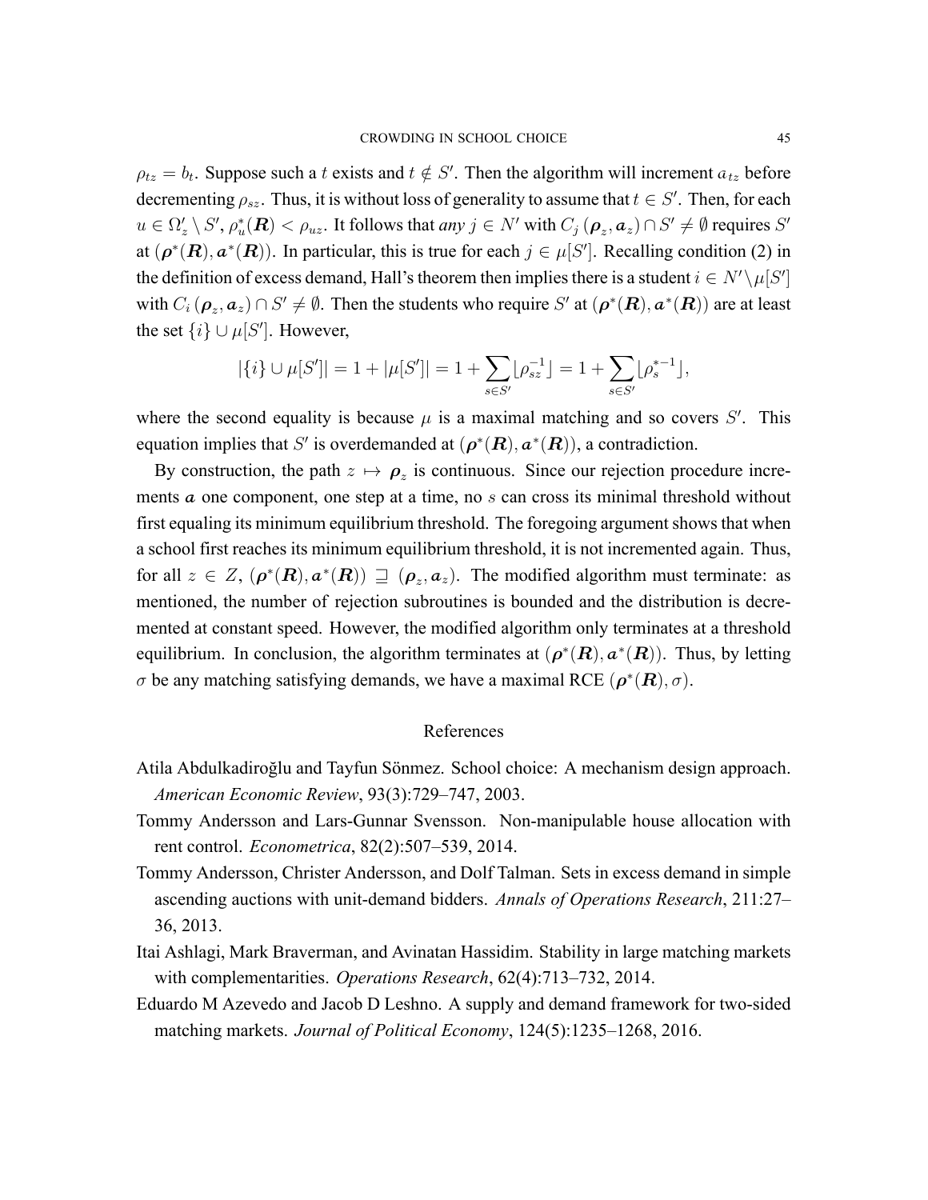$\rho_{tz} = b_t$. Suppose such a $t$ exists and $t \notin S'$. Then the algorithm will increment $a_{tz}$ before decrementing $\rho_{sz}$. Thus, it is without loss of generality to assume that $t \in S'$. Then, for each $u \in \Omega'_z \setminus S'$, $\rho^*_u(\boldsymbol{R}) < \rho_{uz}$. It follows that *any* $j \in N'$ with $C_j(\boldsymbol{\rho}_z, \boldsymbol{a}_z) \cap S' \neq \emptyset$ requires $S'$ at $(\boldsymbol{\rho}^*(\boldsymbol{R}), \boldsymbol{a}^*(\boldsymbol{R}))$. In particular, this is true for each $j \in \mu[S']$. Recalling condition (2) in the definition of excess demand, Hall's theorem then implies there is a student $i \in N' \setminus \mu[S']$ with $C_i(\boldsymbol{\rho}_z, \boldsymbol{a}_z) \cap S' \neq \emptyset$. Then the students who require $S'$ at $(\boldsymbol{\rho}^*(\boldsymbol{R}), \boldsymbol{a}^*(\boldsymbol{R}))$ are at least the set $\{i\} \cup \mu[S']$. However,

$$|\{i\} \cup \mu[S']| = 1 + |\mu[S']| = 1 + \sum_{s \in S'} \lfloor \rho_{sz}^{-1} \rfloor = 1 + \sum_{s \in S'} \lfloor \rho_s^{*-1} \rfloor,$$

where the second equality is because $\mu$ is a maximal matching and so covers $S'$. This equation implies that $S'$ is overdemanded at $(\boldsymbol{\rho}^*(\boldsymbol{R}), \boldsymbol{a}^*(\boldsymbol{R}))$, a contradiction.

By construction, the path $z \mapsto \boldsymbol{\rho}_z$ is continuous. Since our rejection procedure increments $\boldsymbol{a}$ one component, one step at a time, no $s$ can cross its minimal threshold without first equaling its minimum equilibrium threshold. The foregoing argument shows that when a school first reaches its minimum equilibrium threshold, it is not incremented again. Thus, for all $z \in Z$, $(\boldsymbol{\rho}^*(\boldsymbol{R}), \boldsymbol{a}^*(\boldsymbol{R})) \sqsupseteq (\boldsymbol{\rho}_z, \boldsymbol{a}_z)$. The modified algorithm must terminate: as mentioned, the number of rejection subroutines is bounded and the distribution is decremented at constant speed. However, the modified algorithm only terminates at a threshold equilibrium. In conclusion, the algorithm terminates at $(\boldsymbol{\rho}^*(\boldsymbol{R}), \boldsymbol{a}^*(\boldsymbol{R}))$. Thus, by letting $\sigma$ be any matching satisfying demands, we have a maximal RCE $(\boldsymbol{\rho}^*(\boldsymbol{R}), \sigma)$.

## References

Atila Abdulkadiroğlu and Tayfun Sönmez. School choice: A mechanism design approach. *American Economic Review*, 93(3):729–747, 2003.

Tommy Andersson and Lars-Gunnar Svensson. Non-manipulable house allocation with rent control. *Econometrica*, 82(2):507–539, 2014.

Tommy Andersson, Christer Andersson, and Dolf Talman. Sets in excess demand in simple ascending auctions with unit-demand bidders. *Annals of Operations Research*, 211:27–36, 2013.

Itai Ashlagi, Mark Braverman, and Avinatan Hassidim. Stability in large matching markets with complementarities. *Operations Research*, 62(4):713–732, 2014.

Eduardo M Azevedo and Jacob D Leshno. A supply and demand framework for two-sided matching markets. *Journal of Political Economy*, 124(5):1235–1268, 2016.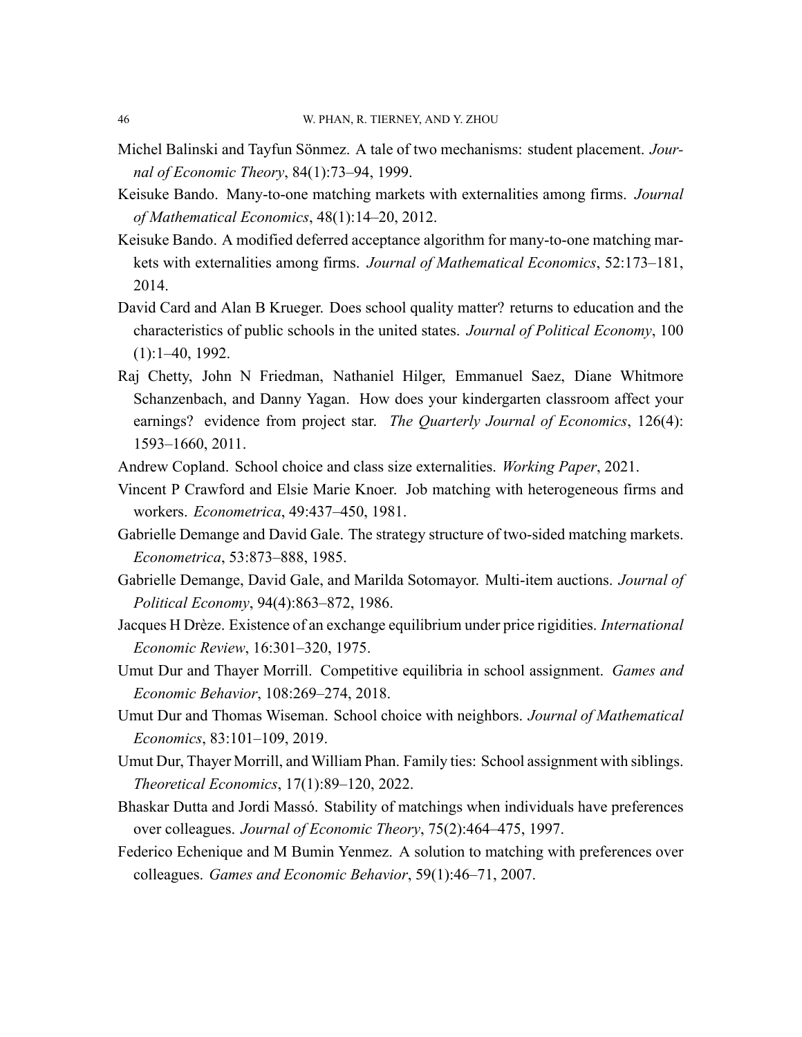Michel Balinski and Tayfun Sönmez. A tale of two mechanisms: student placement. *Journal of Economic Theory*, 84(1):73–94, 1999.

Keisuke Bando. Many-to-one matching markets with externalities among firms. *Journal of Mathematical Economics*, 48(1):14–20, 2012.

Keisuke Bando. A modified deferred acceptance algorithm for many-to-one matching markets with externalities among firms. *Journal of Mathematical Economics*, 52:173–181, 2014.

David Card and Alan B Krueger. Does school quality matter? returns to education and the characteristics of public schools in the united states. *Journal of Political Economy*, 100 (1):1–40, 1992.

Raj Chetty, John N Friedman, Nathaniel Hilger, Emmanuel Saez, Diane Whitmore Schanzenbach, and Danny Yagan. How does your kindergarten classroom affect your earnings? evidence from project star. *The Quarterly Journal of Economics*, 126(4): 1593–1660, 2011.

Andrew Copland. School choice and class size externalities. *Working Paper*, 2021.

Vincent P Crawford and Elsie Marie Knoer. Job matching with heterogeneous firms and workers. *Econometrica*, 49:437–450, 1981.

Gabrielle Demange and David Gale. The strategy structure of two-sided matching markets. *Econometrica*, 53:873–888, 1985.

Gabrielle Demange, David Gale, and Marilda Sotomayor. Multi-item auctions. *Journal of Political Economy*, 94(4):863–872, 1986.

Jacques H Drèze. Existence of an exchange equilibrium under price rigidities. *International Economic Review*, 16:301–320, 1975.

Umut Dur and Thayer Morrill. Competitive equilibria in school assignment. *Games and Economic Behavior*, 108:269–274, 2018.

Umut Dur and Thomas Wiseman. School choice with neighbors. *Journal of Mathematical Economics*, 83:101–109, 2019.

Umut Dur, Thayer Morrill, and William Phan. Family ties: School assignment with siblings. *Theoretical Economics*, 17(1):89–120, 2022.

Bhaskar Dutta and Jordi Massó. Stability of matchings when individuals have preferences over colleagues. *Journal of Economic Theory*, 75(2):464–475, 1997.

Federico Echenique and M Bumin Yenmez. A solution to matching with preferences over colleagues. *Games and Economic Behavior*, 59(1):46–71, 2007.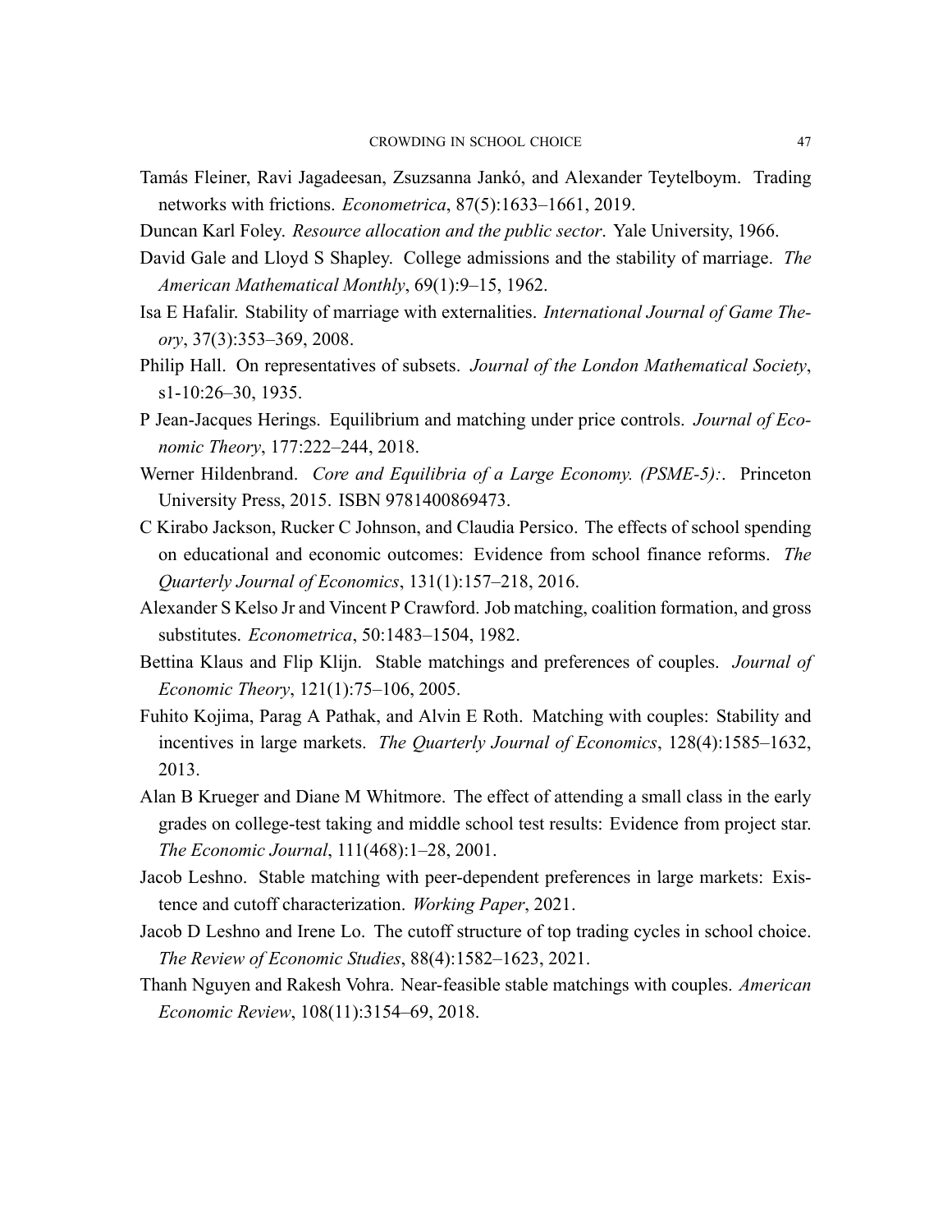Tamás Fleiner, Ravi Jagadeesan, Zsuzsanna Jankó, and Alexander Teytelboym. Trading networks with frictions. *Econometrica*, 87(5):1633–1661, 2019.

Duncan Karl Foley. *Resource allocation and the public sector*. Yale University, 1966.

David Gale and Lloyd S Shapley. College admissions and the stability of marriage. *The American Mathematical Monthly*, 69(1):9–15, 1962.

Isa E Hafalir. Stability of marriage with externalities. *International Journal of Game Theory*, 37(3):353–369, 2008.

Philip Hall. On representatives of subsets. *Journal of the London Mathematical Society*, s1-10:26–30, 1935.

P Jean-Jacques Herings. Equilibrium and matching under price controls. *Journal of Economic Theory*, 177:222–244, 2018.

Werner Hildenbrand. *Core and Equilibria of a Large Economy. (PSME-5):*. Princeton University Press, 2015. ISBN 9781400869473.

C Kirabo Jackson, Rucker C Johnson, and Claudia Persico. The effects of school spending on educational and economic outcomes: Evidence from school finance reforms. *The Quarterly Journal of Economics*, 131(1):157–218, 2016.

Alexander S Kelso Jr and Vincent P Crawford. Job matching, coalition formation, and gross substitutes. *Econometrica*, 50:1483–1504, 1982.

Bettina Klaus and Flip Klijn. Stable matchings and preferences of couples. *Journal of Economic Theory*, 121(1):75–106, 2005.

Fuhito Kojima, Parag A Pathak, and Alvin E Roth. Matching with couples: Stability and incentives in large markets. *The Quarterly Journal of Economics*, 128(4):1585–1632, 2013.

Alan B Krueger and Diane M Whitmore. The effect of attending a small class in the early grades on college-test taking and middle school test results: Evidence from project star. *The Economic Journal*, 111(468):1–28, 2001.

Jacob Leshno. Stable matching with peer-dependent preferences in large markets: Existence and cutoff characterization. *Working Paper*, 2021.

Jacob D Leshno and Irene Lo. The cutoff structure of top trading cycles in school choice. *The Review of Economic Studies*, 88(4):1582–1623, 2021.

Thanh Nguyen and Rakesh Vohra. Near-feasible stable matchings with couples. *American Economic Review*, 108(11):3154–69, 2018.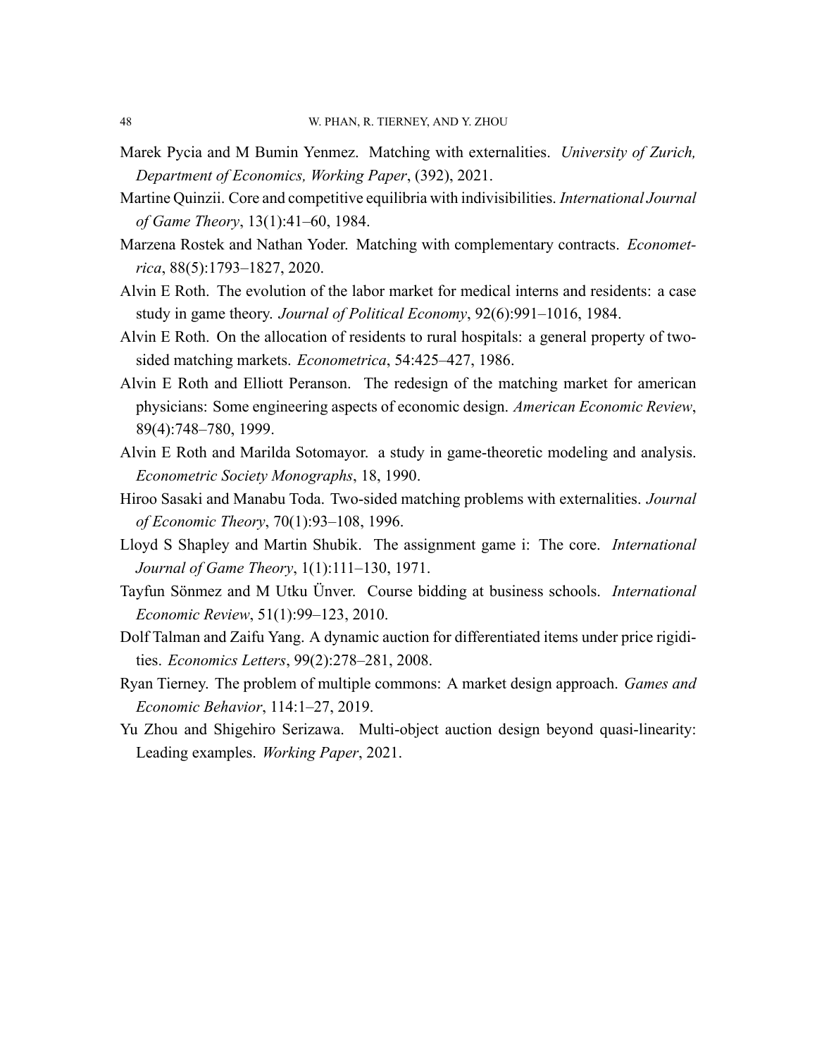Marek Pycia and M Bumin Yenmez. Matching with externalities. *University of Zurich, Department of Economics, Working Paper*, (392), 2021.

Martine Quinzii. Core and competitive equilibria with indivisibilities. *International Journal of Game Theory*, 13(1):41–60, 1984.

Marzena Rostek and Nathan Yoder. Matching with complementary contracts. *Econometrica*, 88(5):1793–1827, 2020.

Alvin E Roth. The evolution of the labor market for medical interns and residents: a case study in game theory. *Journal of Political Economy*, 92(6):991–1016, 1984.

Alvin E Roth. On the allocation of residents to rural hospitals: a general property of two-sided matching markets. *Econometrica*, 54:425–427, 1986.

Alvin E Roth and Elliott Peranson. The redesign of the matching market for american physicians: Some engineering aspects of economic design. *American Economic Review*, 89(4):748–780, 1999.

Alvin E Roth and Marilda Sotomayor. a study in game-theoretic modeling and analysis. *Econometric Society Monographs*, 18, 1990.

Hiroo Sasaki and Manabu Toda. Two-sided matching problems with externalities. *Journal of Economic Theory*, 70(1):93–108, 1996.

Lloyd S Shapley and Martin Shubik. The assignment game i: The core. *International Journal of Game Theory*, 1(1):111–130, 1971.

Tayfun Sönmez and M Utku Ünver. Course bidding at business schools. *International Economic Review*, 51(1):99–123, 2010.

Dolf Talman and Zaifu Yang. A dynamic auction for differentiated items under price rigidities. *Economics Letters*, 99(2):278–281, 2008.

Ryan Tierney. The problem of multiple commons: A market design approach. *Games and Economic Behavior*, 114:1–27, 2019.

Yu Zhou and Shigehiro Serizawa. Multi-object auction design beyond quasi-linearity: Leading examples. *Working Paper*, 2021.